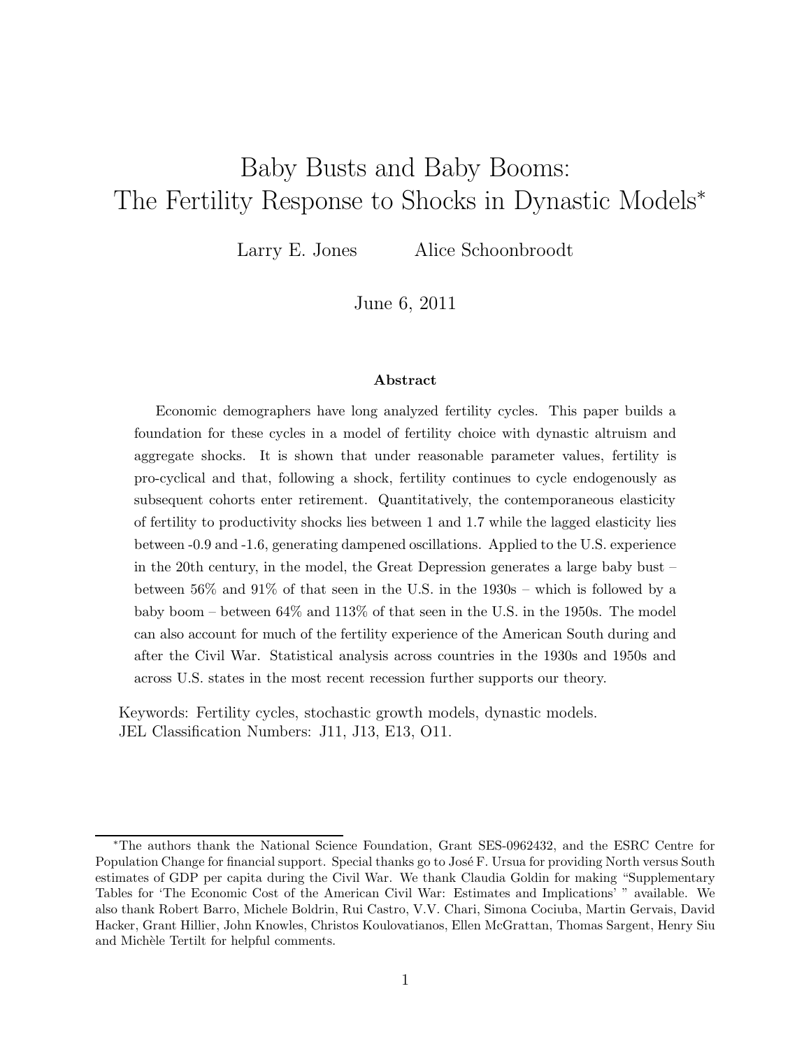# Baby Busts and Baby Booms: The Fertility Response to Shocks in Dynastic Models*

Larry E. Jones  Alice Schoonbroodt

June 6, 2011

### Abstract

Economic demographers have long analyzed fertility cycles. This paper builds a foundation for these cycles in a model of fertility choice with dynastic altruism and aggregate shocks. It is shown that under reasonable parameter values, fertility is pro-cyclical and that, following a shock, fertility continues to cycle endogenously as subsequent cohorts enter retirement. Quantitatively, the contemporaneous elasticity of fertility to productivity shocks lies between 1 and 1.7 while the lagged elasticity lies between -0.9 and -1.6, generating dampened oscillations. Applied to the U.S. experience in the 20th century, in the model, the Great Depression generates a large baby bust – between 56% and 91% of that seen in the U.S. in the 1930s – which is followed by a baby boom – between 64% and 113% of that seen in the U.S. in the 1950s. The model can also account for much of the fertility experience of the American South during and after the Civil War. Statistical analysis across countries in the 1930s and 1950s and across U.S. states in the most recent recession further supports our theory.

Keywords: Fertility cycles, stochastic growth models, dynastic models.
JEL Classification Numbers: J11, J13, E13, O11.

---

*The authors thank the National Science Foundation, Grant SES-0962432, and the ESRC Centre for Population Change for financial support. Special thanks go to José F. Ursua for providing North versus South estimates of GDP per capita during the Civil War. We thank Claudia Goldin for making "Supplementary Tables for 'The Economic Cost of the American Civil War: Estimates and Implications' " available. We also thank Robert Barro, Michele Boldrin, Rui Castro, V.V. Chari, Simona Cociuba, Martin Gervais, David Hacker, Grant Hillier, John Knowles, Christos Koulovatianos, Ellen McGrattan, Thomas Sargent, Henry Siu and Michèle Tertilt for helpful comments.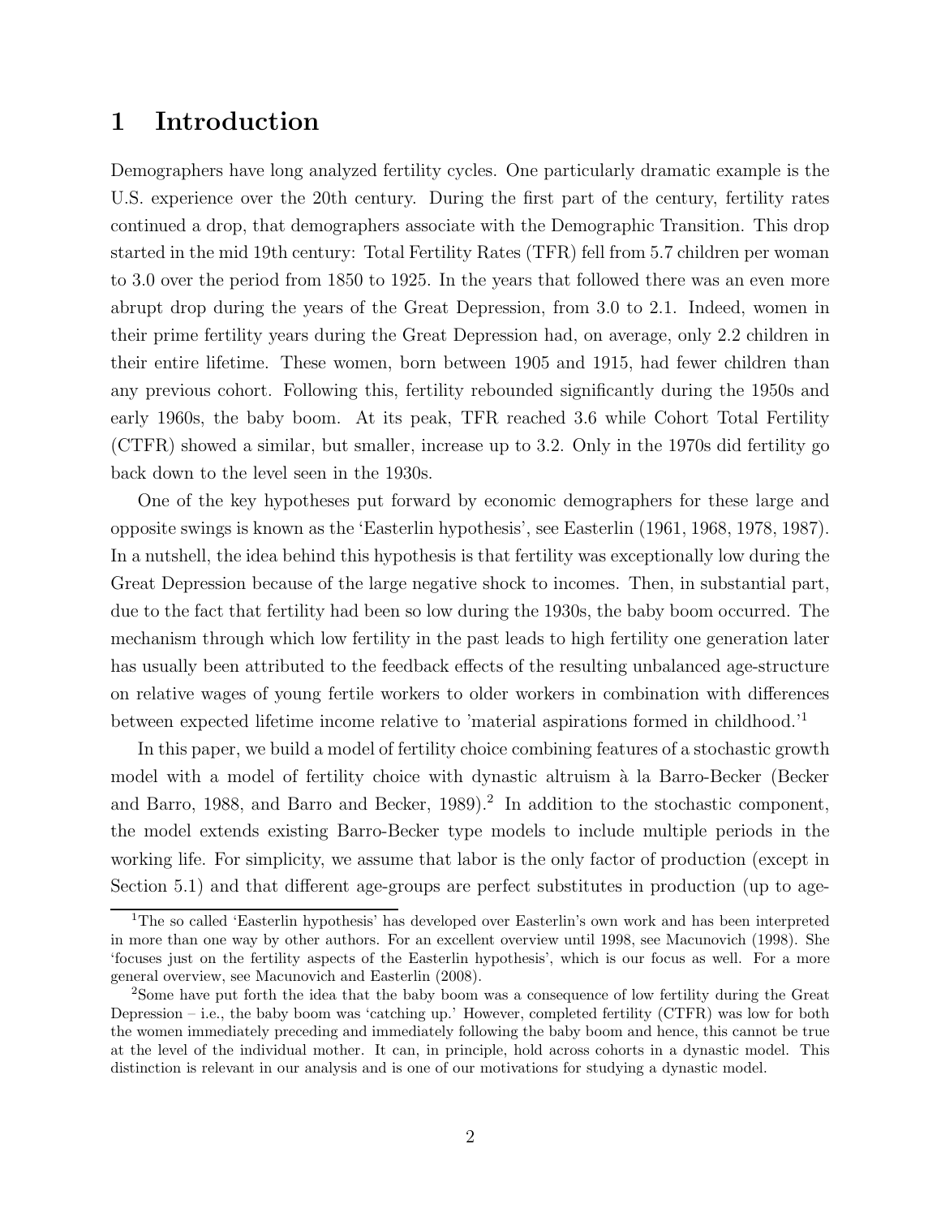# 1 Introduction

Demographers have long analyzed fertility cycles. One particularly dramatic example is the U.S. experience over the 20th century. During the first part of the century, fertility rates continued a drop, that demographers associate with the Demographic Transition. This drop started in the mid 19th century: Total Fertility Rates (TFR) fell from 5.7 children per woman to 3.0 over the period from 1850 to 1925. In the years that followed there was an even more abrupt drop during the years of the Great Depression, from 3.0 to 2.1. Indeed, women in their prime fertility years during the Great Depression had, on average, only 2.2 children in their entire lifetime. These women, born between 1905 and 1915, had fewer children than any previous cohort. Following this, fertility rebounded significantly during the 1950s and early 1960s, the baby boom. At its peak, TFR reached 3.6 while Cohort Total Fertility (CTFR) showed a similar, but smaller, increase up to 3.2. Only in the 1970s did fertility go back down to the level seen in the 1930s.

One of the key hypotheses put forward by economic demographers for these large and opposite swings is known as the 'Easterlin hypothesis', see Easterlin (1961, 1968, 1978, 1987). In a nutshell, the idea behind this hypothesis is that fertility was exceptionally low during the Great Depression because of the large negative shock to incomes. Then, in substantial part, due to the fact that fertility had been so low during the 1930s, the baby boom occurred. The mechanism through which low fertility in the past leads to high fertility one generation later has usually been attributed to the feedback effects of the resulting unbalanced age-structure on relative wages of young fertile workers to older workers in combination with differences between expected lifetime income relative to 'material aspirations formed in childhood.'[1]

In this paper, we build a model of fertility choice combining features of a stochastic growth model with a model of fertility choice with dynastic altruism à la Barro-Becker (Becker and Barro, 1988, and Barro and Becker, 1989).[2] In addition to the stochastic component, the model extends existing Barro-Becker type models to include multiple periods in the working life. For simplicity, we assume that labor is the only factor of production (except in Section 5.1) and that different age-groups are perfect substitutes in production (up to age-

[1] The so called 'Easterlin hypothesis' has developed over Easterlin's own work and has been interpreted in more than one way by other authors. For an excellent overview until 1998, see Macunovich (1998). She 'focuses just on the fertility aspects of the Easterlin hypothesis', which is our focus as well. For a more general overview, see Macunovich and Easterlin (2008).

[2] Some have put forth the idea that the baby boom was a consequence of low fertility during the Great Depression – i.e., the baby boom was 'catching up.' However, completed fertility (CTFR) was low for both the women immediately preceding and immediately following the baby boom and hence, this cannot be true at the level of the individual mother. It can, in principle, hold across cohorts in a dynastic model. This distinction is relevant in our analysis and is one of our motivations for studying a dynastic model.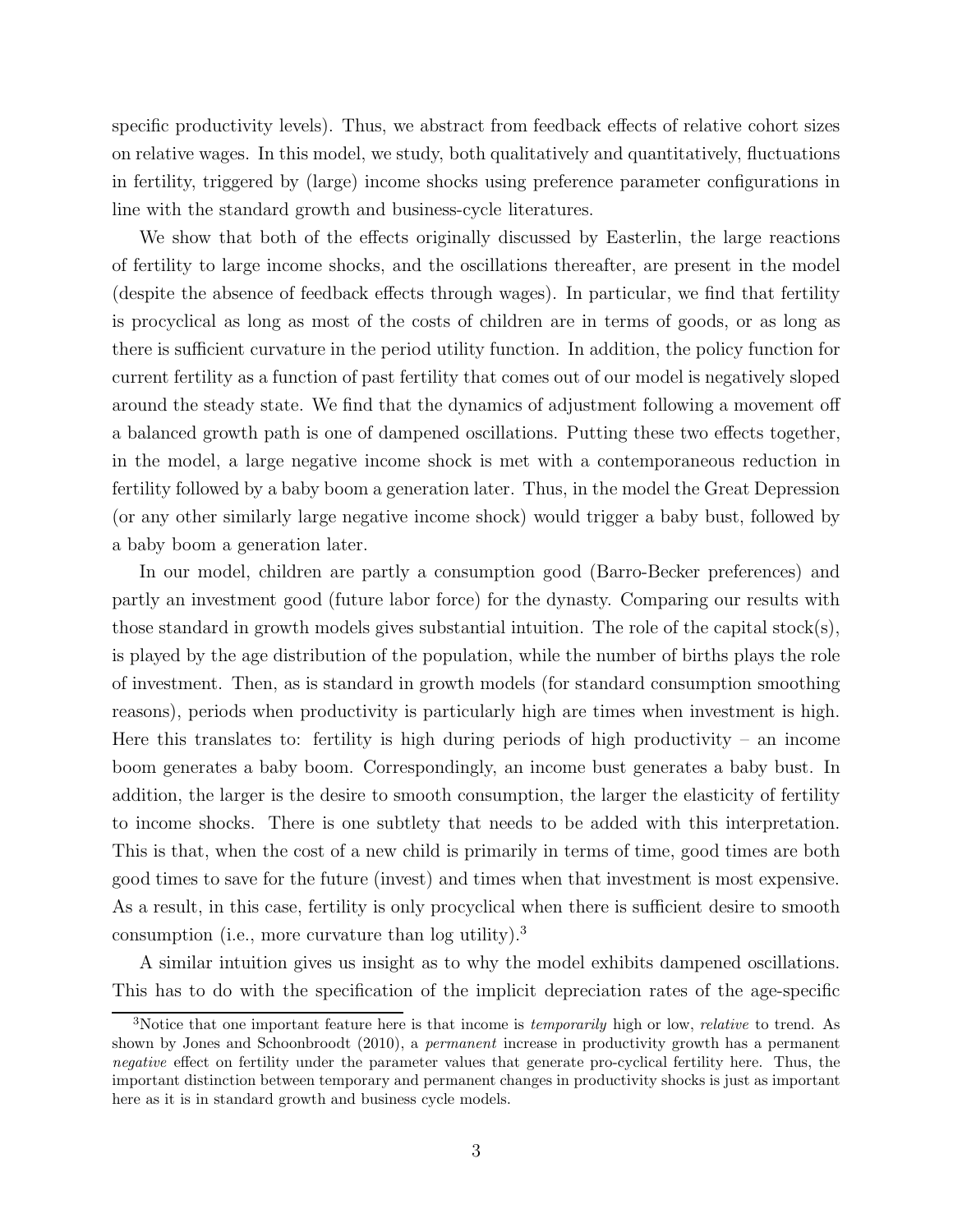specific productivity levels). Thus, we abstract from feedback effects of relative cohort sizes on relative wages. In this model, we study, both qualitatively and quantitatively, fluctuations in fertility, triggered by (large) income shocks using preference parameter configurations in line with the standard growth and business-cycle literatures.

We show that both of the effects originally discussed by Easterlin, the large reactions of fertility to large income shocks, and the oscillations thereafter, are present in the model (despite the absence of feedback effects through wages). In particular, we find that fertility is procyclical as long as most of the costs of children are in terms of goods, or as long as there is sufficient curvature in the period utility function. In addition, the policy function for current fertility as a function of past fertility that comes out of our model is negatively sloped around the steady state. We find that the dynamics of adjustment following a movement off a balanced growth path is one of dampened oscillations. Putting these two effects together, in the model, a large negative income shock is met with a contemporaneous reduction in fertility followed by a baby boom a generation later. Thus, in the model the Great Depression (or any other similarly large negative income shock) would trigger a baby bust, followed by a baby boom a generation later.

In our model, children are partly a consumption good (Barro-Becker preferences) and partly an investment good (future labor force) for the dynasty. Comparing our results with those standard in growth models gives substantial intuition. The role of the capital stock(s), is played by the age distribution of the population, while the number of births plays the role of investment. Then, as is standard in growth models (for standard consumption smoothing reasons), periods when productivity is particularly high are times when investment is high. Here this translates to: fertility is high during periods of high productivity – an income boom generates a baby boom. Correspondingly, an income bust generates a baby bust. In addition, the larger is the desire to smooth consumption, the larger the elasticity of fertility to income shocks. There is one subtlety that needs to be added with this interpretation. This is that, when the cost of a new child is primarily in terms of time, good times are both good times to save for the future (invest) and times when that investment is most expensive. As a result, in this case, fertility is only procyclical when there is sufficient desire to smooth consumption (i.e., more curvature than log utility).[3]

A similar intuition gives us insight as to why the model exhibits dampened oscillations. This has to do with the specification of the implicit depreciation rates of the age-specific

[3]Notice that one important feature here is that income is *temporarily* high or low, *relative* to trend. As shown by Jones and Schoonbroodt (2010), a *permanent* increase in productivity growth has a permanent *negative* effect on fertility under the parameter values that generate pro-cyclical fertility here. Thus, the important distinction between temporary and permanent changes in productivity shocks is just as important here as it is in standard growth and business cycle models.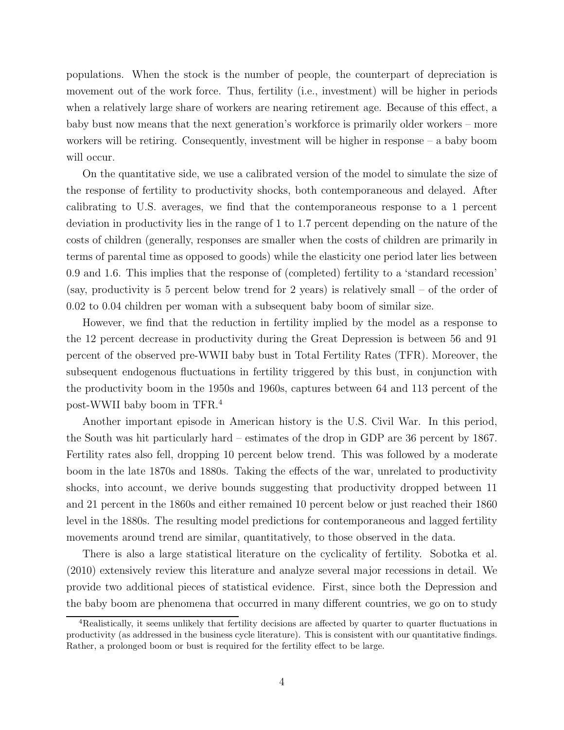populations. When the stock is the number of people, the counterpart of depreciation is movement out of the work force. Thus, fertility (i.e., investment) will be higher in periods when a relatively large share of workers are nearing retirement age. Because of this effect, a baby bust now means that the next generation's workforce is primarily older workers – more workers will be retiring. Consequently, investment will be higher in response – a baby boom will occur.

On the quantitative side, we use a calibrated version of the model to simulate the size of the response of fertility to productivity shocks, both contemporaneous and delayed. After calibrating to U.S. averages, we find that the contemporaneous response to a 1 percent deviation in productivity lies in the range of 1 to 1.7 percent depending on the nature of the costs of children (generally, responses are smaller when the costs of children are primarily in terms of parental time as opposed to goods) while the elasticity one period later lies between 0.9 and 1.6. This implies that the response of (completed) fertility to a 'standard recession' (say, productivity is 5 percent below trend for 2 years) is relatively small – of the order of 0.02 to 0.04 children per woman with a subsequent baby boom of similar size.

However, we find that the reduction in fertility implied by the model as a response to the 12 percent decrease in productivity during the Great Depression is between 56 and 91 percent of the observed pre-WWII baby bust in Total Fertility Rates (TFR). Moreover, the subsequent endogenous fluctuations in fertility triggered by this bust, in conjunction with the productivity boom in the 1950s and 1960s, captures between 64 and 113 percent of the post-WWII baby boom in TFR.[4]

Another important episode in American history is the U.S. Civil War. In this period, the South was hit particularly hard – estimates of the drop in GDP are 36 percent by 1867. Fertility rates also fell, dropping 10 percent below trend. This was followed by a moderate boom in the late 1870s and 1880s. Taking the effects of the war, unrelated to productivity shocks, into account, we derive bounds suggesting that productivity dropped between 11 and 21 percent in the 1860s and either remained 10 percent below or just reached their 1860 level in the 1880s. The resulting model predictions for contemporaneous and lagged fertility movements around trend are similar, quantitatively, to those observed in the data.

There is also a large statistical literature on the cyclicality of fertility. Sobotka et al. (2010) extensively review this literature and analyze several major recessions in detail. We provide two additional pieces of statistical evidence. First, since both the Depression and the baby boom are phenomena that occurred in many different countries, we go on to study

[4] Realistically, it seems unlikely that fertility decisions are affected by quarter to quarter fluctuations in productivity (as addressed in the business cycle literature). This is consistent with our quantitative findings. Rather, a prolonged boom or bust is required for the fertility effect to be large.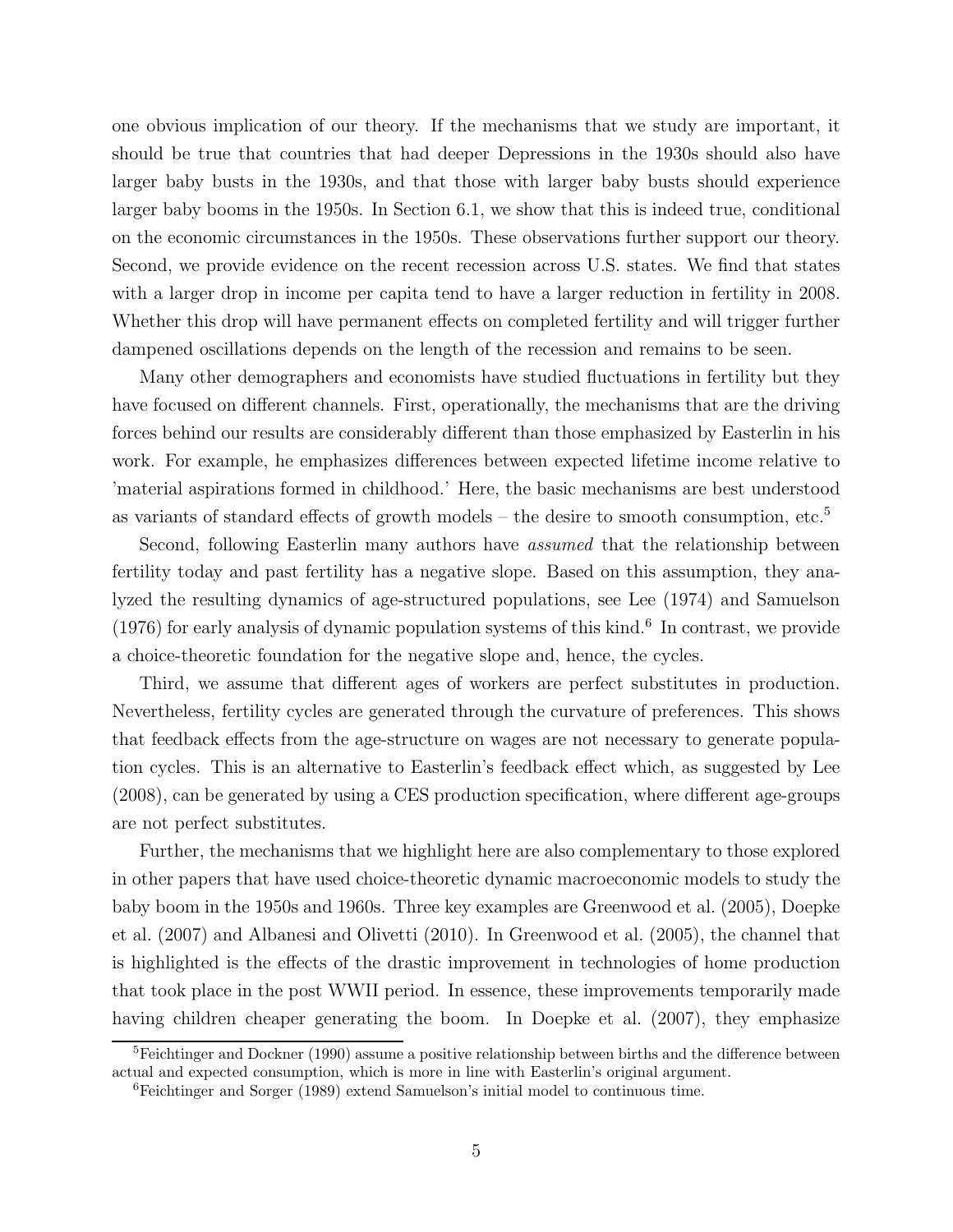one obvious implication of our theory. If the mechanisms that we study are important, it should be true that countries that had deeper Depressions in the 1930s should also have larger baby busts in the 1930s, and that those with larger baby busts should experience larger baby booms in the 1950s. In Section 6.1, we show that this is indeed true, conditional on the economic circumstances in the 1950s. These observations further support our theory. Second, we provide evidence on the recent recession across U.S. states. We find that states with a larger drop in income per capita tend to have a larger reduction in fertility in 2008. Whether this drop will have permanent effects on completed fertility and will trigger further dampened oscillations depends on the length of the recession and remains to be seen.

Many other demographers and economists have studied fluctuations in fertility but they have focused on different channels. First, operationally, the mechanisms that are the driving forces behind our results are considerably different than those emphasized by Easterlin in his work. For example, he emphasizes differences between expected lifetime income relative to 'material aspirations formed in childhood.' Here, the basic mechanisms are best understood as variants of standard effects of growth models – the desire to smooth consumption, etc.[5]

Second, following Easterlin many authors have *assumed* that the relationship between fertility today and past fertility has a negative slope. Based on this assumption, they analyzed the resulting dynamics of age-structured populations, see Lee (1974) and Samuelson (1976) for early analysis of dynamic population systems of this kind.[6] In contrast, we provide a choice-theoretic foundation for the negative slope and, hence, the cycles.

Third, we assume that different ages of workers are perfect substitutes in production. Nevertheless, fertility cycles are generated through the curvature of preferences. This shows that feedback effects from the age-structure on wages are not necessary to generate population cycles. This is an alternative to Easterlin's feedback effect which, as suggested by Lee (2008), can be generated by using a CES production specification, where different age-groups are not perfect substitutes.

Further, the mechanisms that we highlight here are also complementary to those explored in other papers that have used choice-theoretic dynamic macroeconomic models to study the baby boom in the 1950s and 1960s. Three key examples are Greenwood et al. (2005), Doepke et al. (2007) and Albanesi and Olivetti (2010). In Greenwood et al. (2005), the channel that is highlighted is the effects of the drastic improvement in technologies of home production that took place in the post WWII period. In essence, these improvements temporarily made having children cheaper generating the boom. In Doepke et al. (2007), they emphasize

[5] Feichtinger and Dockner (1990) assume a positive relationship between births and the difference between actual and expected consumption, which is more in line with Easterlin's original argument.

[6] Feichtinger and Sorger (1989) extend Samuelson's initial model to continuous time.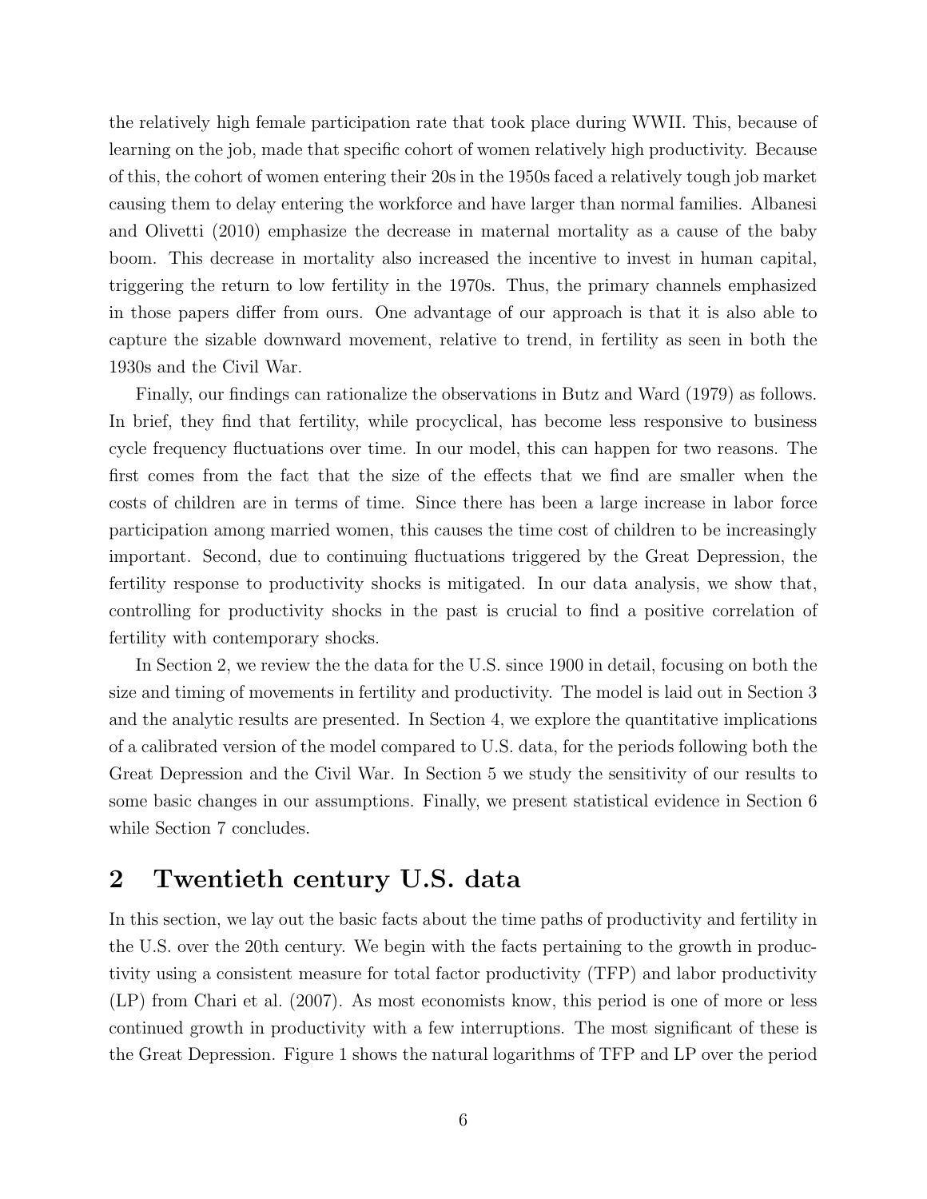the relatively high female participation rate that took place during WWII. This, because of learning on the job, made that specific cohort of women relatively high productivity. Because of this, the cohort of women entering their 20s in the 1950s faced a relatively tough job market causing them to delay entering the workforce and have larger than normal families. Albanesi and Olivetti (2010) emphasize the decrease in maternal mortality as a cause of the baby boom. This decrease in mortality also increased the incentive to invest in human capital, triggering the return to low fertility in the 1970s. Thus, the primary channels emphasized in those papers differ from ours. One advantage of our approach is that it is also able to capture the sizable downward movement, relative to trend, in fertility as seen in both the 1930s and the Civil War.

Finally, our findings can rationalize the observations in Butz and Ward (1979) as follows. In brief, they find that fertility, while procyclical, has become less responsive to business cycle frequency fluctuations over time. In our model, this can happen for two reasons. The first comes from the fact that the size of the effects that we find are smaller when the costs of children are in terms of time. Since there has been a large increase in labor force participation among married women, this causes the time cost of children to be increasingly important. Second, due to continuing fluctuations triggered by the Great Depression, the fertility response to productivity shocks is mitigated. In our data analysis, we show that, controlling for productivity shocks in the past is crucial to find a positive correlation of fertility with contemporary shocks.

In Section 2, we review the the data for the U.S. since 1900 in detail, focusing on both the size and timing of movements in fertility and productivity. The model is laid out in Section 3 and the analytic results are presented. In Section 4, we explore the quantitative implications of a calibrated version of the model compared to U.S. data, for the periods following both the Great Depression and the Civil War. In Section 5 we study the sensitivity of our results to some basic changes in our assumptions. Finally, we present statistical evidence in Section 6 while Section 7 concludes.

## 2 Twentieth century U.S. data

In this section, we lay out the basic facts about the time paths of productivity and fertility in the U.S. over the 20th century. We begin with the facts pertaining to the growth in productivity using a consistent measure for total factor productivity (TFP) and labor productivity (LP) from Chari et al. (2007). As most economists know, this period is one of more or less continued growth in productivity with a few interruptions. The most significant of these is the Great Depression. Figure 1 shows the natural logarithms of TFP and LP over the period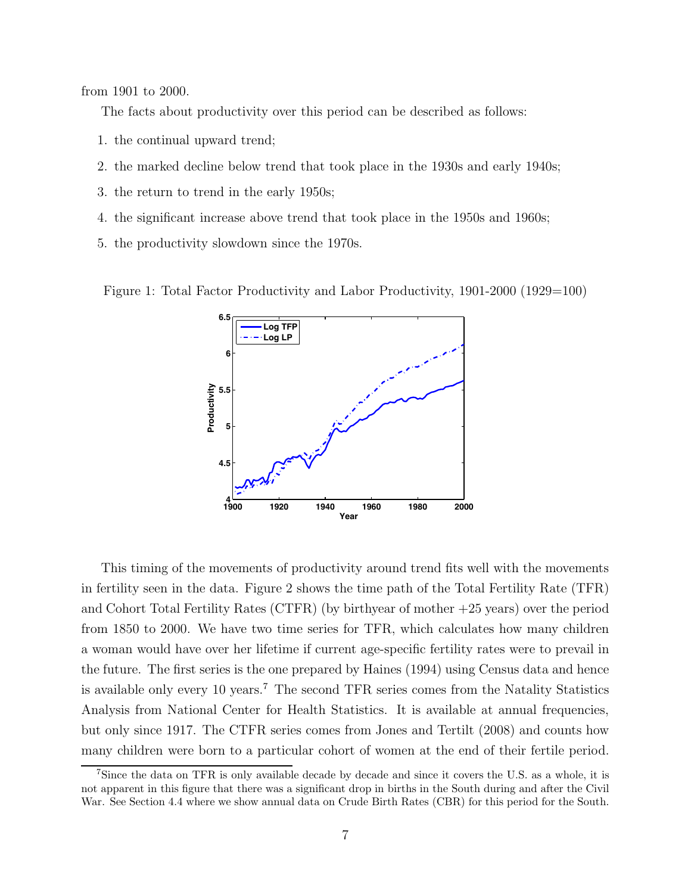from 1901 to 2000.

The facts about productivity over this period can be described as follows:

1. the continual upward trend;
2. the marked decline below trend that took place in the 1930s and early 1940s;
3. the return to trend in the early 1950s;
4. the significant increase above trend that took place in the 1950s and 1960s;
5. the productivity slowdown since the 1970s.

Figure 1: Total Factor Productivity and Labor Productivity, 1901-2000 (1929=100)

This timing of the movements of productivity around trend fits well with the movements in fertility seen in the data. Figure 2 shows the time path of the Total Fertility Rate (TFR) and Cohort Total Fertility Rates (CTFR) (by birthyear of mother +25 years) over the period from 1850 to 2000. We have two time series for TFR, which calculates how many children a woman would have over her lifetime if current age-specific fertility rates were to prevail in the future. The first series is the one prepared by Haines (1994) using Census data and hence is available only every 10 years.[7] The second TFR series comes from the Natality Statistics Analysis from National Center for Health Statistics. It is available at annual frequencies, but only since 1917. The CTFR series comes from Jones and Tertilt (2008) and counts how many children were born to a particular cohort of women at the end of their fertile period.

[7]Since the data on TFR is only available decade by decade and since it covers the U.S. as a whole, it is not apparent in this figure that there was a significant drop in births in the South during and after the Civil War. See Section 4.4 where we show annual data on Crude Birth Rates (CBR) for this period for the South.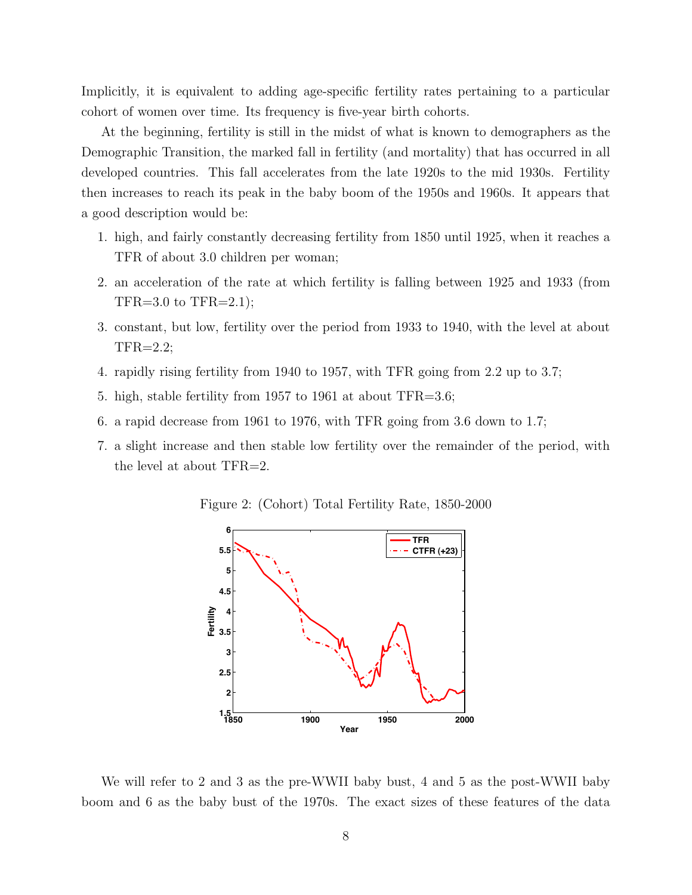Implicitly, it is equivalent to adding age-specific fertility rates pertaining to a particular cohort of women over time. Its frequency is five-year birth cohorts.

At the beginning, fertility is still in the midst of what is known to demographers as the Demographic Transition, the marked fall in fertility (and mortality) that has occurred in all developed countries. This fall accelerates from the late 1920s to the mid 1930s. Fertility then increases to reach its peak in the baby boom of the 1950s and 1960s. It appears that a good description would be:

1. high, and fairly constantly decreasing fertility from 1850 until 1925, when it reaches a TFR of about 3.0 children per woman;
2. an acceleration of the rate at which fertility is falling between 1925 and 1933 (from TFR=3.0 to TFR=2.1);
3. constant, but low, fertility over the period from 1933 to 1940, with the level at about TFR=2.2;
4. rapidly rising fertility from 1940 to 1957, with TFR going from 2.2 up to 3.7;
5. high, stable fertility from 1957 to 1961 at about TFR=3.6;
6. a rapid decrease from 1961 to 1976, with TFR going from 3.6 down to 1.7;
7. a slight increase and then stable low fertility over the remainder of the period, with the level at about TFR=2.

Figure 2: (Cohort) Total Fertility Rate, 1850-2000

We will refer to 2 and 3 as the pre-WWII baby bust, 4 and 5 as the post-WWII baby boom and 6 as the baby bust of the 1970s. The exact sizes of these features of the data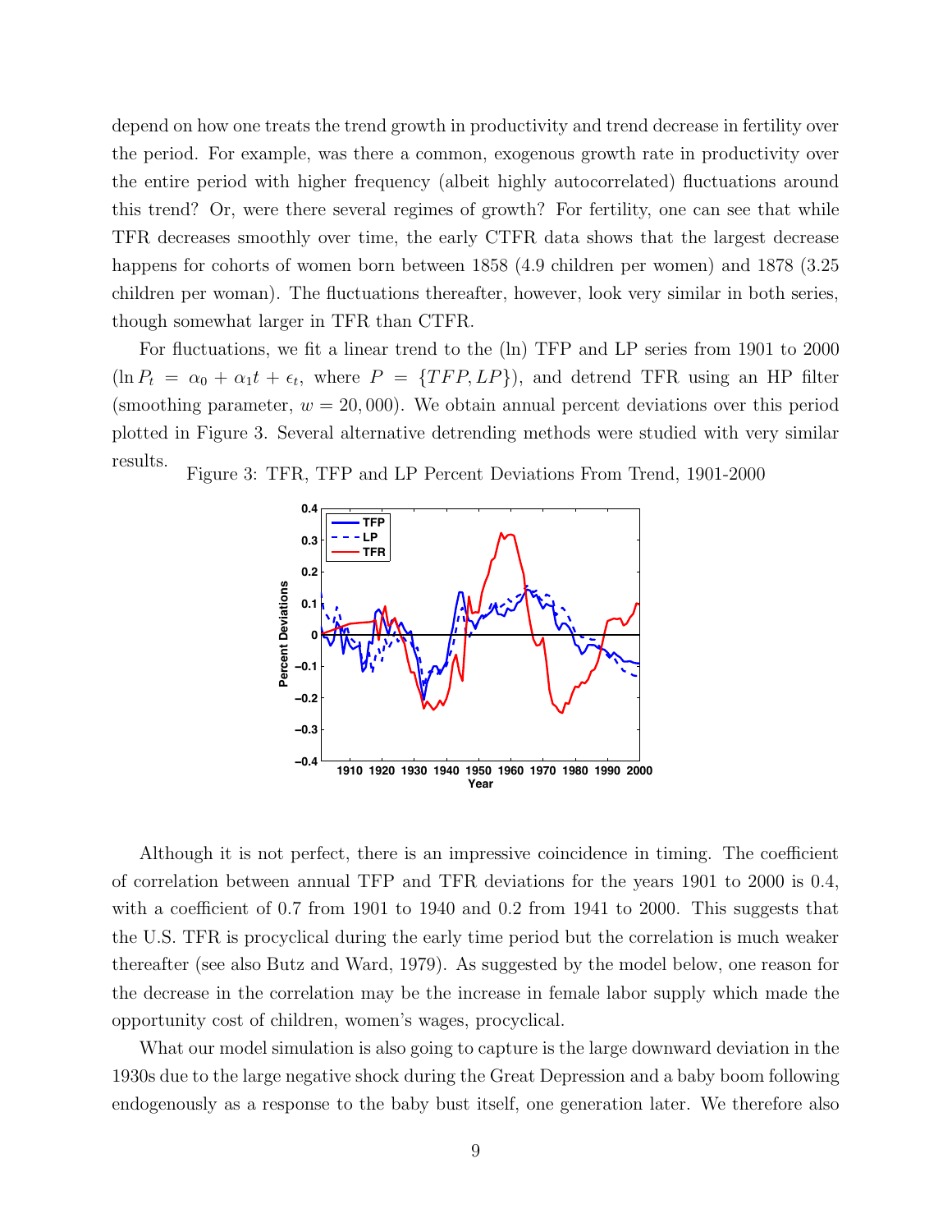depend on how one treats the trend growth in productivity and trend decrease in fertility over the period. For example, was there a common, exogenous growth rate in productivity over the entire period with higher frequency (albeit highly autocorrelated) fluctuations around this trend? Or, were there several regimes of growth? For fertility, one can see that while TFR decreases smoothly over time, the early CTFR data shows that the largest decrease happens for cohorts of women born between 1858 (4.9 children per women) and 1878 (3.25 children per woman). The fluctuations thereafter, however, look very similar in both series, though somewhat larger in TFR than CTFR.

For fluctuations, we fit a linear trend to the (ln) TFP and LP series from 1901 to 2000 ($\ln P_t = \alpha_0 + \alpha_1 t + \epsilon_t$, where $P = \{TFP, LP\}$), and detrend TFR using an HP filter (smoothing parameter, $w = 20,000$). We obtain annual percent deviations over this period plotted in Figure 3. Several alternative detrending methods were studied with very similar results.

Figure 3: TFR, TFP and LP Percent Deviations From Trend, 1901-2000

Although it is not perfect, there is an impressive coincidence in timing. The coefficient of correlation between annual TFP and TFR deviations for the years 1901 to 2000 is 0.4, with a coefficient of 0.7 from 1901 to 1940 and 0.2 from 1941 to 2000. This suggests that the U.S. TFR is procyclical during the early time period but the correlation is much weaker thereafter (see also Butz and Ward, 1979). As suggested by the model below, one reason for the decrease in the correlation may be the increase in female labor supply which made the opportunity cost of children, women's wages, procyclical.

What our model simulation is also going to capture is the large downward deviation in the 1930s due to the large negative shock during the Great Depression and a baby boom following endogenously as a response to the baby bust itself, one generation later. We therefore also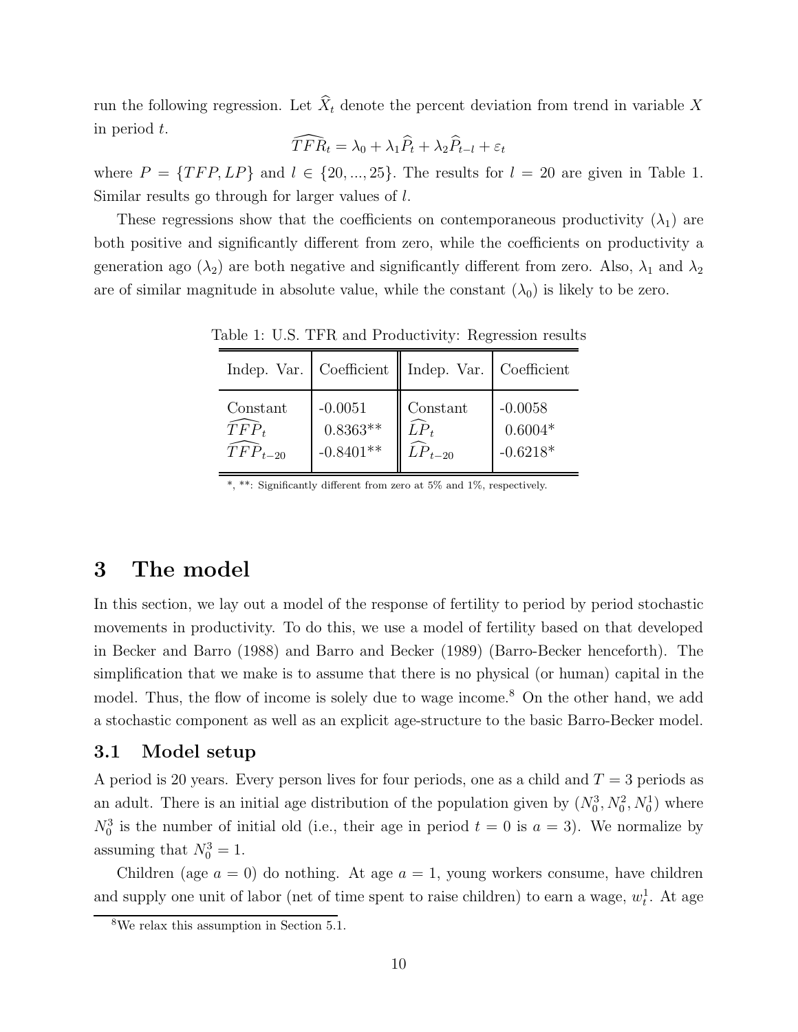run the following regression. Let $\widehat{X}_t$ denote the percent deviation from trend in variable $X$ in period $t$.

$$\widehat{TFR}_t = \lambda_0 + \lambda_1 \widehat{P}_t + \lambda_2 \widehat{P}_{t-l} + \varepsilon_t$$

where $P = \{TFP, LP\}$ and $l \in \{20, ..., 25\}$. The results for $l = 20$ are given in Table 1. Similar results go through for larger values of $l$.

These regressions show that the coefficients on contemporaneous productivity ($\lambda_1$) are both positive and significantly different from zero, while the coefficients on productivity a generation ago ($\lambda_2$) are both negative and significantly different from zero. Also, $\lambda_1$ and $\lambda_2$ are of similar magnitude in absolute value, while the constant ($\lambda_0$) is likely to be zero.

Table 1: U.S. TFR and Productivity: Regression results

| Indep. Var. | Coefficient | Indep. Var. | Coefficient |
|---|---|---|---|
| Constant | -0.0051 | Constant | -0.0058 |
| $\widehat{TFP}_t$ | 0.8363** | $\widehat{LP}_t$ | 0.6004* |
| $\widehat{TFP}_{t-20}$ | -0.8401** | $\widehat{LP}_{t-20}$ | -0.6218* |

*, **: Significantly different from zero at 5% and 1%, respectively.

# 3 The model

In this section, we lay out a model of the response of fertility to period by period stochastic movements in productivity. To do this, we use a model of fertility based on that developed in Becker and Barro (1988) and Barro and Becker (1989) (Barro-Becker henceforth). The simplification that we make is to assume that there is no physical (or human) capital in the model. Thus, the flow of income is solely due to wage income.[8] On the other hand, we add a stochastic component as well as an explicit age-structure to the basic Barro-Becker model.

## 3.1 Model setup

A period is 20 years. Every person lives for four periods, one as a child and $T = 3$ periods as an adult. There is an initial age distribution of the population given by $(N_0^3, N_0^2, N_0^1)$ where $N_0^3$ is the number of initial old (i.e., their age in period $t = 0$ is $a = 3$). We normalize by assuming that $N_0^3 = 1$.

Children (age $a = 0$) do nothing. At age $a = 1$, young workers consume, have children and supply one unit of labor (net of time spent to raise children) to earn a wage, $w_t^1$. At age

[8] We relax this assumption in Section 5.1.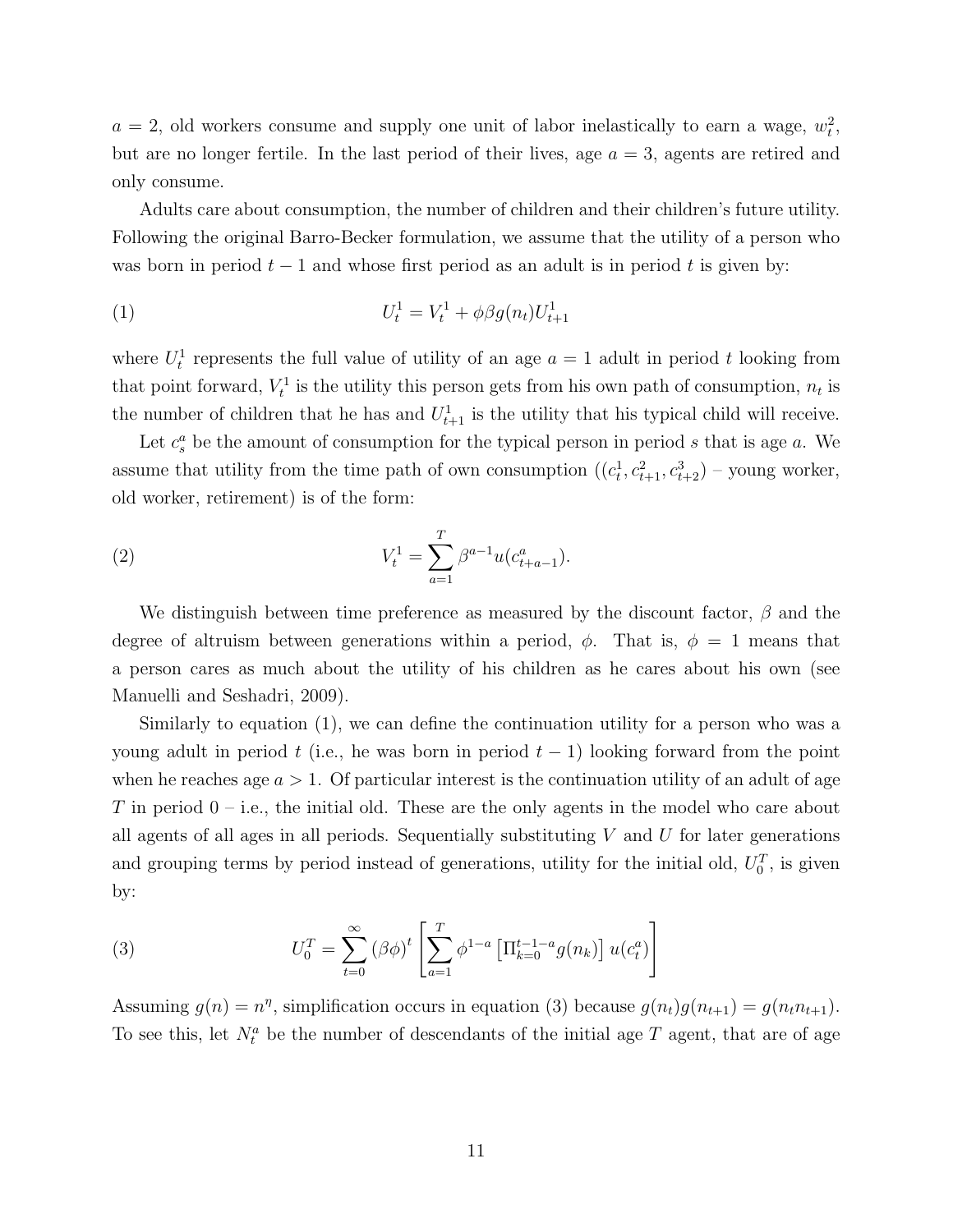$a = 2$, old workers consume and supply one unit of labor inelastically to earn a wage, $w_t^2$, but are no longer fertile. In the last period of their lives, age $a = 3$, agents are retired and only consume.

Adults care about consumption, the number of children and their children's future utility. Following the original Barro-Becker formulation, we assume that the utility of a person who was born in period $t-1$ and whose first period as an adult is in period $t$ is given by:

$$U_t^1 = V_t^1 + \phi\beta g(n_t) U_{t+1}^1 \tag{1}$$

where $U_t^1$ represents the full value of utility of an age $a = 1$ adult in period $t$ looking from that point forward, $V_t^1$ is the utility this person gets from his own path of consumption, $n_t$ is the number of children that he has and $U_{t+1}^1$ is the utility that his typical child will receive.

Let $c_s^a$ be the amount of consumption for the typical person in period $s$ that is age $a$. We assume that utility from the time path of own consumption ($(c_t^1, c_{t+1}^2, c_{t+2}^3)$ – young worker, old worker, retirement) is of the form:

$$V_t^1 = \sum_{a=1}^{T} \beta^{a-1} u(c_{t+a-1}^a). \tag{2}$$

We distinguish between time preference as measured by the discount factor, $\beta$ and the degree of altruism between generations within a period, $\phi$. That is, $\phi = 1$ means that a person cares as much about the utility of his children as he cares about his own (see Manuelli and Seshadri, 2009).

Similarly to equation (1), we can define the continuation utility for a person who was a young adult in period $t$ (i.e., he was born in period $t-1$) looking forward from the point when he reaches age $a > 1$. Of particular interest is the continuation utility of an adult of age $T$ in period 0 – i.e., the initial old. These are the only agents in the model who care about all agents of all ages in all periods. Sequentially substituting $V$ and $U$ for later generations and grouping terms by period instead of generations, utility for the initial old, $U_0^T$, is given by:

$$U_0^T = \sum_{t=0}^{\infty} (\beta\phi)^t \left[ \sum_{a=1}^{T} \phi^{1-a} \left[ \Pi_{k=0}^{t-1-a} g(n_k) \right] u(c_t^a) \right] \tag{3}$$

Assuming $g(n) = n^\eta$, simplification occurs in equation (3) because $g(n_t)g(n_{t+1}) = g(n_t n_{t+1})$. To see this, let $N_t^a$ be the number of descendants of the initial age $T$ agent, that are of age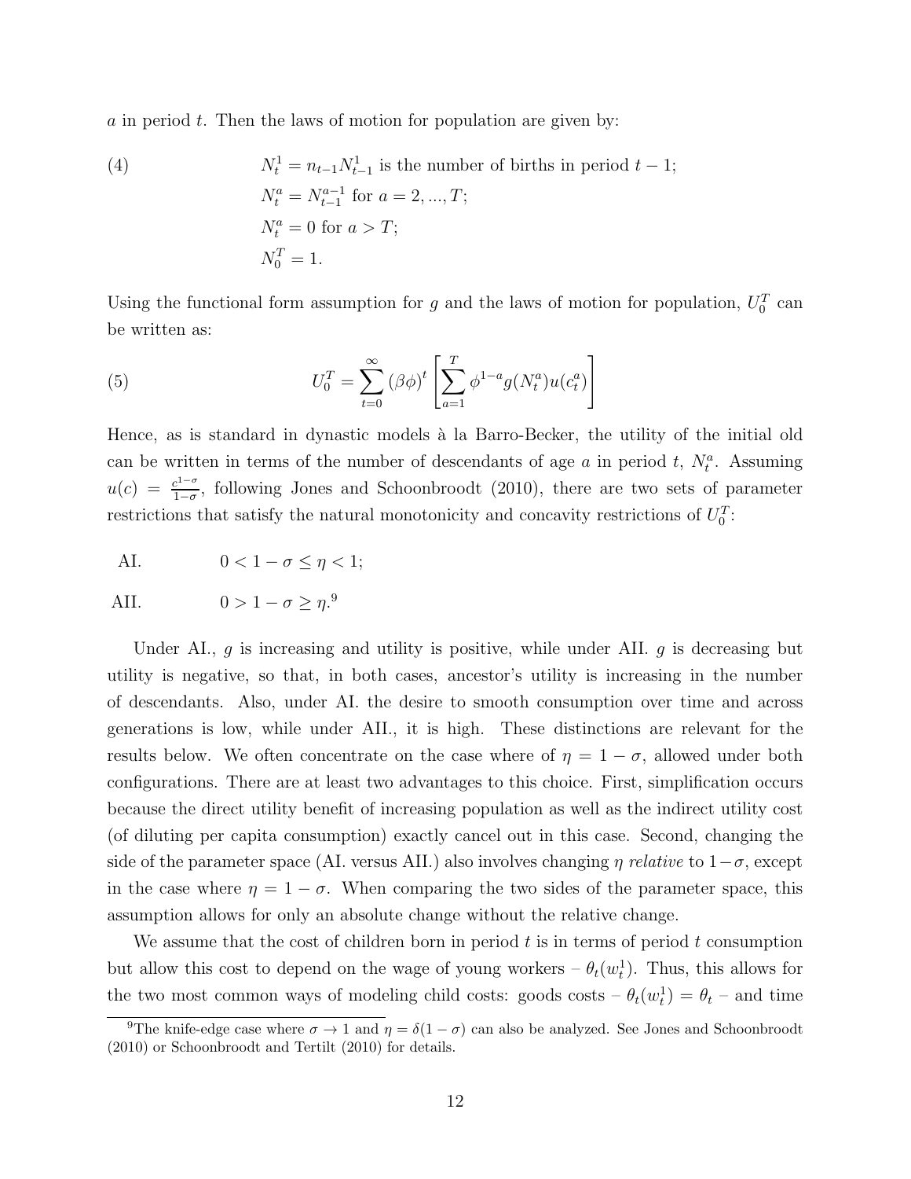$a$ in period $t$. Then the laws of motion for population are given by:

$$
\begin{aligned}
(4) \qquad & N_t^1 = n_{t-1} N_{t-1}^1 \text{ is the number of births in period } t-1; \\
& N_t^a = N_{t-1}^{a-1} \text{ for } a = 2, ..., T; \\
& N_t^a = 0 \text{ for } a > T; \\
& N_0^T = 1.
\end{aligned}
$$

Using the functional form assumption for $g$ and the laws of motion for population, $U_0^T$ can be written as:

$$
U_0^T = \sum_{t=0}^{\infty} (\beta\phi)^t \left[ \sum_{a=1}^{T} \phi^{1-a} g(N_t^a) u(c_t^a) \right] \tag{5}
$$

Hence, as is standard in dynastic models à la Barro-Becker, the utility of the initial old can be written in terms of the number of descendants of age $a$ in period $t$, $N_t^a$. Assuming $u(c) = \frac{c^{1-\sigma}}{1-\sigma}$, following Jones and Schoonbroodt (2010), there are two sets of parameter restrictions that satisfy the natural monotonicity and concavity restrictions of $U_0^T$:

AI. $\qquad 0 < 1 - \sigma \leq \eta < 1;$

AII. $\qquad 0 > 1 - \sigma \geq \eta.$[9]

Under AI., $g$ is increasing and utility is positive, while under AII. $g$ is decreasing but utility is negative, so that, in both cases, ancestor's utility is increasing in the number of descendants. Also, under AI. the desire to smooth consumption over time and across generations is low, while under AII., it is high. These distinctions are relevant for the results below. We often concentrate on the case where of $\eta = 1 - \sigma$, allowed under both configurations. There are at least two advantages to this choice. First, simplification occurs because the direct utility benefit of increasing population as well as the indirect utility cost (of diluting per capita consumption) exactly cancel out in this case. Second, changing the side of the parameter space (AI. versus AII.) also involves changing $\eta$ *relative* to $1-\sigma$, except in the case where $\eta = 1 - \sigma$. When comparing the two sides of the parameter space, this assumption allows for only an absolute change without the relative change.

We assume that the cost of children born in period $t$ is in terms of period $t$ consumption but allow this cost to depend on the wage of young workers – $\theta_t(w_t^1)$. Thus, this allows for the two most common ways of modeling child costs: goods costs – $\theta_t(w_t^1) = \theta_t$ – and time

[9] The knife-edge case where $\sigma \to 1$ and $\eta = \delta(1 - \sigma)$ can also be analyzed. See Jones and Schoonbroodt (2010) or Schoonbroodt and Tertilt (2010) for details.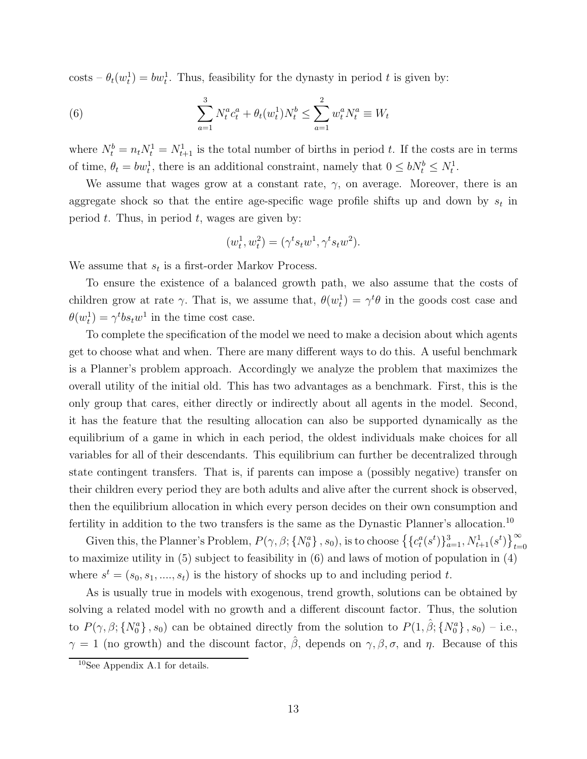costs – $\theta_t(w_t^1) = bw_t^1$. Thus, feasibility for the dynasty in period $t$ is given by:

$$\sum_{a=1}^{3} N_t^a c_t^a + \theta_t(w_t^1) N_t^b \leq \sum_{a=1}^{2} w_t^a N_t^a \equiv W_t \tag{6}$$

where $N_t^b = n_t N_t^1 = N_{t+1}^1$ is the total number of births in period $t$. If the costs are in terms of time, $\theta_t = bw_t^1$, there is an additional constraint, namely that $0 \leq bN_t^b \leq N_t^1$.

We assume that wages grow at a constant rate, $\gamma$, on average. Moreover, there is an aggregate shock so that the entire age-specific wage profile shifts up and down by $s_t$ in period $t$. Thus, in period $t$, wages are given by:

$$(w_t^1, w_t^2) = (\gamma^t s_t w^1, \gamma^t s_t w^2).$$

We assume that $s_t$ is a first-order Markov Process.

To ensure the existence of a balanced growth path, we also assume that the costs of children grow at rate $\gamma$. That is, we assume that, $\theta(w_t^1) = \gamma^t \theta$ in the goods cost case and $\theta(w_t^1) = \gamma^t b s_t w^1$ in the time cost case.

To complete the specification of the model we need to make a decision about which agents get to choose what and when. There are many different ways to do this. A useful benchmark is a Planner's problem approach. Accordingly we analyze the problem that maximizes the overall utility of the initial old. This has two advantages as a benchmark. First, this is the only group that cares, either directly or indirectly about all agents in the model. Second, it has the feature that the resulting allocation can also be supported dynamically as the equilibrium of a game in which in each period, the oldest individuals make choices for all variables for all of their descendants. This equilibrium can further be decentralized through state contingent transfers. That is, if parents can impose a (possibly negative) transfer on their children every period they are both adults and alive after the current shock is observed, then the equilibrium allocation in which every person decides on their own consumption and fertility in addition to the two transfers is the same as the Dynastic Planner's allocation.[10]

Given this, the Planner's Problem, $P(\gamma, \beta; \{N_0^a\}, s_0)$, is to choose $\left\{ \{c_t^a(s^t)\}_{a=1}^3, N_{t+1}^1(s^t) \right\}_{t=0}^\infty$ to maximize utility in (5) subject to feasibility in (6) and laws of motion of population in (4) where $s^t = (s_0, s_1, ...., s_t)$ is the history of shocks up to and including period $t$.

As is usually true in models with exogenous, trend growth, solutions can be obtained by solving a related model with no growth and a different discount factor. Thus, the solution to $P(\gamma, \beta; \{N_0^a\}, s_0)$ can be obtained directly from the solution to $P(1, \hat{\beta}; \{N_0^a\}, s_0)$ – i.e., $\gamma = 1$ (no growth) and the discount factor, $\hat{\beta}$, depends on $\gamma, \beta, \sigma$, and $\eta$. Because of this

[10] See Appendix A.1 for details.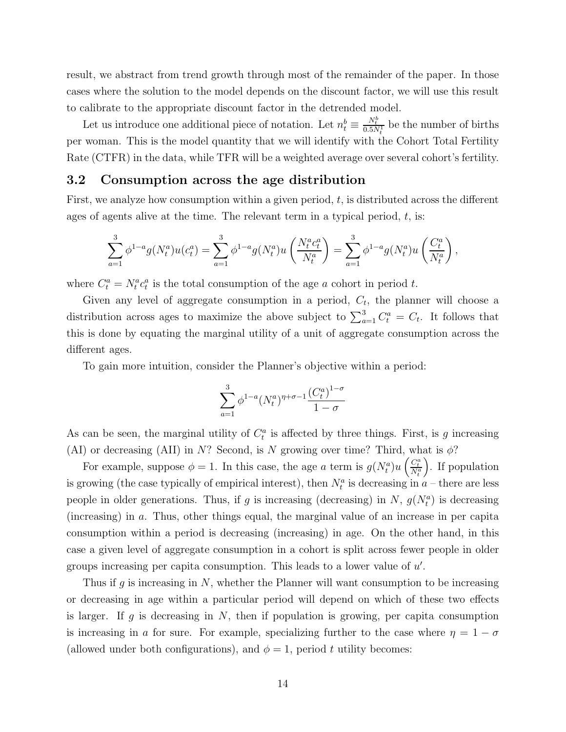result, we abstract from trend growth through most of the remainder of the paper. In those cases where the solution to the model depends on the discount factor, we will use this result to calibrate to the appropriate discount factor in the detrended model.

Let us introduce one additional piece of notation. Let $n_t^b \equiv \frac{N_t^b}{0.5N_t^1}$ be the number of births per woman. This is the model quantity that we will identify with the Cohort Total Fertility Rate (CTFR) in the data, while TFR will be a weighted average over several cohort's fertility.

## 3.2 Consumption across the age distribution

First, we analyze how consumption within a given period, $t$, is distributed across the different ages of agents alive at the time. The relevant term in a typical period, $t$, is:

$$\sum_{a=1}^{3} \phi^{1-a} g(N_t^a) u(c_t^a) = \sum_{a=1}^{3} \phi^{1-a} g(N_t^a) u\left(\frac{N_t^a c_t^a}{N_t^a}\right) = \sum_{a=1}^{3} \phi^{1-a} g(N_t^a) u\left(\frac{C_t^a}{N_t^a}\right),$$

where $C_t^a = N_t^a c_t^a$ is the total consumption of the age $a$ cohort in period $t$.

Given any level of aggregate consumption in a period, $C_t$, the planner will choose a distribution across ages to maximize the above subject to $\sum_{a=1}^{3} C_t^a = C_t$. It follows that this is done by equating the marginal utility of a unit of aggregate consumption across the different ages.

To gain more intuition, consider the Planner's objective within a period:

$$\sum_{a=1}^{3} \phi^{1-a} (N_t^a)^{\eta+\sigma-1} \frac{(C_t^a)^{1-\sigma}}{1-\sigma}$$

As can be seen, the marginal utility of $C_t^a$ is affected by three things. First, is $g$ increasing (AI) or decreasing (AII) in $N$? Second, is $N$ growing over time? Third, what is $\phi$?

For example, suppose $\phi = 1$. In this case, the age $a$ term is $g(N_t^a) u\left(\frac{C_t^a}{N_t^a}\right)$. If population is growing (the case typically of empirical interest), then $N_t^a$ is decreasing in $a$ – there are less people in older generations. Thus, if $g$ is increasing (decreasing) in $N$, $g(N_t^a)$ is decreasing (increasing) in $a$. Thus, other things equal, the marginal value of an increase in per capita consumption within a period is decreasing (increasing) in age. On the other hand, in this case a given level of aggregate consumption in a cohort is split across fewer people in older groups increasing per capita consumption. This leads to a lower value of $u'$.

Thus if $g$ is increasing in $N$, whether the Planner will want consumption to be increasing or decreasing in age within a particular period will depend on which of these two effects is larger. If $g$ is decreasing in $N$, then if population is growing, per capita consumption is increasing in $a$ for sure. For example, specializing further to the case where $\eta = 1 - \sigma$ (allowed under both configurations), and $\phi = 1$, period $t$ utility becomes: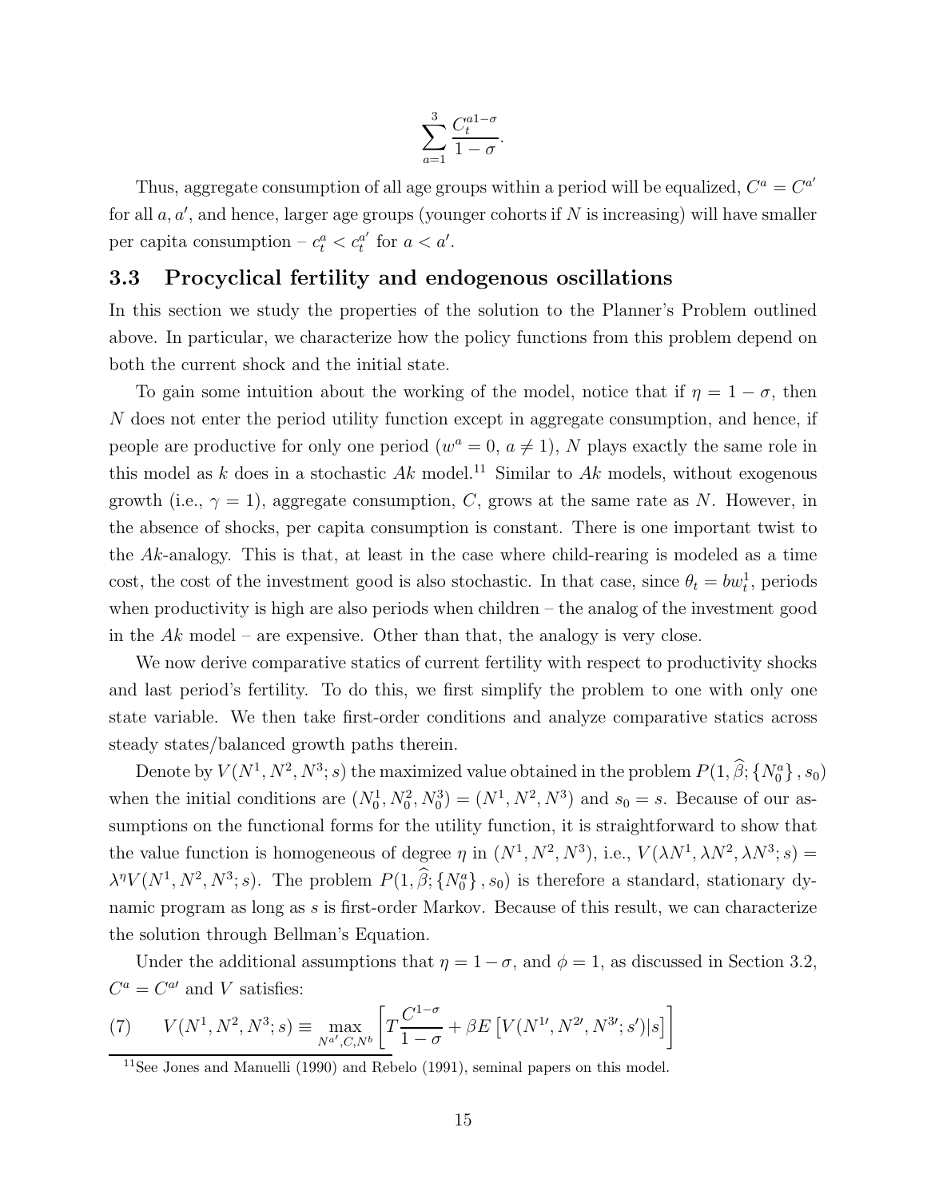$$\sum_{a=1}^{3} \frac{C_t^{a1-\sigma}}{1-\sigma}.$$

Thus, aggregate consumption of all age groups within a period will be equalized, $C^a = C^{a'}$ for all $a, a'$, and hence, larger age groups (younger cohorts if $N$ is increasing) will have smaller per capita consumption – $c_t^a < c_t^{a'}$ for $a < a'$.

### 3.3 Procyclical fertility and endogenous oscillations

In this section we study the properties of the solution to the Planner's Problem outlined above. In particular, we characterize how the policy functions from this problem depend on both the current shock and the initial state.

To gain some intuition about the working of the model, notice that if $\eta = 1 - \sigma$, then $N$ does not enter the period utility function except in aggregate consumption, and hence, if people are productive for only one period ($w^a = 0$, $a \neq 1$), $N$ plays exactly the same role in this model as $k$ does in a stochastic $Ak$ model.[11] Similar to $Ak$ models, without exogenous growth (i.e., $\gamma = 1$), aggregate consumption, $C$, grows at the same rate as $N$. However, in the absence of shocks, per capita consumption is constant. There is one important twist to the $Ak$-analogy. This is that, at least in the case where child-rearing is modeled as a time cost, the cost of the investment good is also stochastic. In that case, since $\theta_t = bw_t^1$, periods when productivity is high are also periods when children – the analog of the investment good in the $Ak$ model – are expensive. Other than that, the analogy is very close.

We now derive comparative statics of current fertility with respect to productivity shocks and last period's fertility. To do this, we first simplify the problem to one with only one state variable. We then take first-order conditions and analyze comparative statics across steady states/balanced growth paths therein.

Denote by $V(N^1, N^2, N^3; s)$ the maximized value obtained in the problem $P(1, \widehat{\beta}; \{N_0^a\}, s_0)$ when the initial conditions are $(N_0^1, N_0^2, N_0^3) = (N^1, N^2, N^3)$ and $s_0 = s$. Because of our assumptions on the functional forms for the utility function, it is straightforward to show that the value function is homogeneous of degree $\eta$ in $(N^1, N^2, N^3)$, i.e., $V(\lambda N^1, \lambda N^2, \lambda N^3; s) = \lambda^\eta V(N^1, N^2, N^3; s)$. The problem $P(1, \widehat{\beta}; \{N_0^a\}, s_0)$ is therefore a standard, stationary dynamic program as long as $s$ is first-order Markov. Because of this result, we can characterize the solution through Bellman's Equation.

Under the additional assumptions that $\eta = 1 - \sigma$, and $\phi = 1$, as discussed in Section 3.2, $C^a = C^{a\prime}$ and $V$ satisfies:

$$(7) \qquad V(N^1, N^2, N^3; s) \equiv \max_{N^{a\prime}, C, N^b} \left[ T \frac{C^{1-\sigma}}{1-\sigma} + \beta E \left[ V(N^{1\prime}, N^{2\prime}, N^{3\prime}; s') | s \right] \right]$$

[11] See Jones and Manuelli (1990) and Rebelo (1991), seminal papers on this model.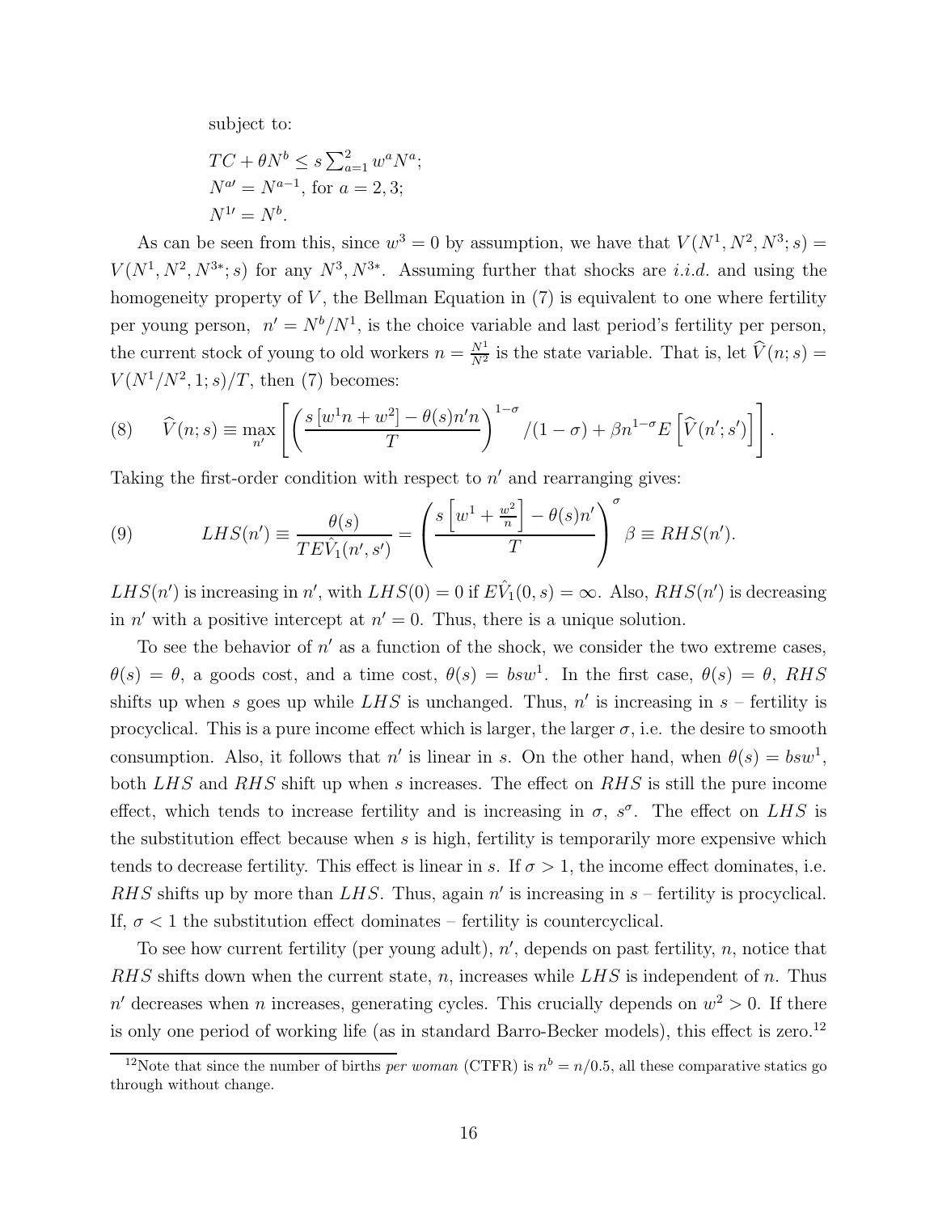subject to:

$TC + \theta N^b \leq s \sum_{a=1}^{2} w^a N^a$;
$N^{a\prime} = N^{a-1}$, for $a = 2, 3$;
$N^{1\prime} = N^b$.

As can be seen from this, since $w^3 = 0$ by assumption, we have that $V(N^1, N^2, N^3; s) = V(N^1, N^2, N^{3*}; s)$ for any $N^3, N^{3*}$. Assuming further that shocks are *i.i.d.* and using the homogeneity property of $V$, the Bellman Equation in (7) is equivalent to one where fertility per young person, $n' = N^b/N^1$, is the choice variable and last period's fertility per person, the current stock of young to old workers $n = \frac{N^1}{N^2}$ is the state variable. That is, let $\widehat{V}(n; s) = V(N^1/N^2, 1; s)/T$, then (7) becomes:

$$\widehat{V}(n; s) \equiv \max_{n'} \left[ \left( \frac{s\left[w^1 n + w^2\right] - \theta(s) n' n}{T} \right)^{1-\sigma} /(1-\sigma) + \beta n^{1-\sigma} E\left[\widehat{V}(n'; s')\right] \right]. \tag{8}$$

Taking the first-order condition with respect to $n'$ and rearranging gives:

$$LHS(n') \equiv \frac{\theta(s)}{TE\hat{V}_1(n', s')} = \left( \frac{s\left[w^1 + \frac{w^2}{n}\right] - \theta(s) n'}{T} \right)^{\sigma} \beta \equiv RHS(n'). \tag{9}$$

$LHS(n')$ is increasing in $n'$, with $LHS(0) = 0$ if $E\hat{V}_1(0, s) = \infty$. Also, $RHS(n')$ is decreasing in $n'$ with a positive intercept at $n' = 0$. Thus, there is a unique solution.

To see the behavior of $n'$ as a function of the shock, we consider the two extreme cases, $\theta(s) = \theta$, a goods cost, and a time cost, $\theta(s) = bsw^1$. In the first case, $\theta(s) = \theta$, $RHS$ shifts up when $s$ goes up while $LHS$ is unchanged. Thus, $n'$ is increasing in $s$ – fertility is procyclical. This is a pure income effect which is larger, the larger $\sigma$, i.e. the desire to smooth consumption. Also, it follows that $n'$ is linear in $s$. On the other hand, when $\theta(s) = bsw^1$, both $LHS$ and $RHS$ shift up when $s$ increases. The effect on $RHS$ is still the pure income effect, which tends to increase fertility and is increasing in $\sigma$, $s^\sigma$. The effect on $LHS$ is the substitution effect because when $s$ is high, fertility is temporarily more expensive which tends to decrease fertility. This effect is linear in $s$. If $\sigma > 1$, the income effect dominates, i.e. $RHS$ shifts up by more than $LHS$. Thus, again $n'$ is increasing in $s$ – fertility is procyclical. If, $\sigma < 1$ the substitution effect dominates – fertility is countercyclical.

To see how current fertility (per young adult), $n'$, depends on past fertility, $n$, notice that $RHS$ shifts down when the current state, $n$, increases while $LHS$ is independent of $n$. Thus $n'$ decreases when $n$ increases, generating cycles. This crucially depends on $w^2 > 0$. If there is only one period of working life (as in standard Barro-Becker models), this effect is zero.[12]

[12] Note that since the number of births *per woman* (CTFR) is $n^b = n/0.5$, all these comparative statics go through without change.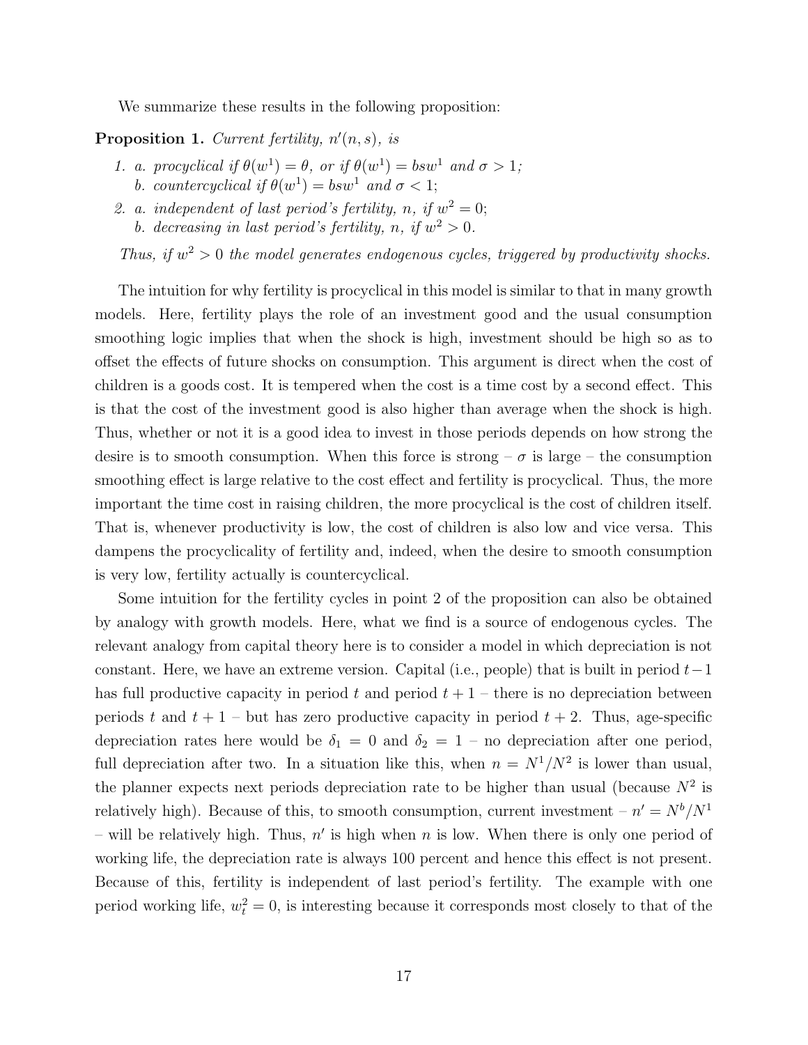We summarize these results in the following proposition:

**Proposition 1.** *Current fertility, $n'(n, s)$, is*

1. *a. procyclical if $\theta(w^1) = \theta$, or if $\theta(w^1) = bsw^1$ and $\sigma > 1$;*
   *b. countercyclical if $\theta(w^1) = bsw^1$ and $\sigma < 1$;*
2. *a. independent of last period's fertility, $n$, if $w^2 = 0$;*
   *b. decreasing in last period's fertility, $n$, if $w^2 > 0$.*

*Thus, if $w^2 > 0$ the model generates endogenous cycles, triggered by productivity shocks.*

The intuition for why fertility is procyclical in this model is similar to that in many growth models. Here, fertility plays the role of an investment good and the usual consumption smoothing logic implies that when the shock is high, investment should be high so as to offset the effects of future shocks on consumption. This argument is direct when the cost of children is a goods cost. It is tempered when the cost is a time cost by a second effect. This is that the cost of the investment good is also higher than average when the shock is high. Thus, whether or not it is a good idea to invest in those periods depends on how strong the desire is to smooth consumption. When this force is strong – $\sigma$ is large – the consumption smoothing effect is large relative to the cost effect and fertility is procyclical. Thus, the more important the time cost in raising children, the more procyclical is the cost of children itself. That is, whenever productivity is low, the cost of children is also low and vice versa. This dampens the procyclicality of fertility and, indeed, when the desire to smooth consumption is very low, fertility actually is countercyclical.

Some intuition for the fertility cycles in point 2 of the proposition can also be obtained by analogy with growth models. Here, what we find is a source of endogenous cycles. The relevant analogy from capital theory here is to consider a model in which depreciation is not constant. Here, we have an extreme version. Capital (i.e., people) that is built in period $t-1$ has full productive capacity in period $t$ and period $t+1$ – there is no depreciation between periods $t$ and $t+1$ – but has zero productive capacity in period $t+2$. Thus, age-specific depreciation rates here would be $\delta_1 = 0$ and $\delta_2 = 1$ – no depreciation after one period, full depreciation after two. In a situation like this, when $n = N^1/N^2$ is lower than usual, the planner expects next periods depreciation rate to be higher than usual (because $N^2$ is relatively high). Because of this, to smooth consumption, current investment – $n' = N^b/N^1$ – will be relatively high. Thus, $n'$ is high when $n$ is low. When there is only one period of working life, the depreciation rate is always 100 percent and hence this effect is not present. Because of this, fertility is independent of last period's fertility. The example with one period working life, $w_t^2 = 0$, is interesting because it corresponds most closely to that of the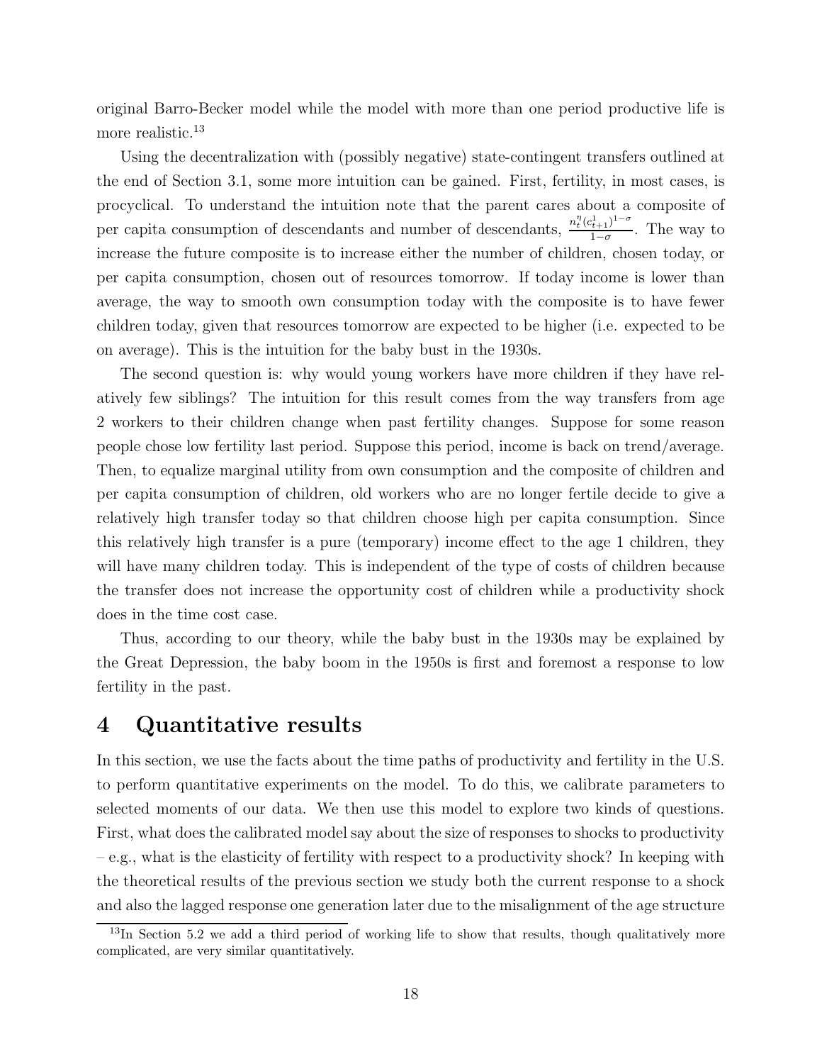original Barro-Becker model while the model with more than one period productive life is more realistic.[13]

Using the decentralization with (possibly negative) state-contingent transfers outlined at the end of Section 3.1, some more intuition can be gained. First, fertility, in most cases, is procyclical. To understand the intuition note that the parent cares about a composite of per capita consumption of descendants and number of descendants, $\frac{n_t^{\eta}(c_{t+1}^1)^{1-\sigma}}{1-\sigma}$. The way to increase the future composite is to increase either the number of children, chosen today, or per capita consumption, chosen out of resources tomorrow. If today income is lower than average, the way to smooth own consumption today with the composite is to have fewer children today, given that resources tomorrow are expected to be higher (i.e. expected to be on average). This is the intuition for the baby bust in the 1930s.

The second question is: why would young workers have more children if they have relatively few siblings? The intuition for this result comes from the way transfers from age 2 workers to their children change when past fertility changes. Suppose for some reason people chose low fertility last period. Suppose this period, income is back on trend/average. Then, to equalize marginal utility from own consumption and the composite of children and per capita consumption of children, old workers who are no longer fertile decide to give a relatively high transfer today so that children choose high per capita consumption. Since this relatively high transfer is a pure (temporary) income effect to the age 1 children, they will have many children today. This is independent of the type of costs of children because the transfer does not increase the opportunity cost of children while a productivity shock does in the time cost case.

Thus, according to our theory, while the baby bust in the 1930s may be explained by the Great Depression, the baby boom in the 1950s is first and foremost a response to low fertility in the past.

# 4 Quantitative results

In this section, we use the facts about the time paths of productivity and fertility in the U.S. to perform quantitative experiments on the model. To do this, we calibrate parameters to selected moments of our data. We then use this model to explore two kinds of questions. First, what does the calibrated model say about the size of responses to shocks to productivity – e.g., what is the elasticity of fertility with respect to a productivity shock? In keeping with the theoretical results of the previous section we study both the current response to a shock and also the lagged response one generation later due to the misalignment of the age structure

[13] In Section 5.2 we add a third period of working life to show that results, though qualitatively more complicated, are very similar quantitatively.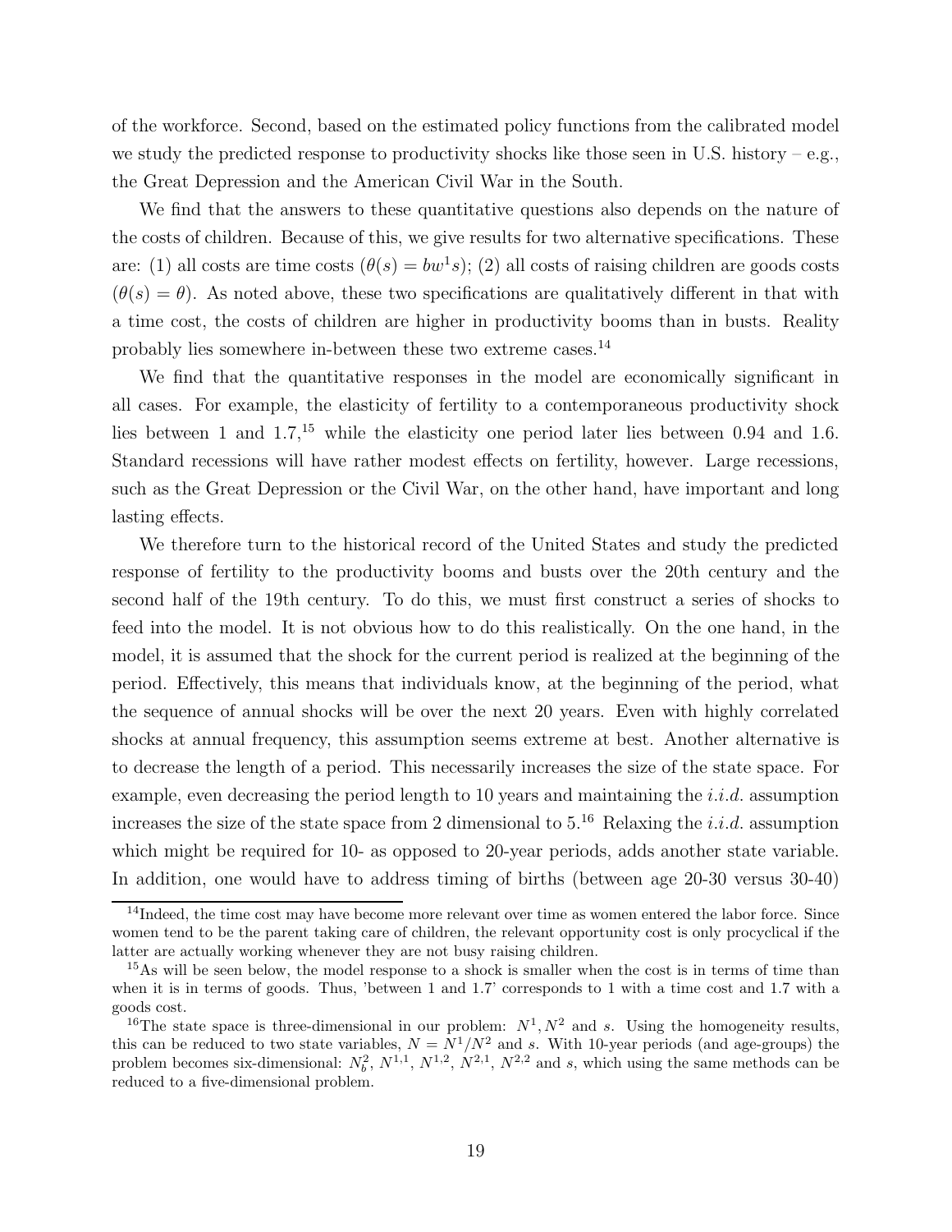of the workforce. Second, based on the estimated policy functions from the calibrated model we study the predicted response to productivity shocks like those seen in U.S. history – e.g., the Great Depression and the American Civil War in the South.

We find that the answers to these quantitative questions also depends on the nature of the costs of children. Because of this, we give results for two alternative specifications. These are: (1) all costs are time costs ($\theta(s) = bw^1 s$); (2) all costs of raising children are goods costs ($\theta(s) = \theta$). As noted above, these two specifications are qualitatively different in that with a time cost, the costs of children are higher in productivity booms than in busts. Reality probably lies somewhere in-between these two extreme cases.[14]

We find that the quantitative responses in the model are economically significant in all cases. For example, the elasticity of fertility to a contemporaneous productivity shock lies between 1 and 1.7,[15] while the elasticity one period later lies between 0.94 and 1.6. Standard recessions will have rather modest effects on fertility, however. Large recessions, such as the Great Depression or the Civil War, on the other hand, have important and long lasting effects.

We therefore turn to the historical record of the United States and study the predicted response of fertility to the productivity booms and busts over the 20th century and the second half of the 19th century. To do this, we must first construct a series of shocks to feed into the model. It is not obvious how to do this realistically. On the one hand, in the model, it is assumed that the shock for the current period is realized at the beginning of the period. Effectively, this means that individuals know, at the beginning of the period, what the sequence of annual shocks will be over the next 20 years. Even with highly correlated shocks at annual frequency, this assumption seems extreme at best. Another alternative is to decrease the length of a period. This necessarily increases the size of the state space. For example, even decreasing the period length to 10 years and maintaining the *i.i.d.* assumption increases the size of the state space from 2 dimensional to 5.[16] Relaxing the *i.i.d.* assumption which might be required for 10- as opposed to 20-year periods, adds another state variable. In addition, one would have to address timing of births (between age 20-30 versus 30-40)

[14] Indeed, the time cost may have become more relevant over time as women entered the labor force. Since women tend to be the parent taking care of children, the relevant opportunity cost is only procyclical if the latter are actually working whenever they are not busy raising children.

[15] As will be seen below, the model response to a shock is smaller when the cost is in terms of time than when it is in terms of goods. Thus, 'between 1 and 1.7' corresponds to 1 with a time cost and 1.7 with a goods cost.

[16] The state space is three-dimensional in our problem: $N^1, N^2$ and $s$. Using the homogeneity results, this can be reduced to two state variables, $N = N^1/N^2$ and $s$. With 10-year periods (and age-groups) the problem becomes six-dimensional: $N_b^2$, $N^{1,1}$, $N^{1,2}$, $N^{2,1}$, $N^{2,2}$ and $s$, which using the same methods can be reduced to a five-dimensional problem.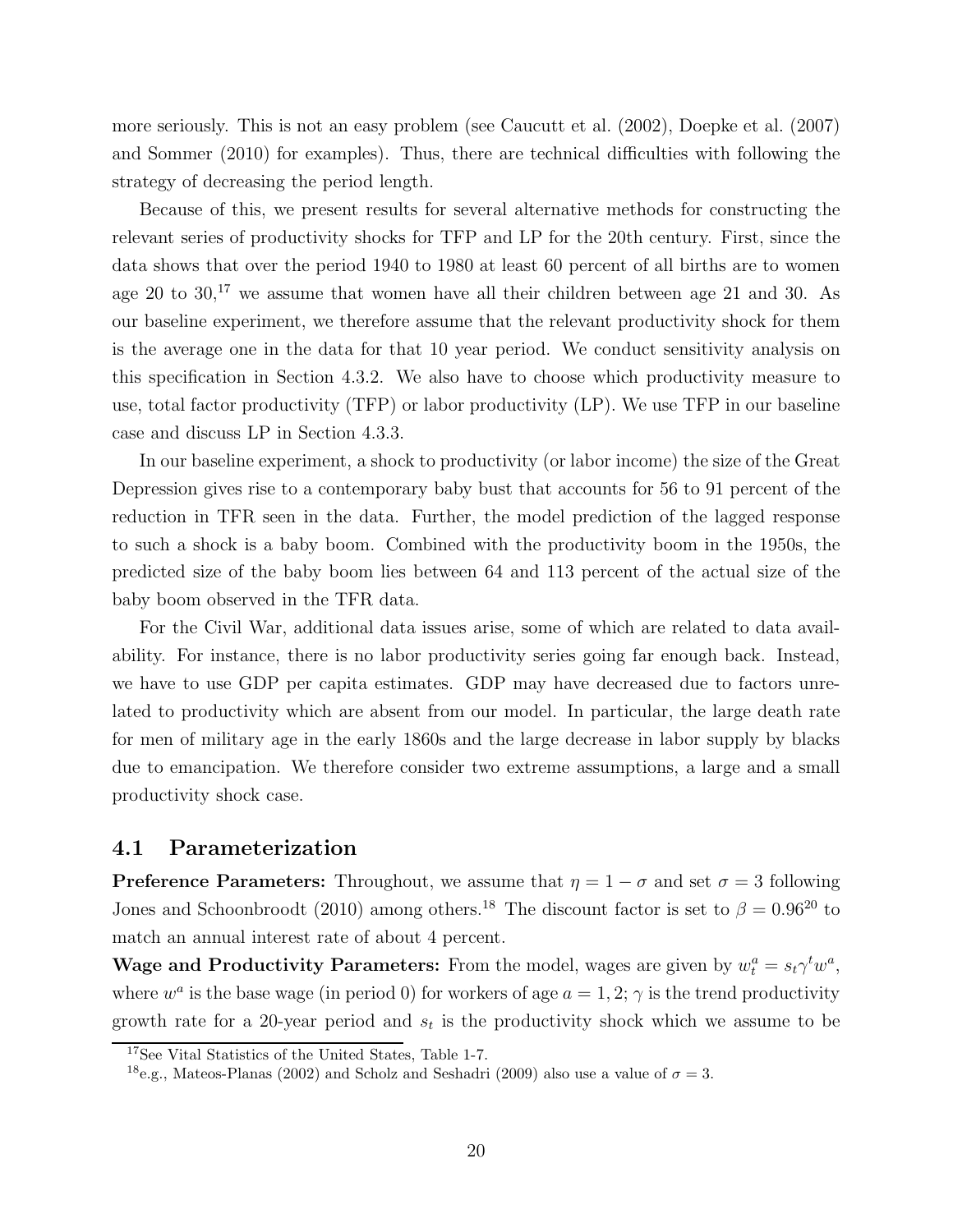more seriously. This is not an easy problem (see Caucutt et al. (2002), Doepke et al. (2007) and Sommer (2010) for examples). Thus, there are technical difficulties with following the strategy of decreasing the period length.

Because of this, we present results for several alternative methods for constructing the relevant series of productivity shocks for TFP and LP for the 20th century. First, since the data shows that over the period 1940 to 1980 at least 60 percent of all births are to women age 20 to 30,[17] we assume that women have all their children between age 21 and 30. As our baseline experiment, we therefore assume that the relevant productivity shock for them is the average one in the data for that 10 year period. We conduct sensitivity analysis on this specification in Section 4.3.2. We also have to choose which productivity measure to use, total factor productivity (TFP) or labor productivity (LP). We use TFP in our baseline case and discuss LP in Section 4.3.3.

In our baseline experiment, a shock to productivity (or labor income) the size of the Great Depression gives rise to a contemporary baby bust that accounts for 56 to 91 percent of the reduction in TFR seen in the data. Further, the model prediction of the lagged response to such a shock is a baby boom. Combined with the productivity boom in the 1950s, the predicted size of the baby boom lies between 64 and 113 percent of the actual size of the baby boom observed in the TFR data.

For the Civil War, additional data issues arise, some of which are related to data availability. For instance, there is no labor productivity series going far enough back. Instead, we have to use GDP per capita estimates. GDP may have decreased due to factors unrelated to productivity which are absent from our model. In particular, the large death rate for men of military age in the early 1860s and the large decrease in labor supply by blacks due to emancipation. We therefore consider two extreme assumptions, a large and a small productivity shock case.

## 4.1 Parameterization

**Preference Parameters:** Throughout, we assume that $\eta = 1 - \sigma$ and set $\sigma = 3$ following Jones and Schoonbroodt (2010) among others.[18] The discount factor is set to $\beta = 0.96^{20}$ to match an annual interest rate of about 4 percent.

**Wage and Productivity Parameters:** From the model, wages are given by $w_t^a = s_t \gamma^t w^a$, where $w^a$ is the base wage (in period 0) for workers of age $a = 1, 2$; $\gamma$ is the trend productivity growth rate for a 20-year period and $s_t$ is the productivity shock which we assume to be

---

[17] See Vital Statistics of the United States, Table 1-7.

[18] e.g., Mateos-Planas (2002) and Scholz and Seshadri (2009) also use a value of $\sigma = 3$.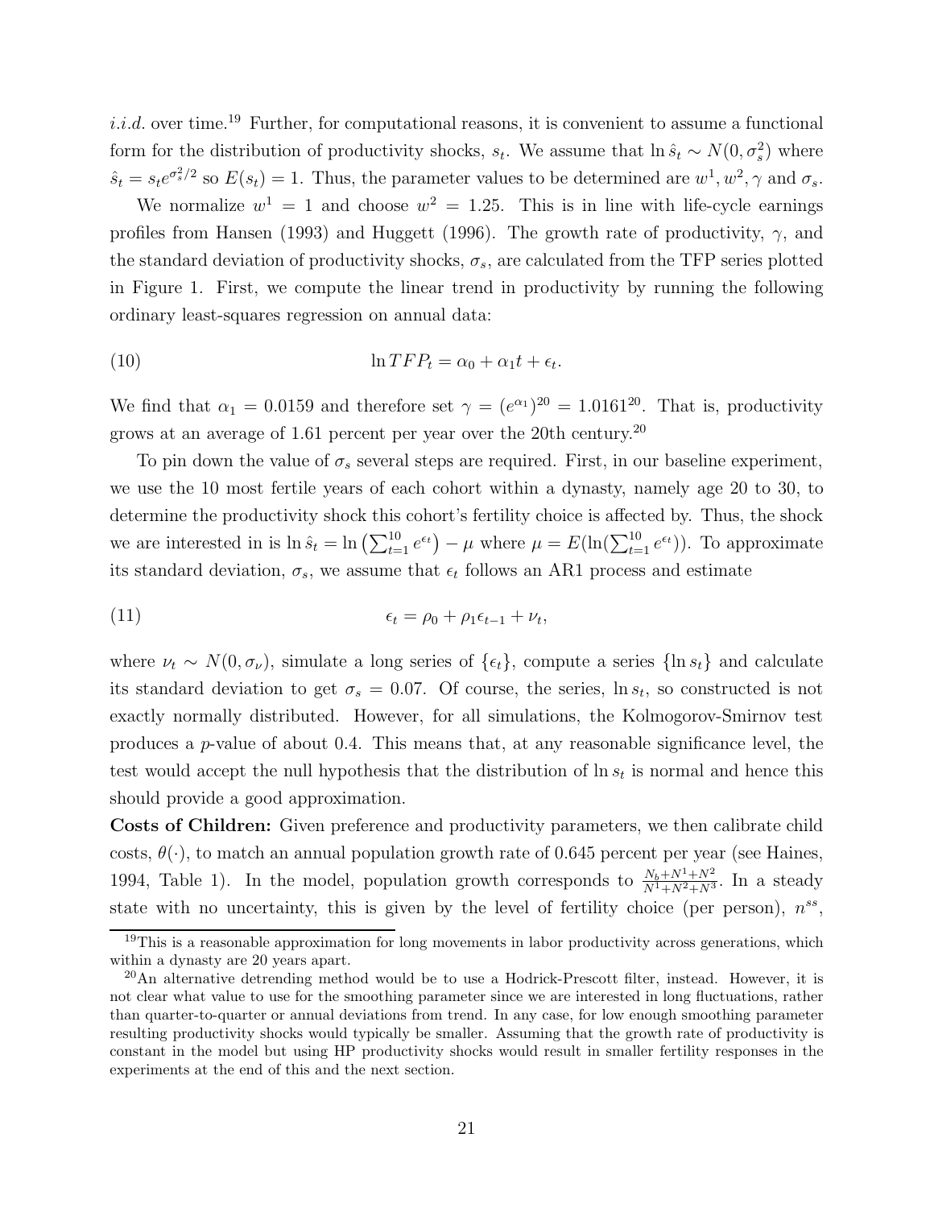*i.i.d.* over time.[19] Further, for computational reasons, it is convenient to assume a functional form for the distribution of productivity shocks, $s_t$. We assume that $\ln \hat{s}_t \sim N(0, \sigma_s^2)$ where $\hat{s}_t = s_t e^{\sigma_s^2/2}$ so $E(s_t) = 1$. Thus, the parameter values to be determined are $w^1, w^2, \gamma$ and $\sigma_s$.

We normalize $w^1 = 1$ and choose $w^2 = 1.25$. This is in line with life-cycle earnings profiles from Hansen (1993) and Huggett (1996). The growth rate of productivity, $\gamma$, and the standard deviation of productivity shocks, $\sigma_s$, are calculated from the TFP series plotted in Figure 1. First, we compute the linear trend in productivity by running the following ordinary least-squares regression on annual data:

$$\ln TFP_t = \alpha_0 + \alpha_1 t + \epsilon_t. \tag{10}$$

We find that $\alpha_1 = 0.0159$ and therefore set $\gamma = (e^{\alpha_1})^{20} = 1.0161^{20}$. That is, productivity grows at an average of 1.61 percent per year over the 20th century.[20]

To pin down the value of $\sigma_s$ several steps are required. First, in our baseline experiment, we use the 10 most fertile years of each cohort within a dynasty, namely age 20 to 30, to determine the productivity shock this cohort's fertility choice is affected by. Thus, the shock we are interested in is $\ln \hat{s}_t = \ln \left(\sum_{t=1}^{10} e^{\epsilon_t}\right) - \mu$ where $\mu = E(\ln(\sum_{t=1}^{10} e^{\epsilon_t}))$. To approximate its standard deviation, $\sigma_s$, we assume that $\epsilon_t$ follows an AR1 process and estimate

$$\epsilon_t = \rho_0 + \rho_1 \epsilon_{t-1} + \nu_t, \tag{11}$$

where $\nu_t \sim N(0, \sigma_\nu)$, simulate a long series of $\{\epsilon_t\}$, compute a series $\{\ln s_t\}$ and calculate its standard deviation to get $\sigma_s = 0.07$. Of course, the series, $\ln s_t$, so constructed is not exactly normally distributed. However, for all simulations, the Kolmogorov-Smirnov test produces a $p$-value of about 0.4. This means that, at any reasonable significance level, the test would accept the null hypothesis that the distribution of $\ln s_t$ is normal and hence this should provide a good approximation.

**Costs of Children:** Given preference and productivity parameters, we then calibrate child costs, $\theta(\cdot)$, to match an annual population growth rate of 0.645 percent per year (see Haines, 1994, Table 1). In the model, population growth corresponds to $\frac{N_b+N^1+N^2}{N^1+N^2+N^3}$. In a steady state with no uncertainty, this is given by the level of fertility choice (per person), $n^{ss}$,

[19] This is a reasonable approximation for long movements in labor productivity across generations, which within a dynasty are 20 years apart.

[20] An alternative detrending method would be to use a Hodrick-Prescott filter, instead. However, it is not clear what value to use for the smoothing parameter since we are interested in long fluctuations, rather than quarter-to-quarter or annual deviations from trend. In any case, for low enough smoothing parameter resulting productivity shocks would typically be smaller. Assuming that the growth rate of productivity is constant in the model but using HP productivity shocks would result in smaller fertility responses in the experiments at the end of this and the next section.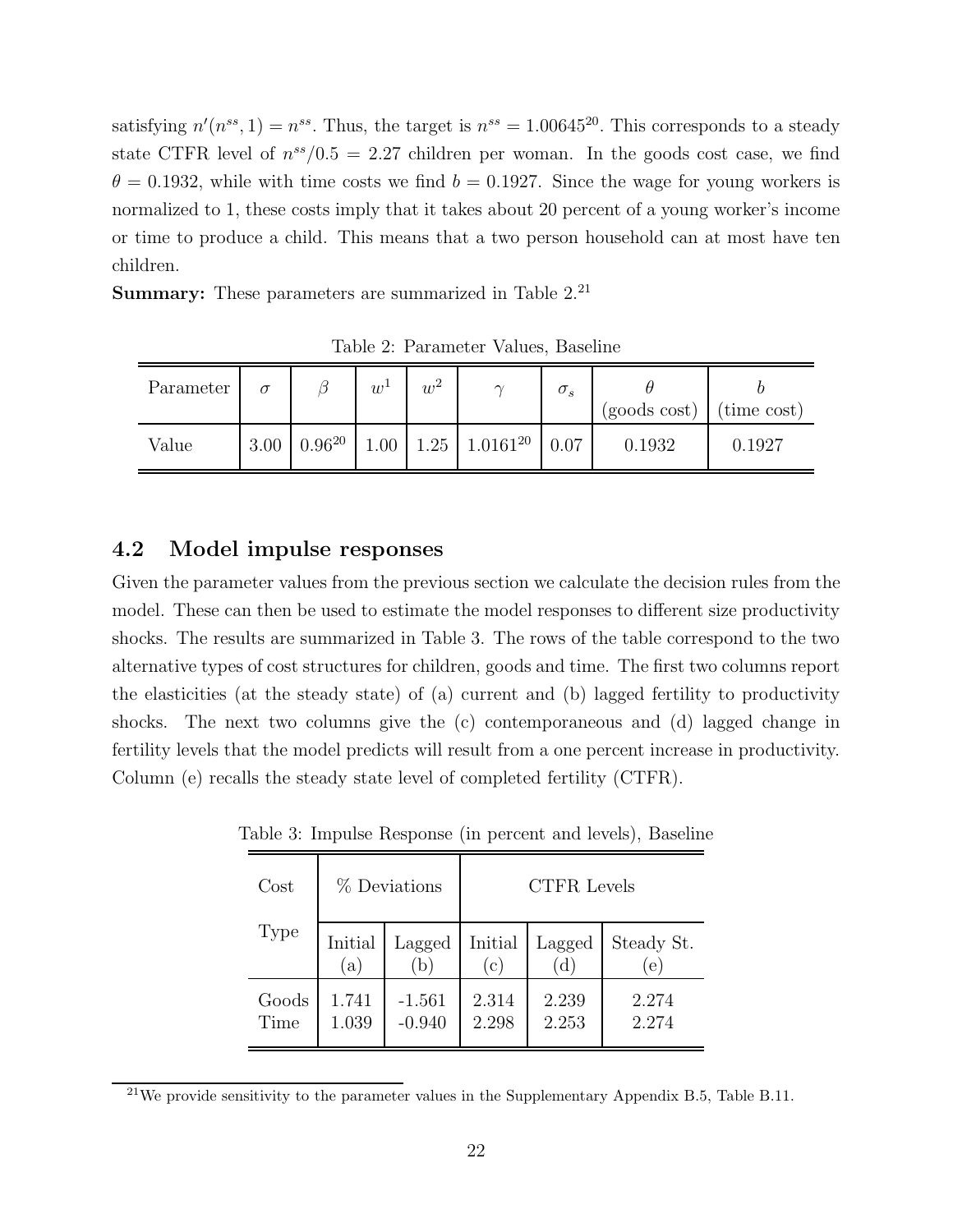satisfying $n'(n^{ss}, 1) = n^{ss}$. Thus, the target is $n^{ss} = 1.00645^{20}$. This corresponds to a steady state CTFR level of $n^{ss}/0.5 = 2.27$ children per woman. In the goods cost case, we find $\theta = 0.1932$, while with time costs we find $b = 0.1927$. Since the wage for young workers is normalized to 1, these costs imply that it takes about 20 percent of a young worker's income or time to produce a child. This means that a two person household can at most have ten children.

**Summary:** These parameters are summarized in Table 2.[21]

Table 2: Parameter Values, Baseline

| Parameter | $\sigma$ | $\beta$ | $w^1$ | $w^2$ | $\gamma$ | $\sigma_s$ | $\theta$ (goods cost) | $b$ (time cost) |
|---|---|---|---|---|---|---|---|---|
| Value | 3.00 | $0.96^{20}$ | 1.00 | 1.25 | $1.0161^{20}$ | 0.07 | 0.1932 | 0.1927 |

## 4.2 Model impulse responses

Given the parameter values from the previous section we calculate the decision rules from the model. These can then be used to estimate the model responses to different size productivity shocks. The results are summarized in Table 3. The rows of the table correspond to the two alternative types of cost structures for children, goods and time. The first two columns report the elasticities (at the steady state) of (a) current and (b) lagged fertility to productivity shocks. The next two columns give the (c) contemporaneous and (d) lagged change in fertility levels that the model predicts will result from a one percent increase in productivity. Column (e) recalls the steady state level of completed fertility (CTFR).

Table 3: Impulse Response (in percent and levels), Baseline

| Cost Type | % Deviations | | CTFR Levels | | |
|---|---|---|---|---|---|
| | Initial (a) | Lagged (b) | Initial (c) | Lagged (d) | Steady St. (e) |
| Goods | 1.741 | -1.561 | 2.314 | 2.239 | 2.274 |
| Time | 1.039 | -0.940 | 2.298 | 2.253 | 2.274 |

[21] We provide sensitivity to the parameter values in the Supplementary Appendix B.5, Table B.11.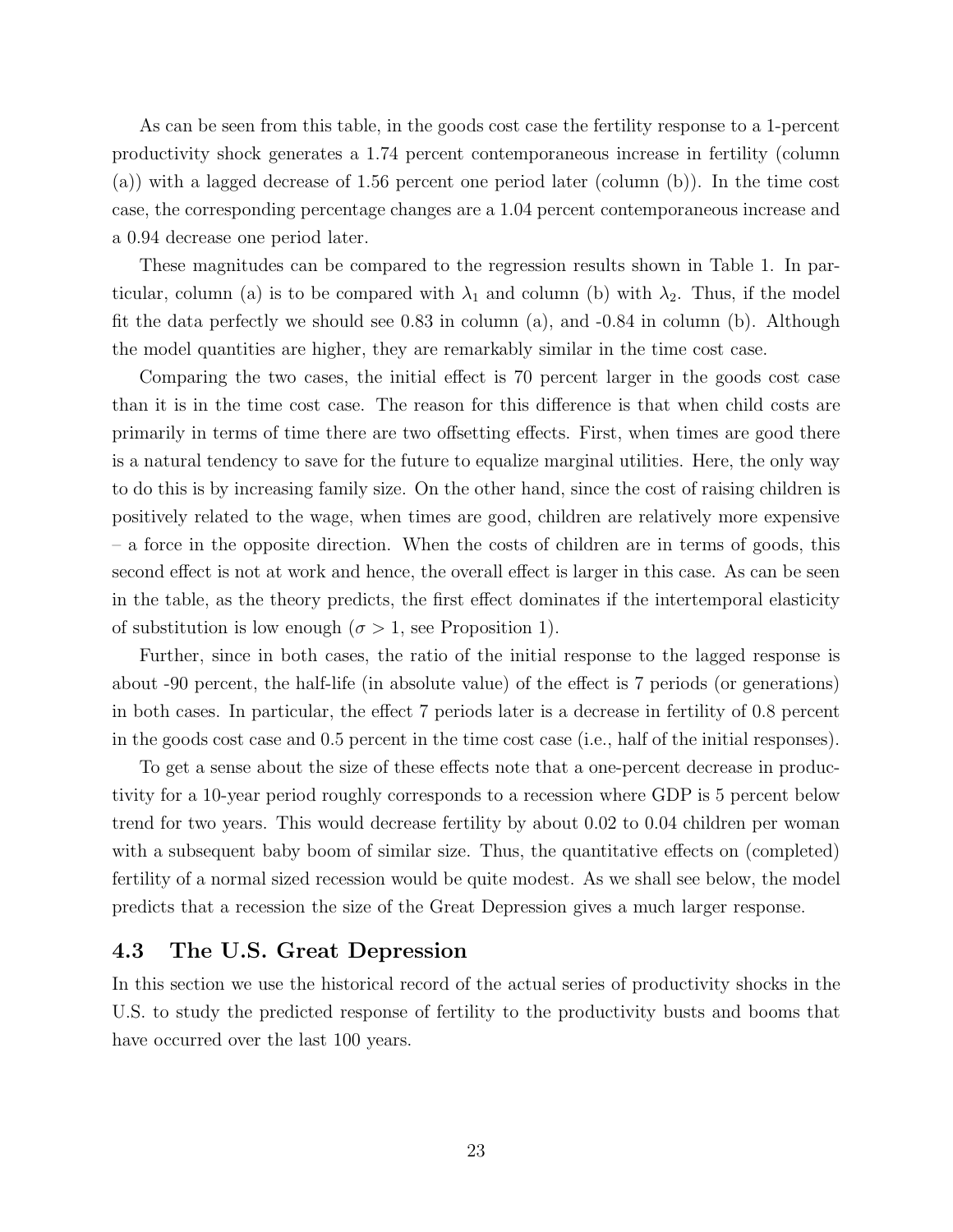As can be seen from this table, in the goods cost case the fertility response to a 1-percent productivity shock generates a 1.74 percent contemporaneous increase in fertility (column (a)) with a lagged decrease of 1.56 percent one period later (column (b)). In the time cost case, the corresponding percentage changes are a 1.04 percent contemporaneous increase and a 0.94 decrease one period later.

These magnitudes can be compared to the regression results shown in Table 1. In particular, column (a) is to be compared with $\lambda_1$ and column (b) with $\lambda_2$. Thus, if the model fit the data perfectly we should see 0.83 in column (a), and -0.84 in column (b). Although the model quantities are higher, they are remarkably similar in the time cost case.

Comparing the two cases, the initial effect is 70 percent larger in the goods cost case than it is in the time cost case. The reason for this difference is that when child costs are primarily in terms of time there are two offsetting effects. First, when times are good there is a natural tendency to save for the future to equalize marginal utilities. Here, the only way to do this is by increasing family size. On the other hand, since the cost of raising children is positively related to the wage, when times are good, children are relatively more expensive – a force in the opposite direction. When the costs of children are in terms of goods, this second effect is not at work and hence, the overall effect is larger in this case. As can be seen in the table, as the theory predicts, the first effect dominates if the intertemporal elasticity of substitution is low enough ($\sigma > 1$, see Proposition 1).

Further, since in both cases, the ratio of the initial response to the lagged response is about -90 percent, the half-life (in absolute value) of the effect is 7 periods (or generations) in both cases. In particular, the effect 7 periods later is a decrease in fertility of 0.8 percent in the goods cost case and 0.5 percent in the time cost case (i.e., half of the initial responses).

To get a sense about the size of these effects note that a one-percent decrease in productivity for a 10-year period roughly corresponds to a recession where GDP is 5 percent below trend for two years. This would decrease fertility by about 0.02 to 0.04 children per woman with a subsequent baby boom of similar size. Thus, the quantitative effects on (completed) fertility of a normal sized recession would be quite modest. As we shall see below, the model predicts that a recession the size of the Great Depression gives a much larger response.

## 4.3 The U.S. Great Depression

In this section we use the historical record of the actual series of productivity shocks in the U.S. to study the predicted response of fertility to the productivity busts and booms that have occurred over the last 100 years.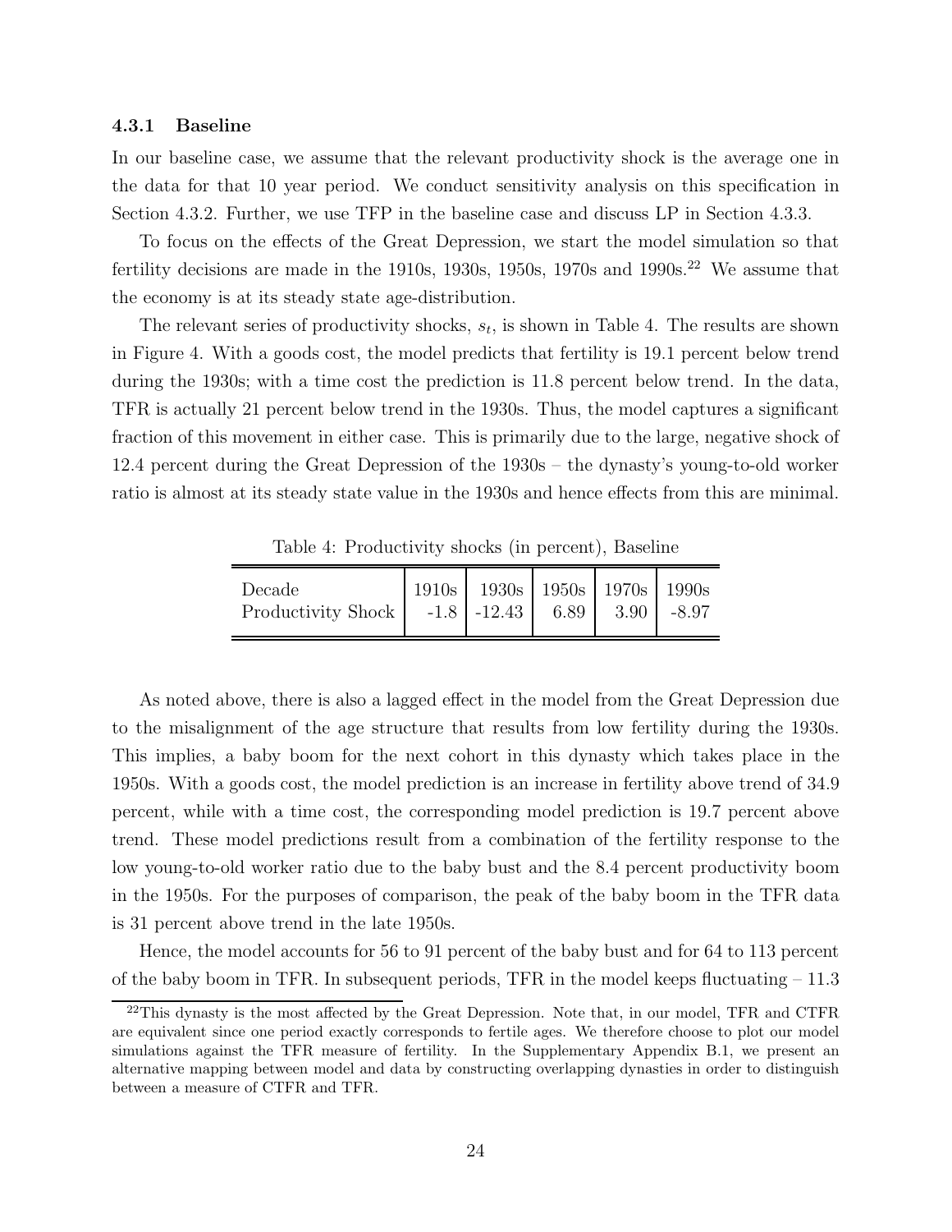### 4.3.1 Baseline

In our baseline case, we assume that the relevant productivity shock is the average one in the data for that 10 year period. We conduct sensitivity analysis on this specification in Section 4.3.2. Further, we use TFP in the baseline case and discuss LP in Section 4.3.3.

To focus on the effects of the Great Depression, we start the model simulation so that fertility decisions are made in the 1910s, 1930s, 1950s, 1970s and 1990s.[22] We assume that the economy is at its steady state age-distribution.

The relevant series of productivity shocks, $s_t$, is shown in Table 4. The results are shown in Figure 4. With a goods cost, the model predicts that fertility is 19.1 percent below trend during the 1930s; with a time cost the prediction is 11.8 percent below trend. In the data, TFR is actually 21 percent below trend in the 1930s. Thus, the model captures a significant fraction of this movement in either case. This is primarily due to the large, negative shock of 12.4 percent during the Great Depression of the 1930s – the dynasty's young-to-old worker ratio is almost at its steady state value in the 1930s and hence effects from this are minimal.

Table 4: Productivity shocks (in percent), Baseline

| Decade | 1910s | 1930s | 1950s | 1970s | 1990s |
|---|---|---|---|---|---|
| Productivity Shock | -1.8 | -12.43 | 6.89 | 3.90 | -8.97 |

As noted above, there is also a lagged effect in the model from the Great Depression due to the misalignment of the age structure that results from low fertility during the 1930s. This implies, a baby boom for the next cohort in this dynasty which takes place in the 1950s. With a goods cost, the model prediction is an increase in fertility above trend of 34.9 percent, while with a time cost, the corresponding model prediction is 19.7 percent above trend. These model predictions result from a combination of the fertility response to the low young-to-old worker ratio due to the baby bust and the 8.4 percent productivity boom in the 1950s. For the purposes of comparison, the peak of the baby boom in the TFR data is 31 percent above trend in the late 1950s.

Hence, the model accounts for 56 to 91 percent of the baby bust and for 64 to 113 percent of the baby boom in TFR. In subsequent periods, TFR in the model keeps fluctuating – 11.3

[22] This dynasty is the most affected by the Great Depression. Note that, in our model, TFR and CTFR are equivalent since one period exactly corresponds to fertile ages. We therefore choose to plot our model simulations against the TFR measure of fertility. In the Supplementary Appendix B.1, we present an alternative mapping between model and data by constructing overlapping dynasties in order to distinguish between a measure of CTFR and TFR.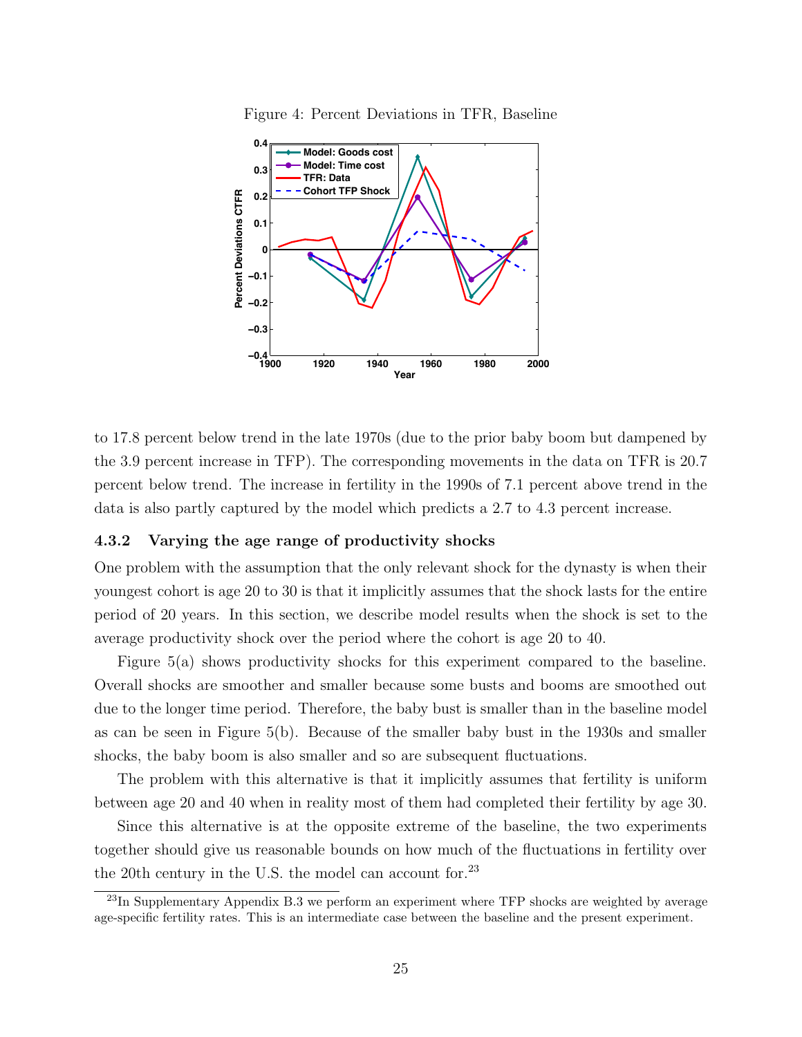Figure 4: Percent Deviations in TFR, Baseline

to 17.8 percent below trend in the late 1970s (due to the prior baby boom but dampened by the 3.9 percent increase in TFP). The corresponding movements in the data on TFR is 20.7 percent below trend. The increase in fertility in the 1990s of 7.1 percent above trend in the data is also partly captured by the model which predicts a 2.7 to 4.3 percent increase.

### 4.3.2 Varying the age range of productivity shocks

One problem with the assumption that the only relevant shock for the dynasty is when their youngest cohort is age 20 to 30 is that it implicitly assumes that the shock lasts for the entire period of 20 years. In this section, we describe model results when the shock is set to the average productivity shock over the period where the cohort is age 20 to 40.

Figure 5(a) shows productivity shocks for this experiment compared to the baseline. Overall shocks are smoother and smaller because some busts and booms are smoothed out due to the longer time period. Therefore, the baby bust is smaller than in the baseline model as can be seen in Figure 5(b). Because of the smaller baby bust in the 1930s and smaller shocks, the baby boom is also smaller and so are subsequent fluctuations.

The problem with this alternative is that it implicitly assumes that fertility is uniform between age 20 and 40 when in reality most of them had completed their fertility by age 30.

Since this alternative is at the opposite extreme of the baseline, the two experiments together should give us reasonable bounds on how much of the fluctuations in fertility over the 20th century in the U.S. the model can account for.[23]

[23] In Supplementary Appendix B.3 we perform an experiment where TFP shocks are weighted by average age-specific fertility rates. This is an intermediate case between the baseline and the present experiment.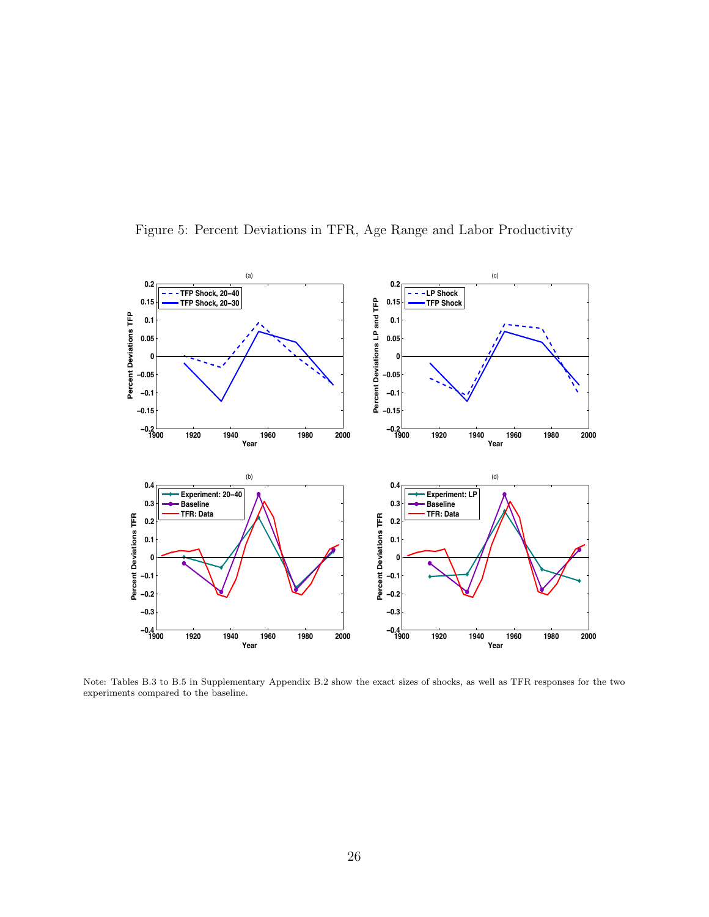Figure 5: Percent Deviations in TFR, Age Range and Labor Productivity

Note: Tables B.3 to B.5 in Supplementary Appendix B.2 show the exact sizes of shocks, as well as TFR responses for the two experiments compared to the baseline.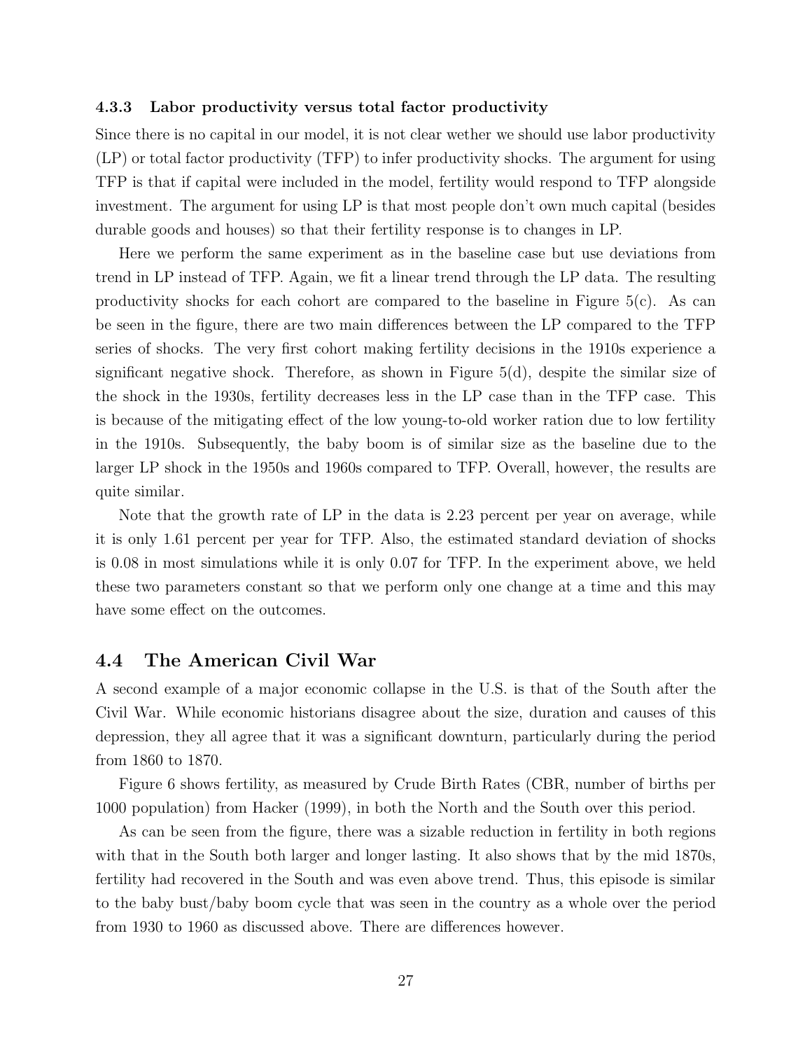#### 4.3.3 Labor productivity versus total factor productivity

Since there is no capital in our model, it is not clear wether we should use labor productivity (LP) or total factor productivity (TFP) to infer productivity shocks. The argument for using TFP is that if capital were included in the model, fertility would respond to TFP alongside investment. The argument for using LP is that most people don't own much capital (besides durable goods and houses) so that their fertility response is to changes in LP.

Here we perform the same experiment as in the baseline case but use deviations from trend in LP instead of TFP. Again, we fit a linear trend through the LP data. The resulting productivity shocks for each cohort are compared to the baseline in Figure 5(c). As can be seen in the figure, there are two main differences between the LP compared to the TFP series of shocks. The very first cohort making fertility decisions in the 1910s experience a significant negative shock. Therefore, as shown in Figure 5(d), despite the similar size of the shock in the 1930s, fertility decreases less in the LP case than in the TFP case. This is because of the mitigating effect of the low young-to-old worker ration due to low fertility in the 1910s. Subsequently, the baby boom is of similar size as the baseline due to the larger LP shock in the 1950s and 1960s compared to TFP. Overall, however, the results are quite similar.

Note that the growth rate of LP in the data is 2.23 percent per year on average, while it is only 1.61 percent per year for TFP. Also, the estimated standard deviation of shocks is 0.08 in most simulations while it is only 0.07 for TFP. In the experiment above, we held these two parameters constant so that we perform only one change at a time and this may have some effect on the outcomes.

## 4.4 The American Civil War

A second example of a major economic collapse in the U.S. is that of the South after the Civil War. While economic historians disagree about the size, duration and causes of this depression, they all agree that it was a significant downturn, particularly during the period from 1860 to 1870.

Figure 6 shows fertility, as measured by Crude Birth Rates (CBR, number of births per 1000 population) from Hacker (1999), in both the North and the South over this period.

As can be seen from the figure, there was a sizable reduction in fertility in both regions with that in the South both larger and longer lasting. It also shows that by the mid 1870s, fertility had recovered in the South and was even above trend. Thus, this episode is similar to the baby bust/baby boom cycle that was seen in the country as a whole over the period from 1930 to 1960 as discussed above. There are differences however.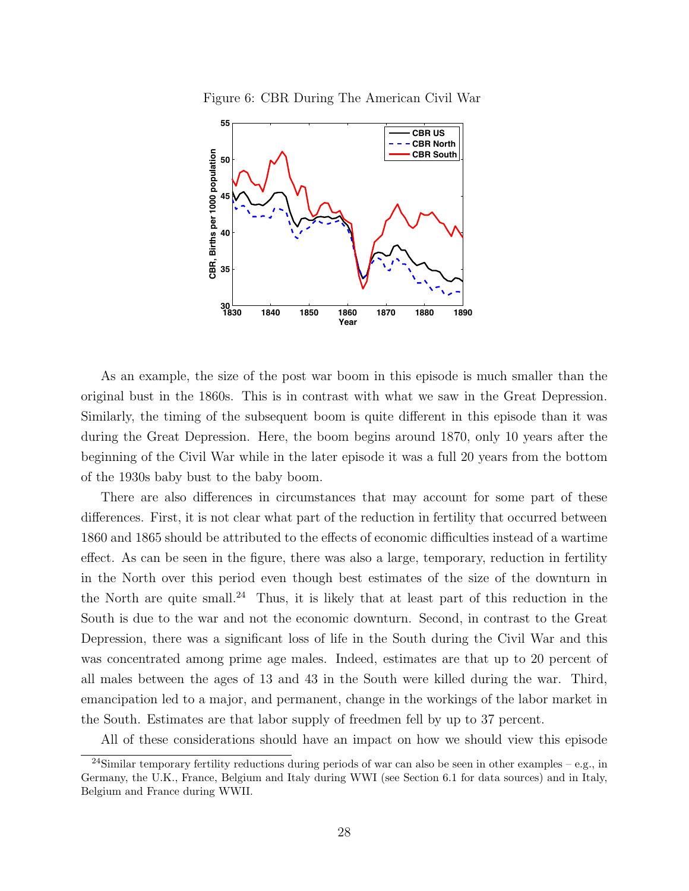Figure 6: CBR During The American Civil War

As an example, the size of the post war boom in this episode is much smaller than the original bust in the 1860s. This is in contrast with what we saw in the Great Depression. Similarly, the timing of the subsequent boom is quite different in this episode than it was during the Great Depression. Here, the boom begins around 1870, only 10 years after the beginning of the Civil War while in the later episode it was a full 20 years from the bottom of the 1930s baby bust to the baby boom.

There are also differences in circumstances that may account for some part of these differences. First, it is not clear what part of the reduction in fertility that occurred between 1860 and 1865 should be attributed to the effects of economic difficulties instead of a wartime effect. As can be seen in the figure, there was also a large, temporary, reduction in fertility in the North over this period even though best estimates of the size of the downturn in the North are quite small.[24] Thus, it is likely that at least part of this reduction in the South is due to the war and not the economic downturn. Second, in contrast to the Great Depression, there was a significant loss of life in the South during the Civil War and this was concentrated among prime age males. Indeed, estimates are that up to 20 percent of all males between the ages of 13 and 43 in the South were killed during the war. Third, emancipation led to a major, and permanent, change in the workings of the labor market in the South. Estimates are that labor supply of freedmen fell by up to 37 percent.

All of these considerations should have an impact on how we should view this episode

[24] Similar temporary fertility reductions during periods of war can also be seen in other examples – e.g., in Germany, the U.K., France, Belgium and Italy during WWI (see Section 6.1 for data sources) and in Italy, Belgium and France during WWII.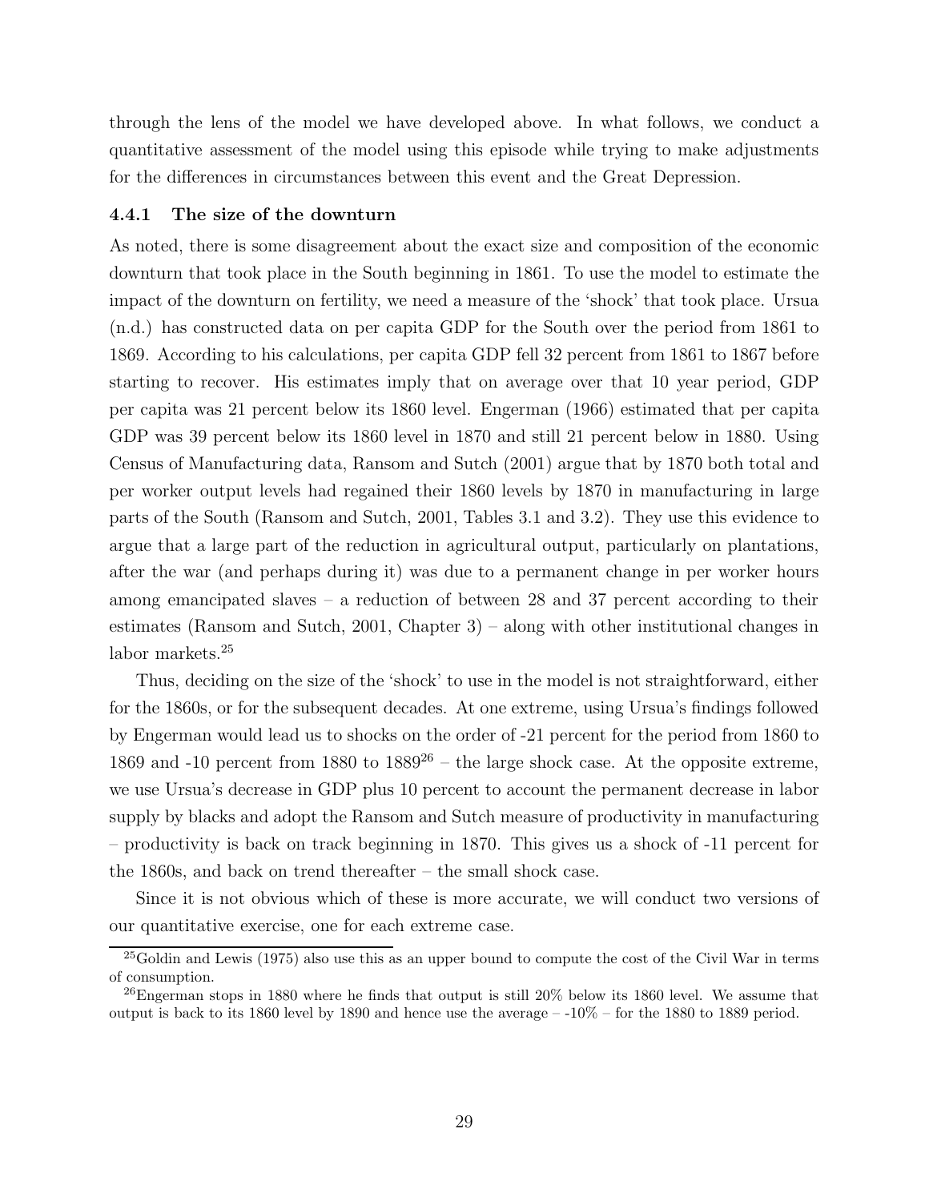through the lens of the model we have developed above. In what follows, we conduct a quantitative assessment of the model using this episode while trying to make adjustments for the differences in circumstances between this event and the Great Depression.

### 4.4.1 The size of the downturn

As noted, there is some disagreement about the exact size and composition of the economic downturn that took place in the South beginning in 1861. To use the model to estimate the impact of the downturn on fertility, we need a measure of the 'shock' that took place. Ursua (n.d.) has constructed data on per capita GDP for the South over the period from 1861 to 1869. According to his calculations, per capita GDP fell 32 percent from 1861 to 1867 before starting to recover. His estimates imply that on average over that 10 year period, GDP per capita was 21 percent below its 1860 level. Engerman (1966) estimated that per capita GDP was 39 percent below its 1860 level in 1870 and still 21 percent below in 1880. Using Census of Manufacturing data, Ransom and Sutch (2001) argue that by 1870 both total and per worker output levels had regained their 1860 levels by 1870 in manufacturing in large parts of the South (Ransom and Sutch, 2001, Tables 3.1 and 3.2). They use this evidence to argue that a large part of the reduction in agricultural output, particularly on plantations, after the war (and perhaps during it) was due to a permanent change in per worker hours among emancipated slaves – a reduction of between 28 and 37 percent according to their estimates (Ransom and Sutch, 2001, Chapter 3) – along with other institutional changes in labor markets.[25]

Thus, deciding on the size of the 'shock' to use in the model is not straightforward, either for the 1860s, or for the subsequent decades. At one extreme, using Ursua's findings followed by Engerman would lead us to shocks on the order of -21 percent for the period from 1860 to 1869 and -10 percent from 1880 to 1889[26] – the large shock case. At the opposite extreme, we use Ursua's decrease in GDP plus 10 percent to account the permanent decrease in labor supply by blacks and adopt the Ransom and Sutch measure of productivity in manufacturing – productivity is back on track beginning in 1870. This gives us a shock of -11 percent for the 1860s, and back on trend thereafter – the small shock case.

Since it is not obvious which of these is more accurate, we will conduct two versions of our quantitative exercise, one for each extreme case.

[25] Goldin and Lewis (1975) also use this as an upper bound to compute the cost of the Civil War in terms of consumption.

[26] Engerman stops in 1880 where he finds that output is still 20% below its 1860 level. We assume that output is back to its 1860 level by 1890 and hence use the average – -10% – for the 1880 to 1889 period.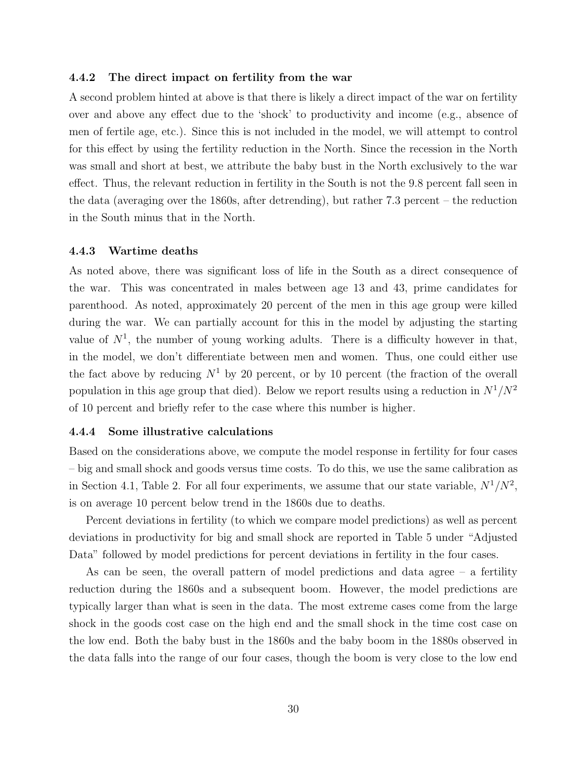#### 4.4.2 The direct impact on fertility from the war

A second problem hinted at above is that there is likely a direct impact of the war on fertility over and above any effect due to the 'shock' to productivity and income (e.g., absence of men of fertile age, etc.). Since this is not included in the model, we will attempt to control for this effect by using the fertility reduction in the North. Since the recession in the North was small and short at best, we attribute the baby bust in the North exclusively to the war effect. Thus, the relevant reduction in fertility in the South is not the 9.8 percent fall seen in the data (averaging over the 1860s, after detrending), but rather 7.3 percent – the reduction in the South minus that in the North.

#### 4.4.3 Wartime deaths

As noted above, there was significant loss of life in the South as a direct consequence of the war. This was concentrated in males between age 13 and 43, prime candidates for parenthood. As noted, approximately 20 percent of the men in this age group were killed during the war. We can partially account for this in the model by adjusting the starting value of $N^1$, the number of young working adults. There is a difficulty however in that, in the model, we don't differentiate between men and women. Thus, one could either use the fact above by reducing $N^1$ by 20 percent, or by 10 percent (the fraction of the overall population in this age group that died). Below we report results using a reduction in $N^1/N^2$ of 10 percent and briefly refer to the case where this number is higher.

#### 4.4.4 Some illustrative calculations

Based on the considerations above, we compute the model response in fertility for four cases – big and small shock and goods versus time costs. To do this, we use the same calibration as in Section 4.1, Table 2. For all four experiments, we assume that our state variable, $N^1/N^2$, is on average 10 percent below trend in the 1860s due to deaths.

Percent deviations in fertility (to which we compare model predictions) as well as percent deviations in productivity for big and small shock are reported in Table 5 under "Adjusted Data" followed by model predictions for percent deviations in fertility in the four cases.

As can be seen, the overall pattern of model predictions and data agree – a fertility reduction during the 1860s and a subsequent boom. However, the model predictions are typically larger than what is seen in the data. The most extreme cases come from the large shock in the goods cost case on the high end and the small shock in the time cost case on the low end. Both the baby bust in the 1860s and the baby boom in the 1880s observed in the data falls into the range of our four cases, though the boom is very close to the low end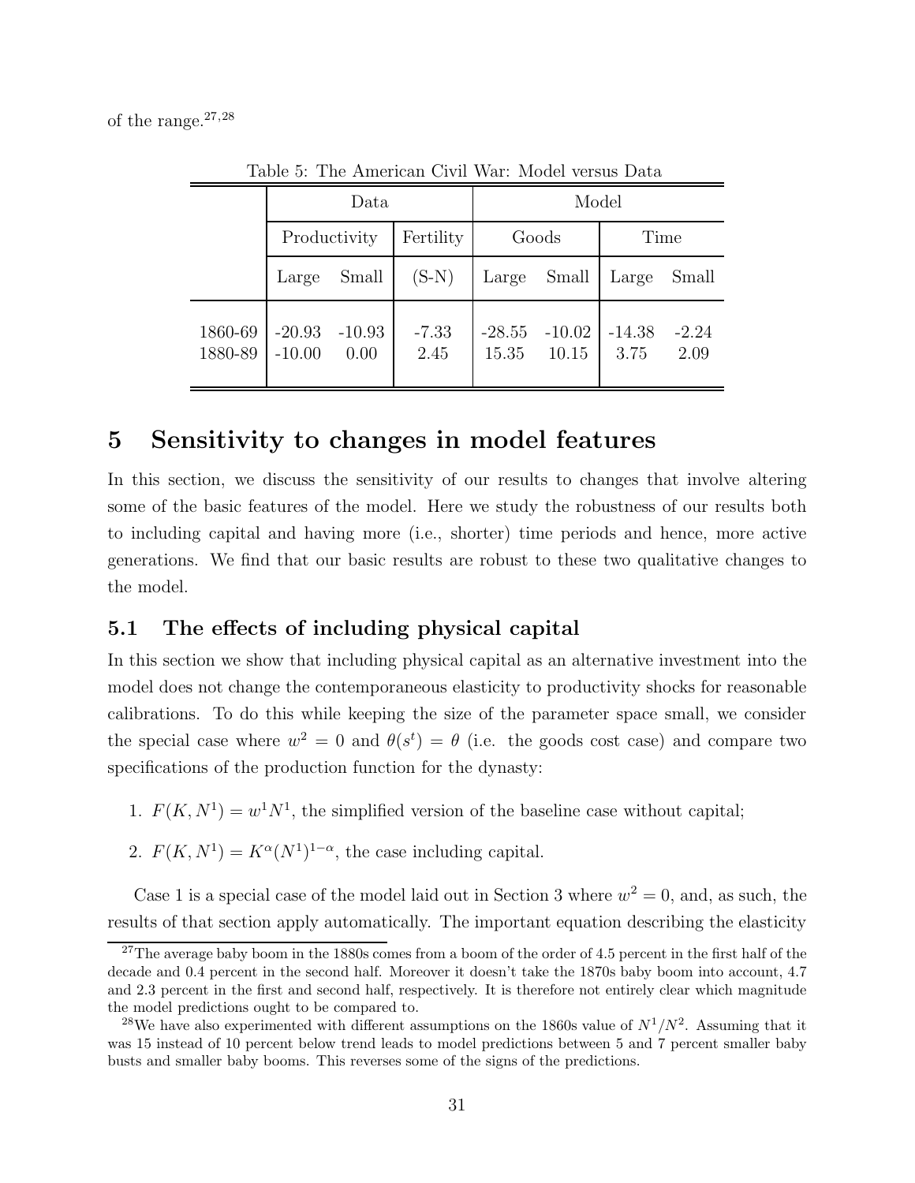of the range.[27,28]

Table 5: The American Civil War: Model versus Data

| | Data | | | Model | | | |
|---|---|---|---|---|---|---|---|
| | Productivity | | Fertility | Goods | | Time | |
| | Large | Small | (S-N) | Large | Small | Large | Small |
| 1860-69 | -20.93 | -10.93 | -7.33 | -28.55 | -10.02 | -14.38 | -2.24 |
| 1880-89 | -10.00 | 0.00 | 2.45 | 15.35 | 10.15 | 3.75 | 2.09 |

# 5 Sensitivity to changes in model features

In this section, we discuss the sensitivity of our results to changes that involve altering some of the basic features of the model. Here we study the robustness of our results both to including capital and having more (i.e., shorter) time periods and hence, more active generations. We find that our basic results are robust to these two qualitative changes to the model.

## 5.1 The effects of including physical capital

In this section we show that including physical capital as an alternative investment into the model does not change the contemporaneous elasticity to productivity shocks for reasonable calibrations. To do this while keeping the size of the parameter space small, we consider the special case where $w^2 = 0$ and $\theta(s^t) = \theta$ (i.e. the goods cost case) and compare two specifications of the production function for the dynasty:

1. $F(K, N^1) = w^1 N^1$, the simplified version of the baseline case without capital;
2. $F(K, N^1) = K^{\alpha}(N^1)^{1-\alpha}$, the case including capital.

Case 1 is a special case of the model laid out in Section 3 where $w^2 = 0$, and, as such, the results of that section apply automatically. The important equation describing the elasticity

[27] The average baby boom in the 1880s comes from a boom of the order of 4.5 percent in the first half of the decade and 0.4 percent in the second half. Moreover it doesn't take the 1870s baby boom into account, 4.7 and 2.3 percent in the first and second half, respectively. It is therefore not entirely clear which magnitude the model predictions ought to be compared to.

[28] We have also experimented with different assumptions on the 1860s value of $N^1/N^2$. Assuming that it was 15 instead of 10 percent below trend leads to model predictions between 5 and 7 percent smaller baby busts and smaller baby booms. This reverses some of the signs of the predictions.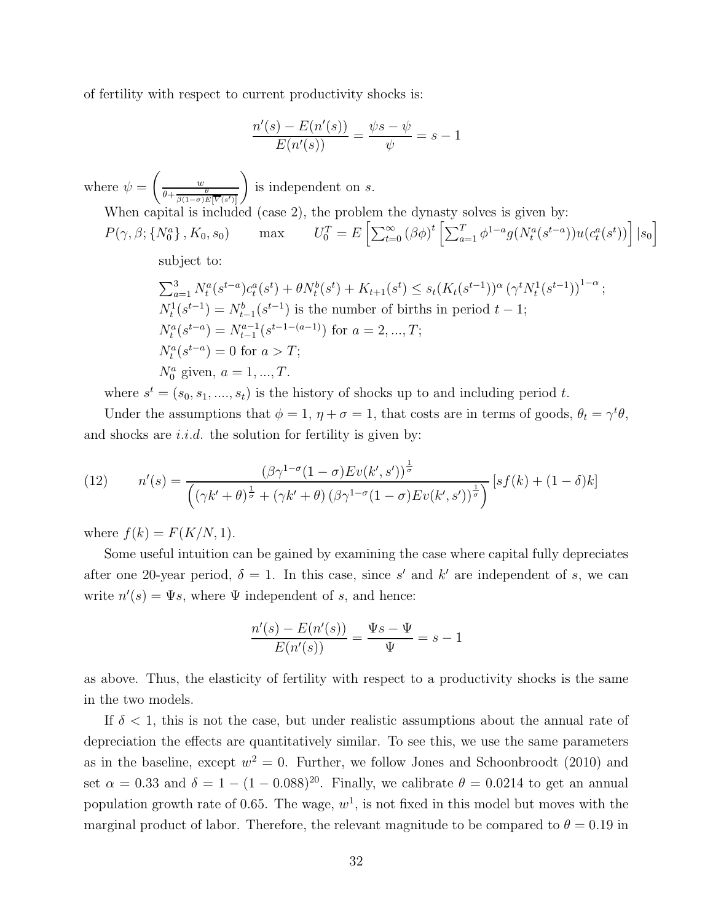of fertility with respect to current productivity shocks is:

$$\frac{n'(s) - E(n'(s))}{E(n'(s))} = \frac{\psi s - \psi}{\psi} = s - 1$$

where $\psi = \left( \frac{w}{\theta + \frac{\theta}{\beta(1-\sigma)E[V(s')]}} \right)$ is independent on $s$.

When capital is included (case 2), the problem the dynasty solves is given by:

$P(\gamma, \beta; \{N_0^a\}, K_0, s_0) \qquad \max \qquad U_0^T = E\left[\sum_{t=0}^{\infty} (\beta\phi)^t \left[\sum_{a=1}^{T} \phi^{1-a} g(N_t^a(s^{t-a})) u(c_t^a(s^t))\right] | s_0\right]$

subject to:

$\sum_{a=1}^{3} N_t^a(s^{t-a}) c_t^a(s^t) + \theta N_t^b(s^t) + K_{t+1}(s^t) \leq s_t (K_t(s^{t-1}))^{\alpha} \left(\gamma^t N_t^1(s^{t-1})\right)^{1-\alpha};$

$N_t^1(s^{t-1}) = N_{t-1}^b(s^{t-1})$ is the number of births in period $t-1$;

$N_t^a(s^{t-a}) = N_{t-1}^{a-1}(s^{t-1-(a-1)})$ for $a = 2, ..., T$;

$N_t^a(s^{t-a}) = 0$ for $a > T$;

$N_0^a$ given, $a = 1, ..., T$.

where $s^t = (s_0, s_1, ...., s_t)$ is the history of shocks up to and including period $t$.

Under the assumptions that $\phi = 1$, $\eta + \sigma = 1$, that costs are in terms of goods, $\theta_t = \gamma^t \theta$, and shocks are *i.i.d.* the solution for fertility is given by:

$$n'(s) = \frac{\left(\beta\gamma^{1-\sigma}(1-\sigma)Ev(k', s')\right)^{\frac{1}{\sigma}}}{\left((\gamma k' + \theta)^{\frac{1}{\sigma}} + (\gamma k' + \theta)\left(\beta\gamma^{1-\sigma}(1-\sigma)Ev(k', s')\right)^{\frac{1}{\sigma}}\right)} [sf(k) + (1-\delta)k] \tag{12}$$

where $f(k) = F(K/N, 1)$.

Some useful intuition can be gained by examining the case where capital fully depreciates after one 20-year period, $\delta = 1$. In this case, since $s'$ and $k'$ are independent of $s$, we can write $n'(s) = \Psi s$, where $\Psi$ independent of $s$, and hence:

$$\frac{n'(s) - E(n'(s))}{E(n'(s))} = \frac{\Psi s - \Psi}{\Psi} = s - 1$$

as above. Thus, the elasticity of fertility with respect to a productivity shocks is the same in the two models.

If $\delta < 1$, this is not the case, but under realistic assumptions about the annual rate of depreciation the effects are quantitatively similar. To see this, we use the same parameters as in the baseline, except $w^2 = 0$. Further, we follow Jones and Schoonbroodt (2010) and set $\alpha = 0.33$ and $\delta = 1 - (1 - 0.088)^{20}$. Finally, we calibrate $\theta = 0.0214$ to get an annual population growth rate of 0.65. The wage, $w^1$, is not fixed in this model but moves with the marginal product of labor. Therefore, the relevant magnitude to be compared to $\theta = 0.19$ in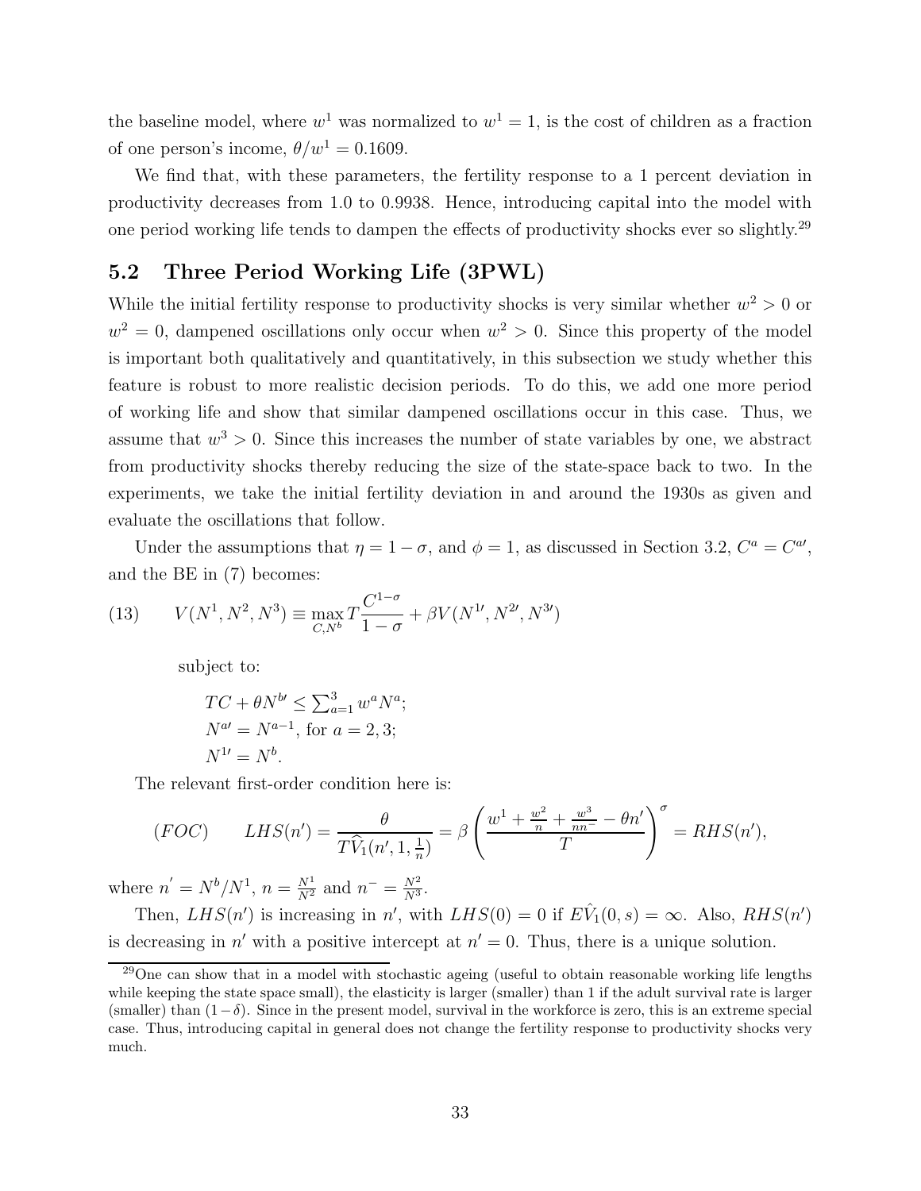the baseline model, where $w^1$ was normalized to $w^1 = 1$, is the cost of children as a fraction of one person's income, $\theta/w^1 = 0.1609$.

We find that, with these parameters, the fertility response to a 1 percent deviation in productivity decreases from 1.0 to 0.9938. Hence, introducing capital into the model with one period working life tends to dampen the effects of productivity shocks ever so slightly.[29]

## 5.2 Three Period Working Life (3PWL)

While the initial fertility response to productivity shocks is very similar whether $w^2 > 0$ or $w^2 = 0$, dampened oscillations only occur when $w^2 > 0$. Since this property of the model is important both qualitatively and quantitatively, in this subsection we study whether this feature is robust to more realistic decision periods. To do this, we add one more period of working life and show that similar dampened oscillations occur in this case. Thus, we assume that $w^3 > 0$. Since this increases the number of state variables by one, we abstract from productivity shocks thereby reducing the size of the state-space back to two. In the experiments, we take the initial fertility deviation in and around the 1930s as given and evaluate the oscillations that follow.

Under the assumptions that $\eta = 1 - \sigma$, and $\phi = 1$, as discussed in Section 3.2, $C^a = C^{a\prime}$, and the BE in (7) becomes:

$$(13) \qquad V(N^1, N^2, N^3) \equiv \max_{C, N^b} T\frac{C^{1-\sigma}}{1-\sigma} + \beta V(N^{1\prime}, N^{2\prime}, N^{3\prime})$$

subject to:

$$TC + \theta N^{b\prime} \leq \textstyle\sum_{a=1}^{3} w^a N^a;$$
$$N^{a\prime} = N^{a-1}, \text{ for } a = 2, 3;$$
$$N^{1\prime} = N^b.$$

The relevant first-order condition here is:

$$(FOC) \qquad LHS(n') = \frac{\theta}{T\widehat{V}_1(n', 1, \frac{1}{n})} = \beta \left( \frac{w^1 + \frac{w^2}{n} + \frac{w^3}{nn^-} - \theta n'}{T} \right)^{\sigma} = RHS(n'),$$

where $n' = N^b/N^1$, $n = \frac{N^1}{N^2}$ and $n^- = \frac{N^2}{N^3}$.

Then, $LHS(n')$ is increasing in $n'$, with $LHS(0) = 0$ if $E\hat{V}_1(0, s) = \infty$. Also, $RHS(n')$ is decreasing in $n'$ with a positive intercept at $n' = 0$. Thus, there is a unique solution.

[29] One can show that in a model with stochastic ageing (useful to obtain reasonable working life lengths while keeping the state space small), the elasticity is larger (smaller) than 1 if the adult survival rate is larger (smaller) than $(1-\delta)$. Since in the present model, survival in the workforce is zero, this is an extreme special case. Thus, introducing capital in general does not change the fertility response to productivity shocks very much.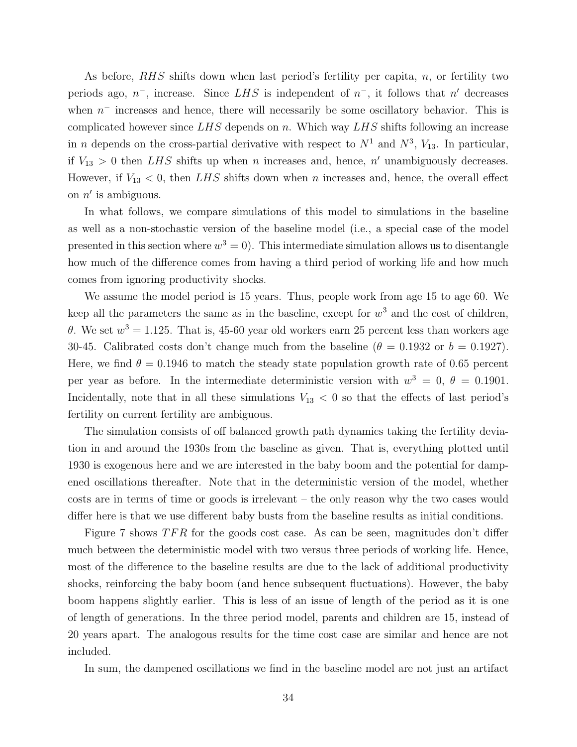As before, $RHS$ shifts down when last period's fertility per capita, $n$, or fertility two periods ago, $n^{-}$, increase. Since $LHS$ is independent of $n^{-}$, it follows that $n'$ decreases when $n^{-}$ increases and hence, there will necessarily be some oscillatory behavior. This is complicated however since $LHS$ depends on $n$. Which way $LHS$ shifts following an increase in $n$ depends on the cross-partial derivative with respect to $N^1$ and $N^3$, $V_{13}$. In particular, if $V_{13} > 0$ then $LHS$ shifts up when $n$ increases and, hence, $n'$ unambiguously decreases. However, if $V_{13} < 0$, then $LHS$ shifts down when $n$ increases and, hence, the overall effect on $n'$ is ambiguous.

In what follows, we compare simulations of this model to simulations in the baseline as well as a non-stochastic version of the baseline model (i.e., a special case of the model presented in this section where $w^3 = 0$). This intermediate simulation allows us to disentangle how much of the difference comes from having a third period of working life and how much comes from ignoring productivity shocks.

We assume the model period is 15 years. Thus, people work from age 15 to age 60. We keep all the parameters the same as in the baseline, except for $w^3$ and the cost of children, $\theta$. We set $w^3 = 1.125$. That is, 45-60 year old workers earn 25 percent less than workers age 30-45. Calibrated costs don't change much from the baseline ($\theta = 0.1932$ or $b = 0.1927$). Here, we find $\theta = 0.1946$ to match the steady state population growth rate of 0.65 percent per year as before. In the intermediate deterministic version with $w^3 = 0$, $\theta = 0.1901$. Incidentally, note that in all these simulations $V_{13} < 0$ so that the effects of last period's fertility on current fertility are ambiguous.

The simulation consists of off balanced growth path dynamics taking the fertility deviation in and around the 1930s from the baseline as given. That is, everything plotted until 1930 is exogenous here and we are interested in the baby boom and the potential for dampened oscillations thereafter. Note that in the deterministic version of the model, whether costs are in terms of time or goods is irrelevant – the only reason why the two cases would differ here is that we use different baby busts from the baseline results as initial conditions.

Figure 7 shows $TFR$ for the goods cost case. As can be seen, magnitudes don't differ much between the deterministic model with two versus three periods of working life. Hence, most of the difference to the baseline results are due to the lack of additional productivity shocks, reinforcing the baby boom (and hence subsequent fluctuations). However, the baby boom happens slightly earlier. This is less of an issue of length of the period as it is one of length of generations. In the three period model, parents and children are 15, instead of 20 years apart. The analogous results for the time cost case are similar and hence are not included.

In sum, the dampened oscillations we find in the baseline model are not just an artifact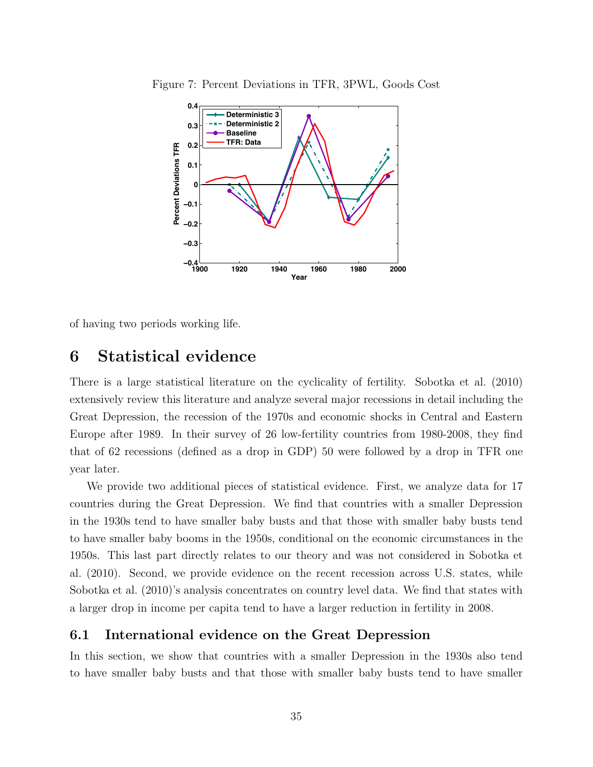Figure 7: Percent Deviations in TFR, 3PWL, Goods Cost

of having two periods working life.

# 6 Statistical evidence

There is a large statistical literature on the cyclicality of fertility. Sobotka et al. (2010) extensively review this literature and analyze several major recessions in detail including the Great Depression, the recession of the 1970s and economic shocks in Central and Eastern Europe after 1989. In their survey of 26 low-fertility countries from 1980-2008, they find that of 62 recessions (defined as a drop in GDP) 50 were followed by a drop in TFR one year later.

We provide two additional pieces of statistical evidence. First, we analyze data for 17 countries during the Great Depression. We find that countries with a smaller Depression in the 1930s tend to have smaller baby busts and that those with smaller baby busts tend to have smaller baby booms in the 1950s, conditional on the economic circumstances in the 1950s. This last part directly relates to our theory and was not considered in Sobotka et al. (2010). Second, we provide evidence on the recent recession across U.S. states, while Sobotka et al. (2010)'s analysis concentrates on country level data. We find that states with a larger drop in income per capita tend to have a larger reduction in fertility in 2008.

## 6.1 International evidence on the Great Depression

In this section, we show that countries with a smaller Depression in the 1930s also tend to have smaller baby busts and that those with smaller baby busts tend to have smaller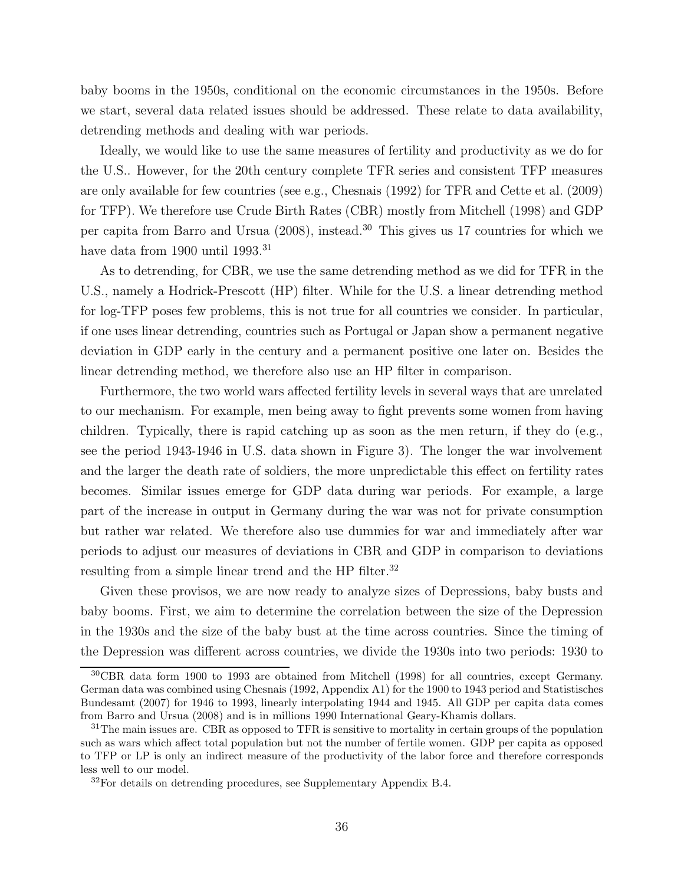baby booms in the 1950s, conditional on the economic circumstances in the 1950s. Before we start, several data related issues should be addressed. These relate to data availability, detrending methods and dealing with war periods.

Ideally, we would like to use the same measures of fertility and productivity as we do for the U.S.. However, for the 20th century complete TFR series and consistent TFP measures are only available for few countries (see e.g., Chesnais (1992) for TFR and Cette et al. (2009) for TFP). We therefore use Crude Birth Rates (CBR) mostly from Mitchell (1998) and GDP per capita from Barro and Ursua (2008), instead.[30] This gives us 17 countries for which we have data from 1900 until 1993.[31]

As to detrending, for CBR, we use the same detrending method as we did for TFR in the U.S., namely a Hodrick-Prescott (HP) filter. While for the U.S. a linear detrending method for log-TFP poses few problems, this is not true for all countries we consider. In particular, if one uses linear detrending, countries such as Portugal or Japan show a permanent negative deviation in GDP early in the century and a permanent positive one later on. Besides the linear detrending method, we therefore also use an HP filter in comparison.

Furthermore, the two world wars affected fertility levels in several ways that are unrelated to our mechanism. For example, men being away to fight prevents some women from having children. Typically, there is rapid catching up as soon as the men return, if they do (e.g., see the period 1943-1946 in U.S. data shown in Figure 3). The longer the war involvement and the larger the death rate of soldiers, the more unpredictable this effect on fertility rates becomes. Similar issues emerge for GDP data during war periods. For example, a large part of the increase in output in Germany during the war was not for private consumption but rather war related. We therefore also use dummies for war and immediately after war periods to adjust our measures of deviations in CBR and GDP in comparison to deviations resulting from a simple linear trend and the HP filter.[32]

Given these provisos, we are now ready to analyze sizes of Depressions, baby busts and baby booms. First, we aim to determine the correlation between the size of the Depression in the 1930s and the size of the baby bust at the time across countries. Since the timing of the Depression was different across countries, we divide the 1930s into two periods: 1930 to

---

[30] CBR data form 1900 to 1993 are obtained from Mitchell (1998) for all countries, except Germany. German data was combined using Chesnais (1992, Appendix A1) for the 1900 to 1943 period and Statistisches Bundesamt (2007) for 1946 to 1993, linearly interpolating 1944 and 1945. All GDP per capita data comes from Barro and Ursua (2008) and is in millions 1990 International Geary-Khamis dollars.

[31] The main issues are. CBR as opposed to TFR is sensitive to mortality in certain groups of the population such as wars which affect total population but not the number of fertile women. GDP per capita as opposed to TFP or LP is only an indirect measure of the productivity of the labor force and therefore corresponds less well to our model.

[32] For details on detrending procedures, see Supplementary Appendix B.4.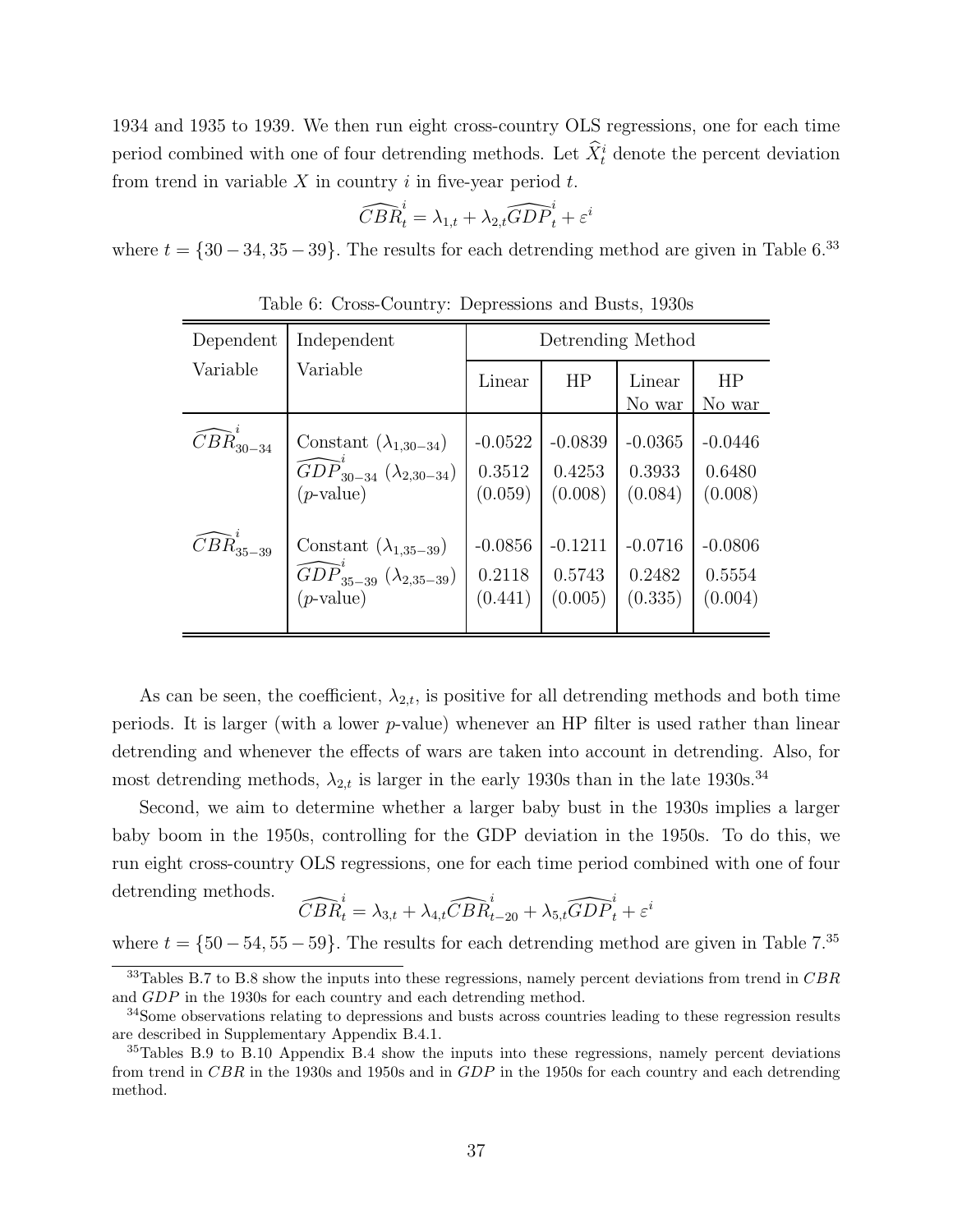1934 and 1935 to 1939. We then run eight cross-country OLS regressions, one for each time period combined with one of four detrending methods. Let $\widehat{X}_t^i$ denote the percent deviation from trend in variable $X$ in country $i$ in five-year period $t$.

$$\widehat{CBR}_t^i = \lambda_{1,t} + \lambda_{2,t}\widehat{GDP}_t^i + \varepsilon^i$$

where $t = \{30-34, 35-39\}$. The results for each detrending method are given in Table 6.[33]

Table 6: Cross-Country: Depressions and Busts, 1930s

| Dependent Variable | Independent Variable | Detrending Method | | | |
|---|---|---|---|---|---|
| | | Linear | HP | Linear No war | HP No war |
| $\widehat{CBR}_{30-34}^i$ | Constant ($\lambda_{1,30-34}$) | -0.0522 | -0.0839 | -0.0365 | -0.0446 |
| | $\widehat{GDP}_{30-34}^i$ ($\lambda_{2,30-34}$) | 0.3512 | 0.4253 | 0.3933 | 0.6480 |
| | ($p$-value) | (0.059) | (0.008) | (0.084) | (0.008) |
| $\widehat{CBR}_{35-39}^i$ | Constant ($\lambda_{1,35-39}$) | -0.0856 | -0.1211 | -0.0716 | -0.0806 |
| | $\widehat{GDP}_{35-39}^i$ ($\lambda_{2,35-39}$) | 0.2118 | 0.5743 | 0.2482 | 0.5554 |
| | ($p$-value) | (0.441) | (0.005) | (0.335) | (0.004) |

As can be seen, the coefficient, $\lambda_{2,t}$, is positive for all detrending methods and both time periods. It is larger (with a lower $p$-value) whenever an HP filter is used rather than linear detrending and whenever the effects of wars are taken into account in detrending. Also, for most detrending methods, $\lambda_{2,t}$ is larger in the early 1930s than in the late 1930s.[34]

Second, we aim to determine whether a larger baby bust in the 1930s implies a larger baby boom in the 1950s, controlling for the GDP deviation in the 1950s. To do this, we run eight cross-country OLS regressions, one for each time period combined with one of four detrending methods.

$$\widehat{CBR}_t^i = \lambda_{3,t} + \lambda_{4,t}\widehat{CBR}_{t-20}^i + \lambda_{5,t}\widehat{GDP}_t^i + \varepsilon^i$$

where $t = \{50-54, 55-59\}$. The results for each detrending method are given in Table 7.[35]

[33] Tables B.7 to B.8 show the inputs into these regressions, namely percent deviations from trend in $CBR$ and $GDP$ in the 1930s for each country and each detrending method.

[34] Some observations relating to depressions and busts across countries leading to these regression results are described in Supplementary Appendix B.4.1.

[35] Tables B.9 to B.10 Appendix B.4 show the inputs into these regressions, namely percent deviations from trend in $CBR$ in the 1930s and 1950s and in $GDP$ in the 1950s for each country and each detrending method.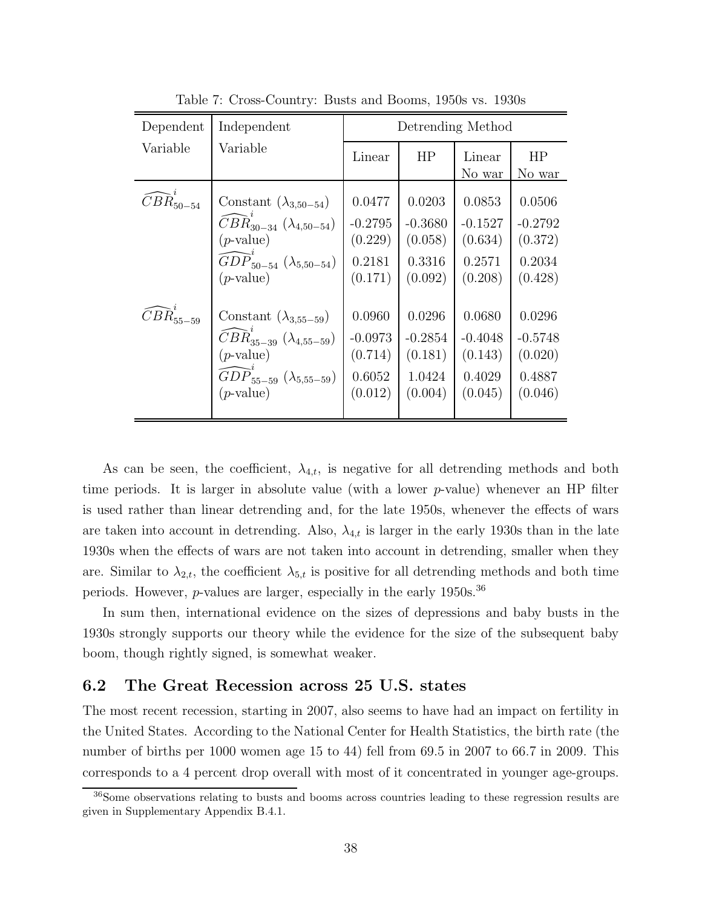Table 7: Cross-Country: Busts and Booms, 1950s vs. 1930s

| Dependent Variable | Independent Variable | Detrending Method | | | |
|---|---|---|---|---|---|
| | | Linear | HP | Linear No war | HP No war |
| $\widehat{CBR}^{i}_{50-54}$ | Constant ($\lambda_{3,50-54}$) | 0.0477 | 0.0203 | 0.0853 | 0.0506 |
| | $\widehat{CBR}^{i}_{30-34}$ ($\lambda_{4,50-54}$) | -0.2795 | -0.3680 | -0.1527 | -0.2792 |
| | ($p$-value) | (0.229) | (0.058) | (0.634) | (0.372) |
| | $\widehat{GDP}^{i}_{50-54}$ ($\lambda_{5,50-54}$) | 0.2181 | 0.3316 | 0.2571 | 0.2034 |
| | ($p$-value) | (0.171) | (0.092) | (0.208) | (0.428) |
| $\widehat{CBR}^{i}_{55-59}$ | Constant ($\lambda_{3,55-59}$) | 0.0960 | 0.0296 | 0.0680 | 0.0296 |
| | $\widehat{CBR}^{i}_{35-39}$ ($\lambda_{4,55-59}$) | -0.0973 | -0.2854 | -0.4048 | -0.5748 |
| | ($p$-value) | (0.714) | (0.181) | (0.143) | (0.020) |
| | $\widehat{GDP}^{i}_{55-59}$ ($\lambda_{5,55-59}$) | 0.6052 | 1.0424 | 0.4029 | 0.4887 |
| | ($p$-value) | (0.012) | (0.004) | (0.045) | (0.046) |

As can be seen, the coefficient, $\lambda_{4,t}$, is negative for all detrending methods and both time periods. It is larger in absolute value (with a lower $p$-value) whenever an HP filter is used rather than linear detrending and, for the late 1950s, whenever the effects of wars are taken into account in detrending. Also, $\lambda_{4,t}$ is larger in the early 1930s than in the late 1930s when the effects of wars are not taken into account in detrending, smaller when they are. Similar to $\lambda_{2,t}$, the coefficient $\lambda_{5,t}$ is positive for all detrending methods and both time periods. However, $p$-values are larger, especially in the early 1950s.[36]

In sum then, international evidence on the sizes of depressions and baby busts in the 1930s strongly supports our theory while the evidence for the size of the subsequent baby boom, though rightly signed, is somewhat weaker.

## 6.2 The Great Recession across 25 U.S. states

The most recent recession, starting in 2007, also seems to have had an impact on fertility in the United States. According to the National Center for Health Statistics, the birth rate (the number of births per 1000 women age 15 to 44) fell from 69.5 in 2007 to 66.7 in 2009. This corresponds to a 4 percent drop overall with most of it concentrated in younger age-groups.

[36] Some observations relating to busts and booms across countries leading to these regression results are given in Supplementary Appendix B.4.1.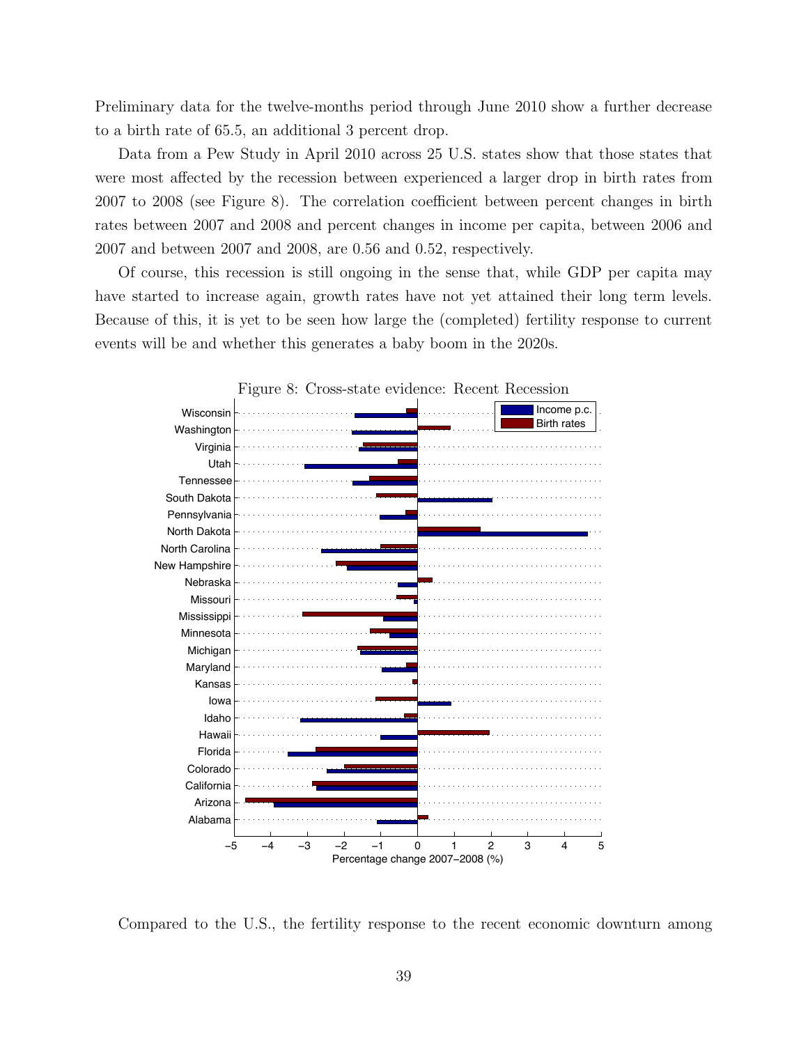Preliminary data for the twelve-months period through June 2010 show a further decrease to a birth rate of 65.5, an additional 3 percent drop.

Data from a Pew Study in April 2010 across 25 U.S. states show that those states that were most affected by the recession between experienced a larger drop in birth rates from 2007 to 2008 (see Figure 8). The correlation coefficient between percent changes in birth rates between 2007 and 2008 and percent changes in income per capita, between 2006 and 2007 and between 2007 and 2008, are 0.56 and 0.52, respectively.

Of course, this recession is still ongoing in the sense that, while GDP per capita may have started to increase again, growth rates have not yet attained their long term levels. Because of this, it is yet to be seen how large the (completed) fertility response to current events will be and whether this generates a baby boom in the 2020s.

Figure 8: Cross-state evidence: Recent Recession

Compared to the U.S., the fertility response to the recent economic downturn among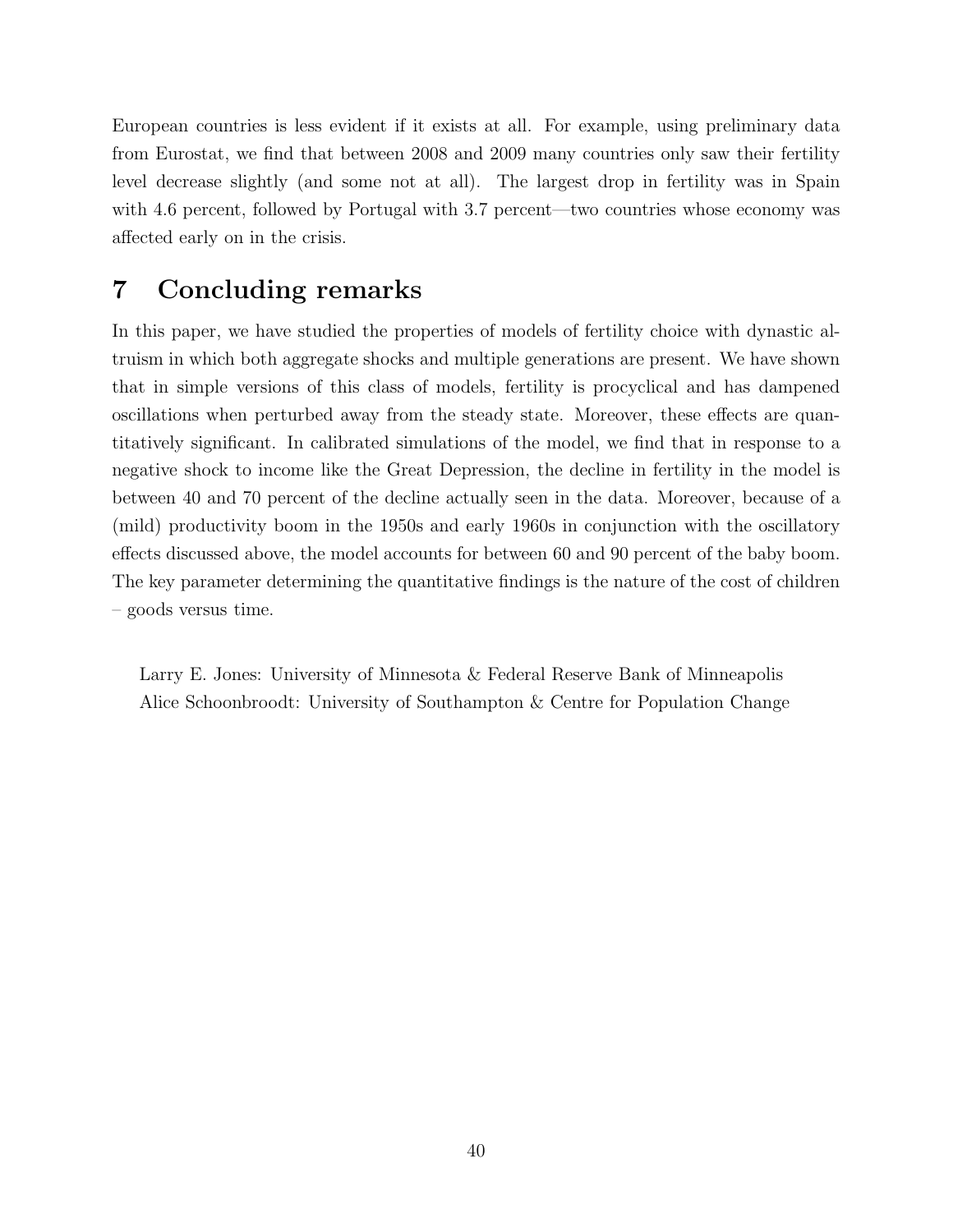European countries is less evident if it exists at all. For example, using preliminary data from Eurostat, we find that between 2008 and 2009 many countries only saw their fertility level decrease slightly (and some not at all). The largest drop in fertility was in Spain with 4.6 percent, followed by Portugal with 3.7 percent—two countries whose economy was affected early on in the crisis.

# 7 Concluding remarks

In this paper, we have studied the properties of models of fertility choice with dynastic altruism in which both aggregate shocks and multiple generations are present. We have shown that in simple versions of this class of models, fertility is procyclical and has dampened oscillations when perturbed away from the steady state. Moreover, these effects are quantitatively significant. In calibrated simulations of the model, we find that in response to a negative shock to income like the Great Depression, the decline in fertility in the model is between 40 and 70 percent of the decline actually seen in the data. Moreover, because of a (mild) productivity boom in the 1950s and early 1960s in conjunction with the oscillatory effects discussed above, the model accounts for between 60 and 90 percent of the baby boom. The key parameter determining the quantitative findings is the nature of the cost of children – goods versus time.

Larry E. Jones: University of Minnesota & Federal Reserve Bank of Minneapolis
Alice Schoonbroodt: University of Southampton & Centre for Population Change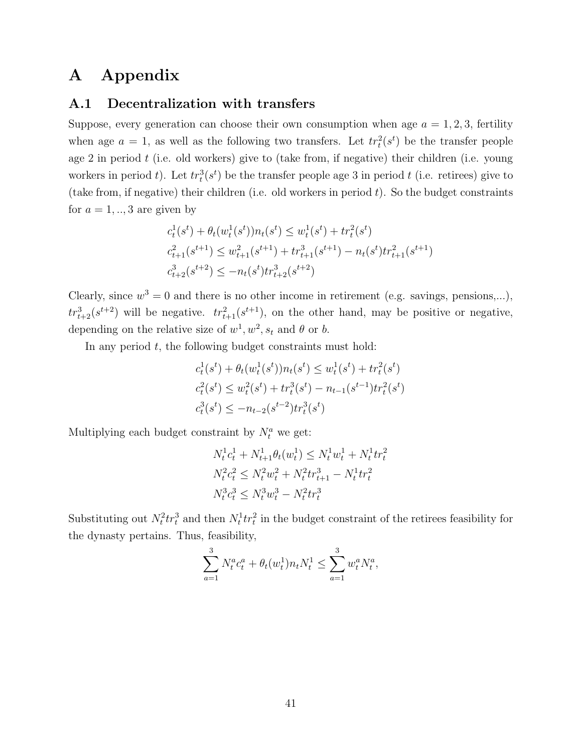# A Appendix

## A.1 Decentralization with transfers

Suppose, every generation can choose their own consumption when age $a = 1, 2, 3$, fertility when age $a = 1$, as well as the following two transfers. Let $tr_t^2(s^t)$ be the transfer people age 2 in period $t$ (i.e. old workers) give to (take from, if negative) their children (i.e. young workers in period $t$). Let $tr_t^3(s^t)$ be the transfer people age 3 in period $t$ (i.e. retirees) give to (take from, if negative) their children (i.e. old workers in period $t$). So the budget constraints for $a = 1, .., 3$ are given by

$$c_t^1(s^t) + \theta_t(w_t^1(s^t))n_t(s^t) \leq w_t^1(s^t) + tr_t^2(s^t)$$
$$c_{t+1}^2(s^{t+1}) \leq w_{t+1}^2(s^{t+1}) + tr_{t+1}^3(s^{t+1}) - n_t(s^t)tr_{t+1}^2(s^{t+1})$$
$$c_{t+2}^3(s^{t+2}) \leq -n_t(s^t)tr_{t+2}^3(s^{t+2})$$

Clearly, since $w^3 = 0$ and there is no other income in retirement (e.g. savings, pensions,...), $tr_{t+2}^3(s^{t+2})$ will be negative. $tr_{t+1}^2(s^{t+1})$, on the other hand, may be positive or negative, depending on the relative size of $w^1, w^2, s_t$ and $\theta$ or $b$.

In any period $t$, the following budget constraints must hold:

$$c_t^1(s^t) + \theta_t(w_t^1(s^t))n_t(s^t) \leq w_t^1(s^t) + tr_t^2(s^t)$$
$$c_t^2(s^t) \leq w_t^2(s^t) + tr_t^3(s^t) - n_{t-1}(s^{t-1})tr_t^2(s^t)$$
$$c_t^3(s^t) \leq -n_{t-2}(s^{t-2})tr_t^3(s^t)$$

Multiplying each budget constraint by $N_t^a$ we get:

$$N_t^1c_t^1 + N_{t+1}^1\theta_t(w_t^1) \leq N_t^1w_t^1 + N_t^1tr_t^2$$
$$N_t^2c_t^2 \leq N_t^2w_t^2 + N_t^2tr_{t+1}^3 - N_t^1tr_t^2$$
$$N_t^3c_t^3 \leq N_t^3w_t^3 - N_t^2tr_t^3$$

Substituting out $N_t^2tr_t^3$ and then $N_t^1tr_t^2$ in the budget constraint of the retirees feasibility for the dynasty pertains. Thus, feasibility,

$$\sum_{a=1}^{3} N_t^ac_t^a + \theta_t(w_t^1)n_tN_t^1 \leq \sum_{a=1}^{3} w_t^aN_t^a,$$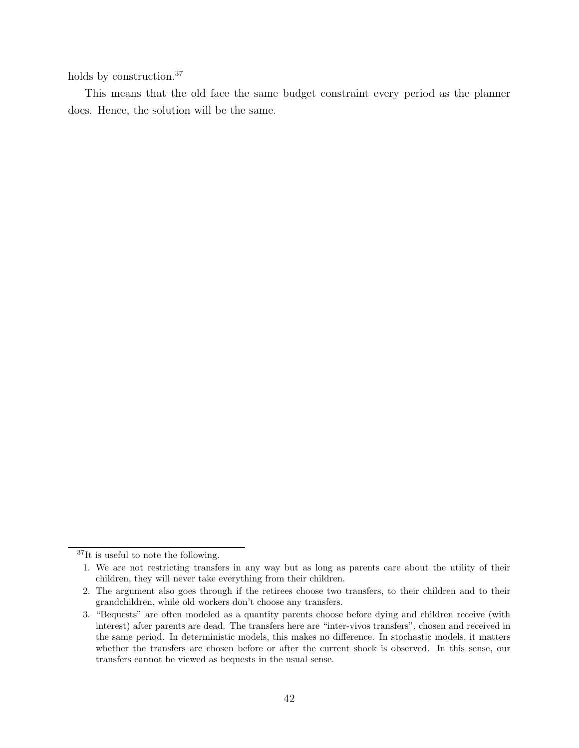holds by construction.[37]

This means that the old face the same budget constraint every period as the planner does. Hence, the solution will be the same.

[37] It is useful to note the following.

1. We are not restricting transfers in any way but as long as parents care about the utility of their children, they will never take everything from their children.
2. The argument also goes through if the retirees choose two transfers, to their children and to their grandchildren, while old workers don't choose any transfers.
3. "Bequests" are often modeled as a quantity parents choose before dying and children receive (with interest) after parents are dead. The transfers here are "inter-vivos transfers", chosen and received in the same period. In deterministic models, this makes no difference. In stochastic models, it matters whether the transfers are chosen before or after the current shock is observed. In this sense, our transfers cannot be viewed as bequests in the usual sense.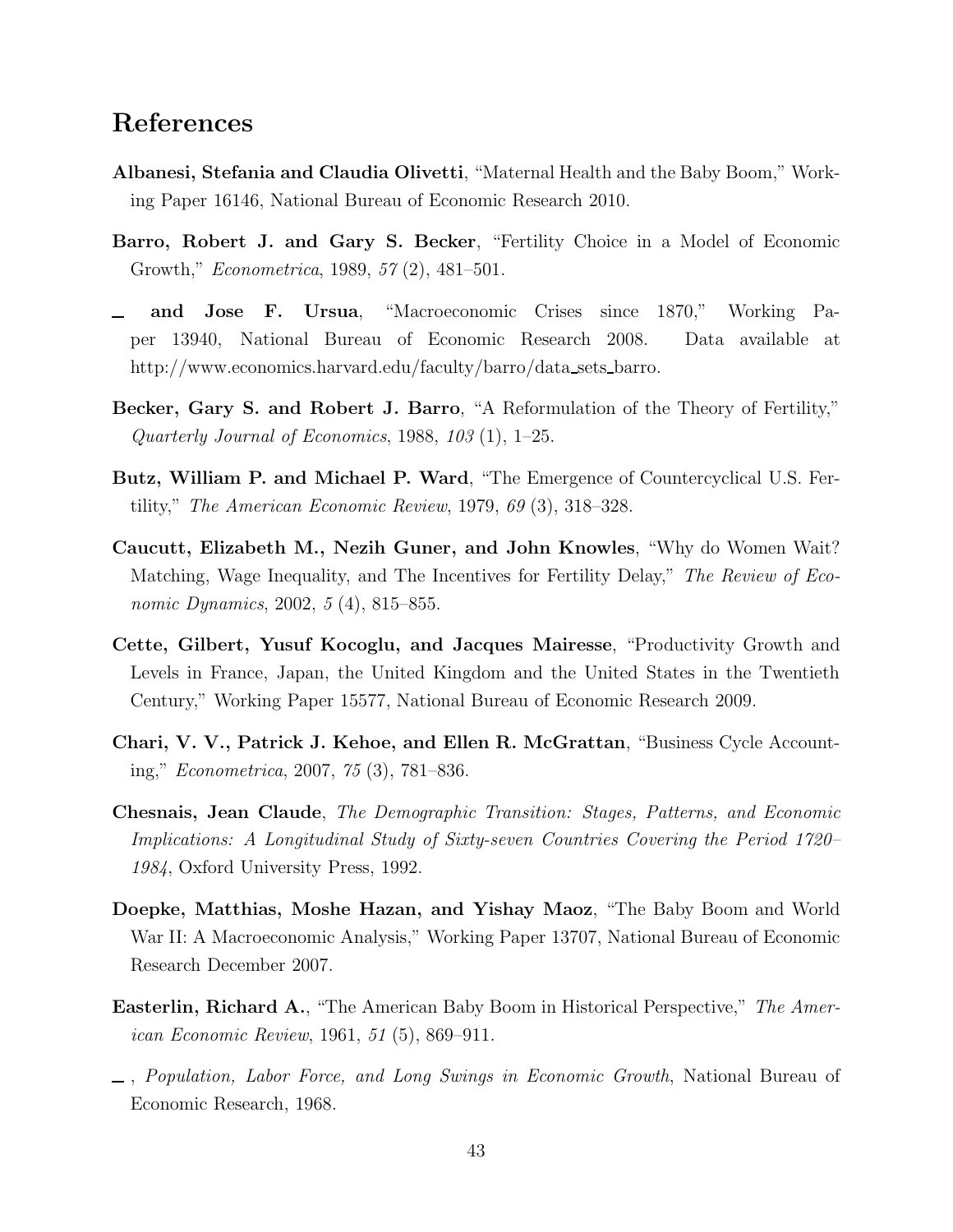# References

**Albanesi, Stefania and Claudia Olivetti**, "Maternal Health and the Baby Boom," Working Paper 16146, National Bureau of Economic Research 2010.

**Barro, Robert J. and Gary S. Becker**, "Fertility Choice in a Model of Economic Growth," *Econometrica*, 1989, *57* (2), 481–501.

**\_ and Jose F. Ursua**, "Macroeconomic Crises since 1870," Working Paper 13940, National Bureau of Economic Research 2008. Data available at http://www.economics.harvard.edu/faculty/barro/data_sets_barro.

**Becker, Gary S. and Robert J. Barro**, "A Reformulation of the Theory of Fertility," *Quarterly Journal of Economics*, 1988, *103* (1), 1–25.

**Butz, William P. and Michael P. Ward**, "The Emergence of Countercyclical U.S. Fertility," *The American Economic Review*, 1979, *69* (3), 318–328.

**Caucutt, Elizabeth M., Nezih Guner, and John Knowles**, "Why do Women Wait? Matching, Wage Inequality, and The Incentives for Fertility Delay," *The Review of Economic Dynamics*, 2002, *5* (4), 815–855.

**Cette, Gilbert, Yusuf Kocoglu, and Jacques Mairesse**, "Productivity Growth and Levels in France, Japan, the United Kingdom and the United States in the Twentieth Century," Working Paper 15577, National Bureau of Economic Research 2009.

**Chari, V. V., Patrick J. Kehoe, and Ellen R. McGrattan**, "Business Cycle Accounting," *Econometrica*, 2007, *75* (3), 781–836.

**Chesnais, Jean Claude**, *The Demographic Transition: Stages, Patterns, and Economic Implications: A Longitudinal Study of Sixty-seven Countries Covering the Period 1720–1984*, Oxford University Press, 1992.

**Doepke, Matthias, Moshe Hazan, and Yishay Maoz**, "The Baby Boom and World War II: A Macroeconomic Analysis," Working Paper 13707, National Bureau of Economic Research December 2007.

**Easterlin, Richard A.**, "The American Baby Boom in Historical Perspective," *The American Economic Review*, 1961, *51* (5), 869–911.

\_ , *Population, Labor Force, and Long Swings in Economic Growth*, National Bureau of Economic Research, 1968.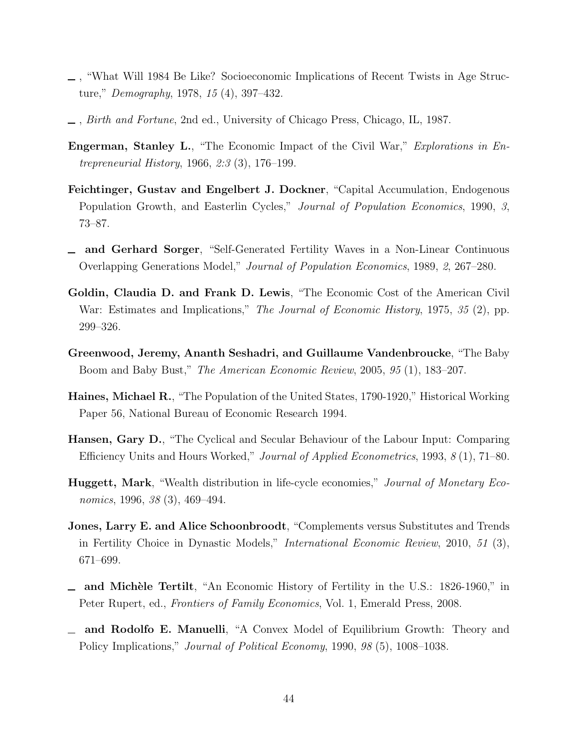—, "What Will 1984 Be Like? Socioeconomic Implications of Recent Twists in Age Structure," *Demography*, 1978, *15* (4), 397–432.

—, *Birth and Fortune*, 2nd ed., University of Chicago Press, Chicago, IL, 1987.

**Engerman, Stanley L.**, "The Economic Impact of the Civil War," *Explorations in Entrepreneurial History*, 1966, *2:3* (3), 176–199.

**Feichtinger, Gustav and Engelbert J. Dockner**, "Capital Accumulation, Endogenous Population Growth, and Easterlin Cycles," *Journal of Population Economics*, 1990, *3*, 73–87.

— **and Gerhard Sorger**, "Self-Generated Fertility Waves in a Non-Linear Continuous Overlapping Generations Model," *Journal of Population Economics*, 1989, *2*, 267–280.

**Goldin, Claudia D. and Frank D. Lewis**, "The Economic Cost of the American Civil War: Estimates and Implications," *The Journal of Economic History*, 1975, *35* (2), pp. 299–326.

**Greenwood, Jeremy, Ananth Seshadri, and Guillaume Vandenbroucke**, "The Baby Boom and Baby Bust," *The American Economic Review*, 2005, *95* (1), 183–207.

**Haines, Michael R.**, "The Population of the United States, 1790-1920," Historical Working Paper 56, National Bureau of Economic Research 1994.

**Hansen, Gary D.**, "The Cyclical and Secular Behaviour of the Labour Input: Comparing Efficiency Units and Hours Worked," *Journal of Applied Econometrics*, 1993, *8* (1), 71–80.

**Huggett, Mark**, "Wealth distribution in life-cycle economies," *Journal of Monetary Economics*, 1996, *38* (3), 469–494.

**Jones, Larry E. and Alice Schoonbroodt**, "Complements versus Substitutes and Trends in Fertility Choice in Dynastic Models," *International Economic Review*, 2010, *51* (3), 671–699.

— **and Michèle Tertilt**, "An Economic History of Fertility in the U.S.: 1826-1960," in Peter Rupert, ed., *Frontiers of Family Economics*, Vol. 1, Emerald Press, 2008.

— **and Rodolfo E. Manuelli**, "A Convex Model of Equilibrium Growth: Theory and Policy Implications," *Journal of Political Economy*, 1990, *98* (5), 1008–1038.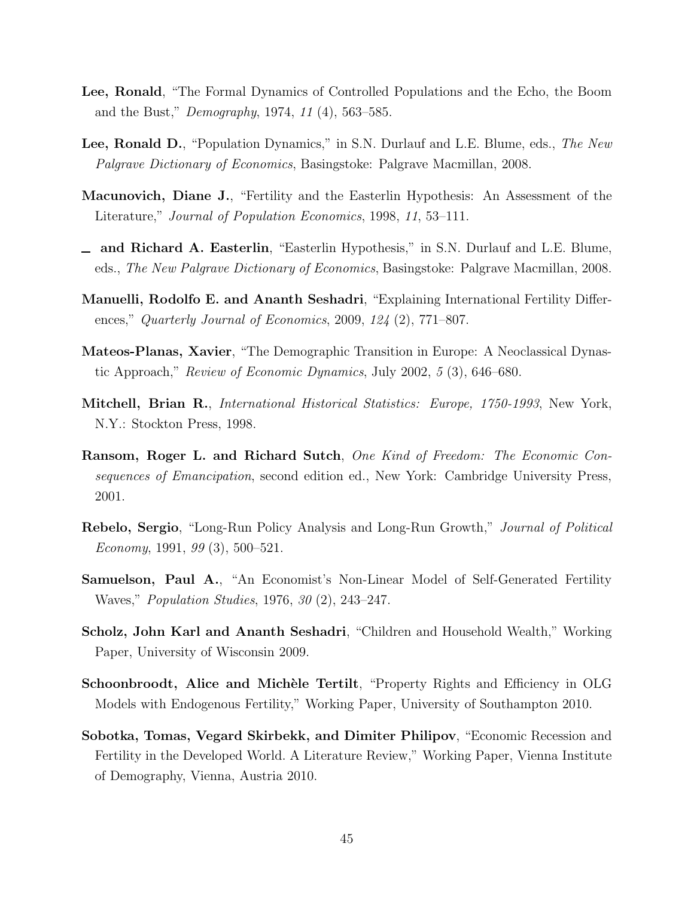**Lee, Ronald**, "The Formal Dynamics of Controlled Populations and the Echo, the Boom and the Bust," *Demography*, 1974, *11* (4), 563–585.

**Lee, Ronald D.**, "Population Dynamics," in S.N. Durlauf and L.E. Blume, eds., *The New Palgrave Dictionary of Economics*, Basingstoke: Palgrave Macmillan, 2008.

**Macunovich, Diane J.**, "Fertility and the Easterlin Hypothesis: An Assessment of the Literature," *Journal of Population Economics*, 1998, *11*, 53–111.

_ **and Richard A. Easterlin**, "Easterlin Hypothesis," in S.N. Durlauf and L.E. Blume, eds., *The New Palgrave Dictionary of Economics*, Basingstoke: Palgrave Macmillan, 2008.

**Manuelli, Rodolfo E. and Ananth Seshadri**, "Explaining International Fertility Differences," *Quarterly Journal of Economics*, 2009, *124* (2), 771–807.

**Mateos-Planas, Xavier**, "The Demographic Transition in Europe: A Neoclassical Dynastic Approach," *Review of Economic Dynamics*, July 2002, *5* (3), 646–680.

**Mitchell, Brian R.**, *International Historical Statistics: Europe, 1750-1993*, New York, N.Y.: Stockton Press, 1998.

**Ransom, Roger L. and Richard Sutch**, *One Kind of Freedom: The Economic Consequences of Emancipation*, second edition ed., New York: Cambridge University Press, 2001.

**Rebelo, Sergio**, "Long-Run Policy Analysis and Long-Run Growth," *Journal of Political Economy*, 1991, *99* (3), 500–521.

**Samuelson, Paul A.**, "An Economist's Non-Linear Model of Self-Generated Fertility Waves," *Population Studies*, 1976, *30* (2), 243–247.

**Scholz, John Karl and Ananth Seshadri**, "Children and Household Wealth," Working Paper, University of Wisconsin 2009.

**Schoonbroodt, Alice and Michèle Tertilt**, "Property Rights and Efficiency in OLG Models with Endogenous Fertility," Working Paper, University of Southampton 2010.

**Sobotka, Tomas, Vegard Skirbekk, and Dimiter Philipov**, "Economic Recession and Fertility in the Developed World. A Literature Review," Working Paper, Vienna Institute of Demography, Vienna, Austria 2010.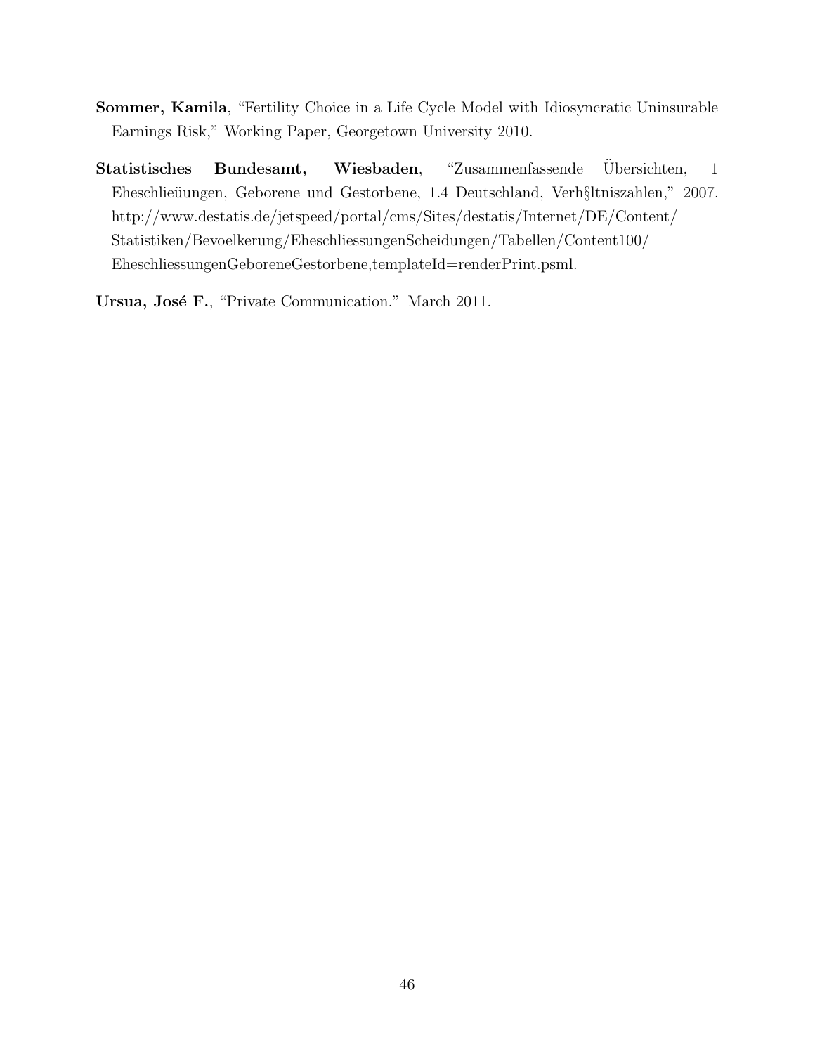**Sommer, Kamila**, "Fertility Choice in a Life Cycle Model with Idiosyncratic Uninsurable Earnings Risk," Working Paper, Georgetown University 2010.

**Statistisches Bundesamt, Wiesbaden**, "Zusammenfassende Übersichten, 1 Eheschlieüungen, Geborene und Gestorbene, 1.4 Deutschland, Verh§ltniszahlen," 2007. http://www.destatis.de/jetspeed/portal/cms/Sites/destatis/Internet/DE/Content/Statistiken/Bevoelkerung/EheschliessungenScheidungen/Tabellen/Content100/EheschliessungenGeboreneGestorbene,templateId=renderPrint.psml.

**Ursua, José F.**, "Private Communication." March 2011.